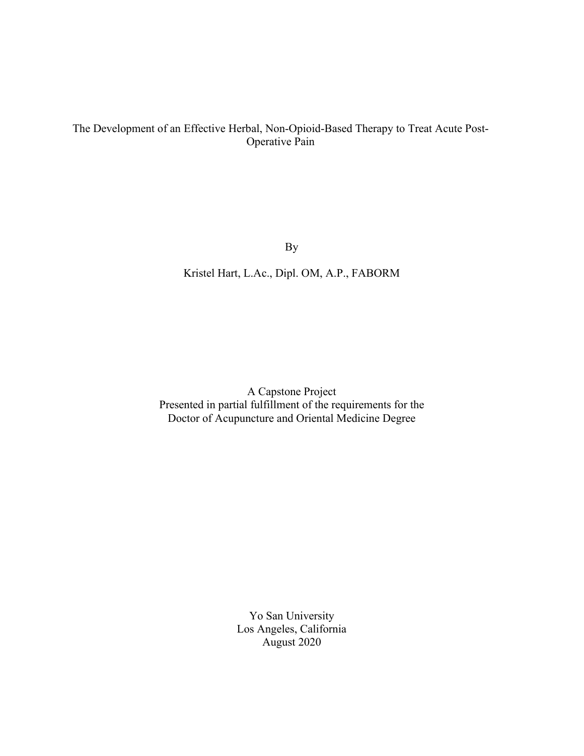# The Development of an Effective Herbal, Non-Opioid-Based Therapy to Treat Acute Post-Operative Pain

By

Kristel Hart, L.Ac., Dipl. OM, A.P., FABORM

A Capstone Project
Presented in partial fulfillment of the requirements for the
Doctor of Acupuncture and Oriental Medicine Degree

Yo San University
Los Angeles, California
August 2020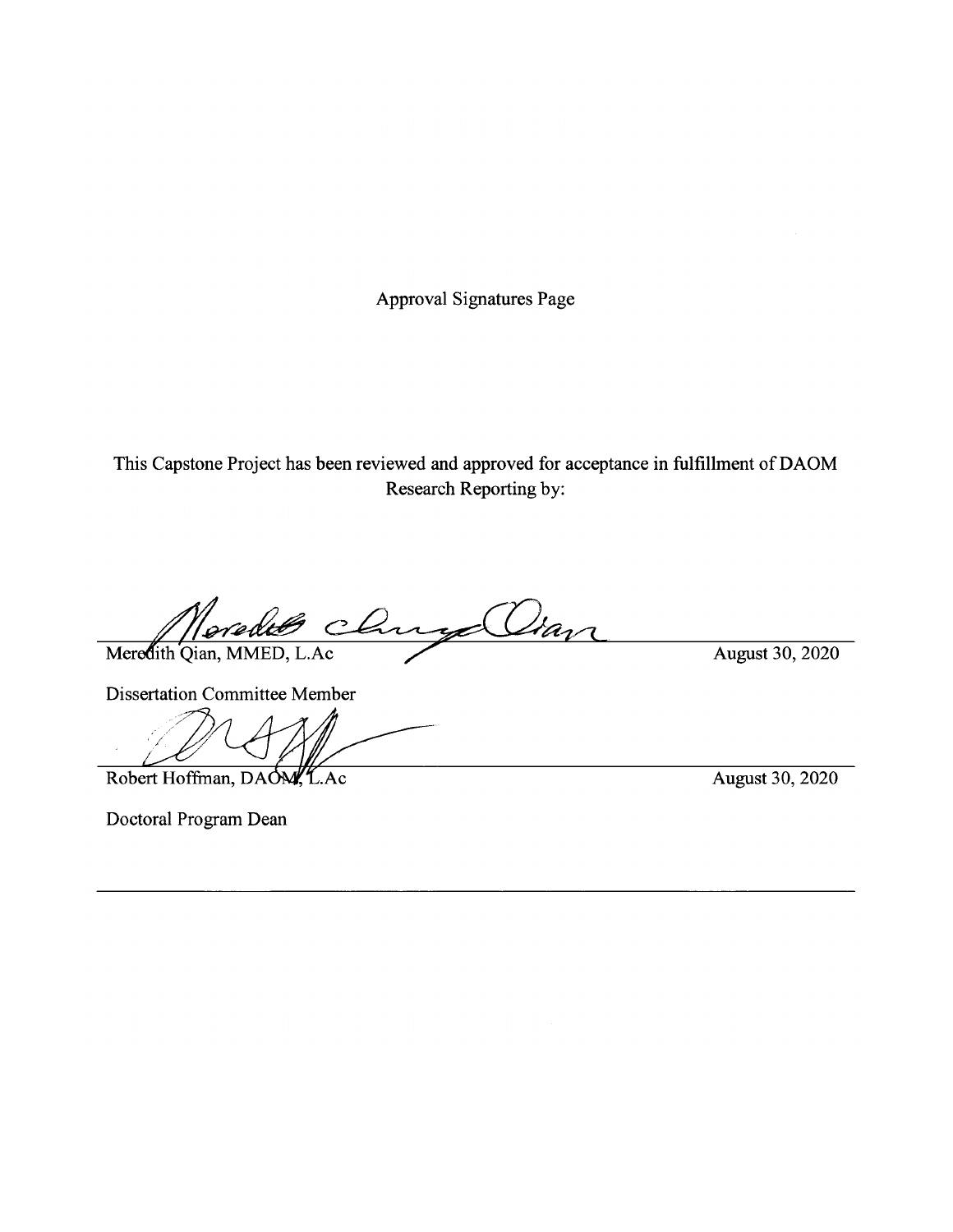Approval Signatures Page

This Capstone Project has been reviewed and approved for acceptance in fulfillment of DAOM Research Reporting by:

Meredith Qian, MMED, L.Ac — August 30, 2020

Dissertation Committee Member

Robert Hoffman, DAOM, L.Ac — August 30, 2020

Doctoral Program Dean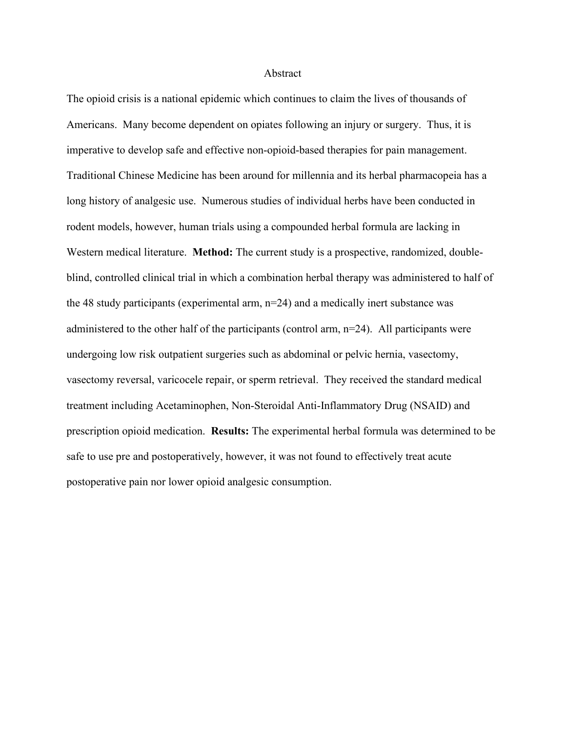# Abstract

The opioid crisis is a national epidemic which continues to claim the lives of thousands of Americans. Many become dependent on opiates following an injury or surgery. Thus, it is imperative to develop safe and effective non-opioid-based therapies for pain management. Traditional Chinese Medicine has been around for millennia and its herbal pharmacopeia has a long history of analgesic use. Numerous studies of individual herbs have been conducted in rodent models, however, human trials using a compounded herbal formula are lacking in Western medical literature. **Method:** The current study is a prospective, randomized, double-blind, controlled clinical trial in which a combination herbal therapy was administered to half of the 48 study participants (experimental arm, n=24) and a medically inert substance was administered to the other half of the participants (control arm, n=24). All participants were undergoing low risk outpatient surgeries such as abdominal or pelvic hernia, vasectomy, vasectomy reversal, varicocele repair, or sperm retrieval. They received the standard medical treatment including Acetaminophen, Non-Steroidal Anti-Inflammatory Drug (NSAID) and prescription opioid medication. **Results:** The experimental herbal formula was determined to be safe to use pre and postoperatively, however, it was not found to effectively treat acute postoperative pain nor lower opioid analgesic consumption.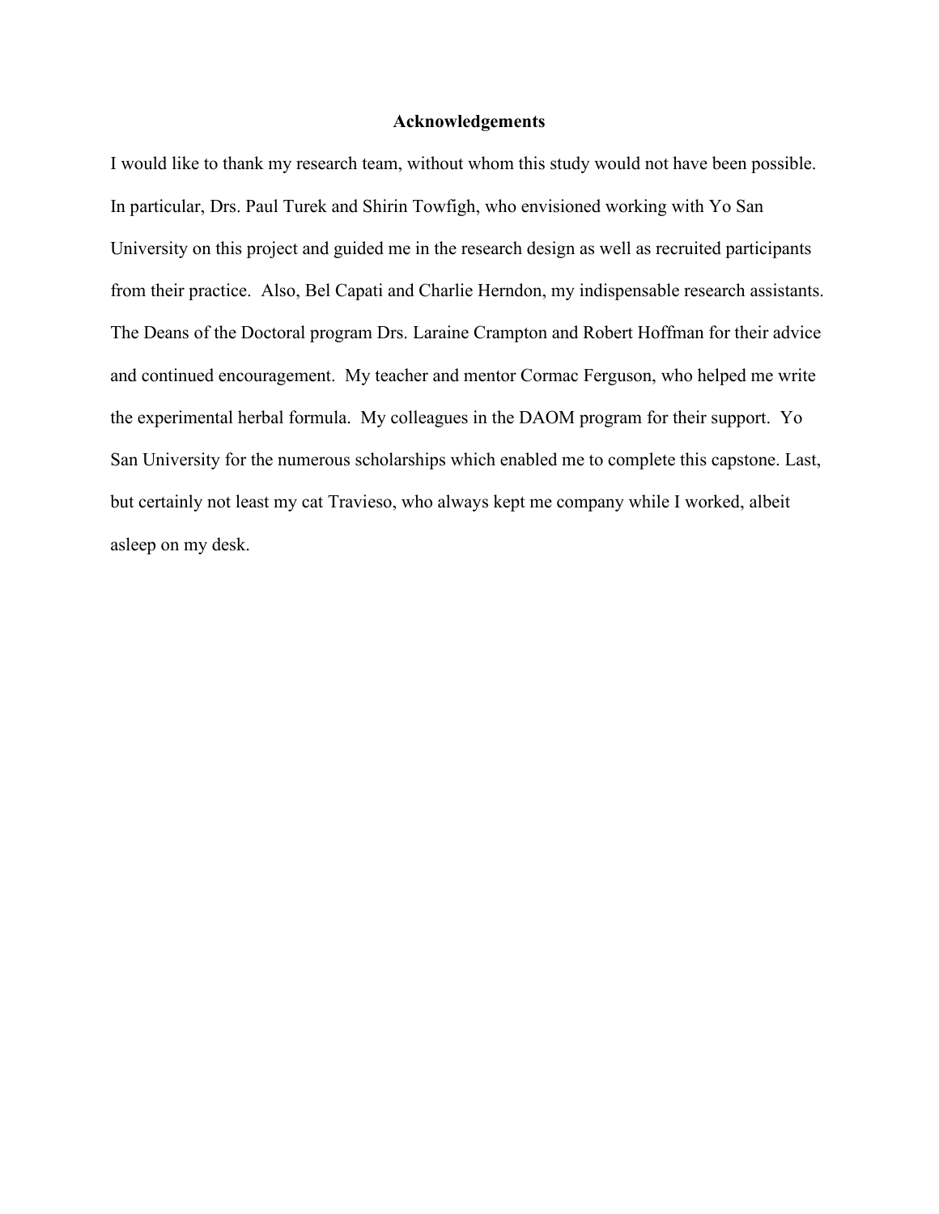# Acknowledgements

I would like to thank my research team, without whom this study would not have been possible. In particular, Drs. Paul Turek and Shirin Towfigh, who envisioned working with Yo San University on this project and guided me in the research design as well as recruited participants from their practice. Also, Bel Capati and Charlie Herndon, my indispensable research assistants. The Deans of the Doctoral program Drs. Laraine Crampton and Robert Hoffman for their advice and continued encouragement. My teacher and mentor Cormac Ferguson, who helped me write the experimental herbal formula. My colleagues in the DAOM program for their support. Yo San University for the numerous scholarships which enabled me to complete this capstone. Last, but certainly not least my cat Travieso, who always kept me company while I worked, albeit asleep on my desk.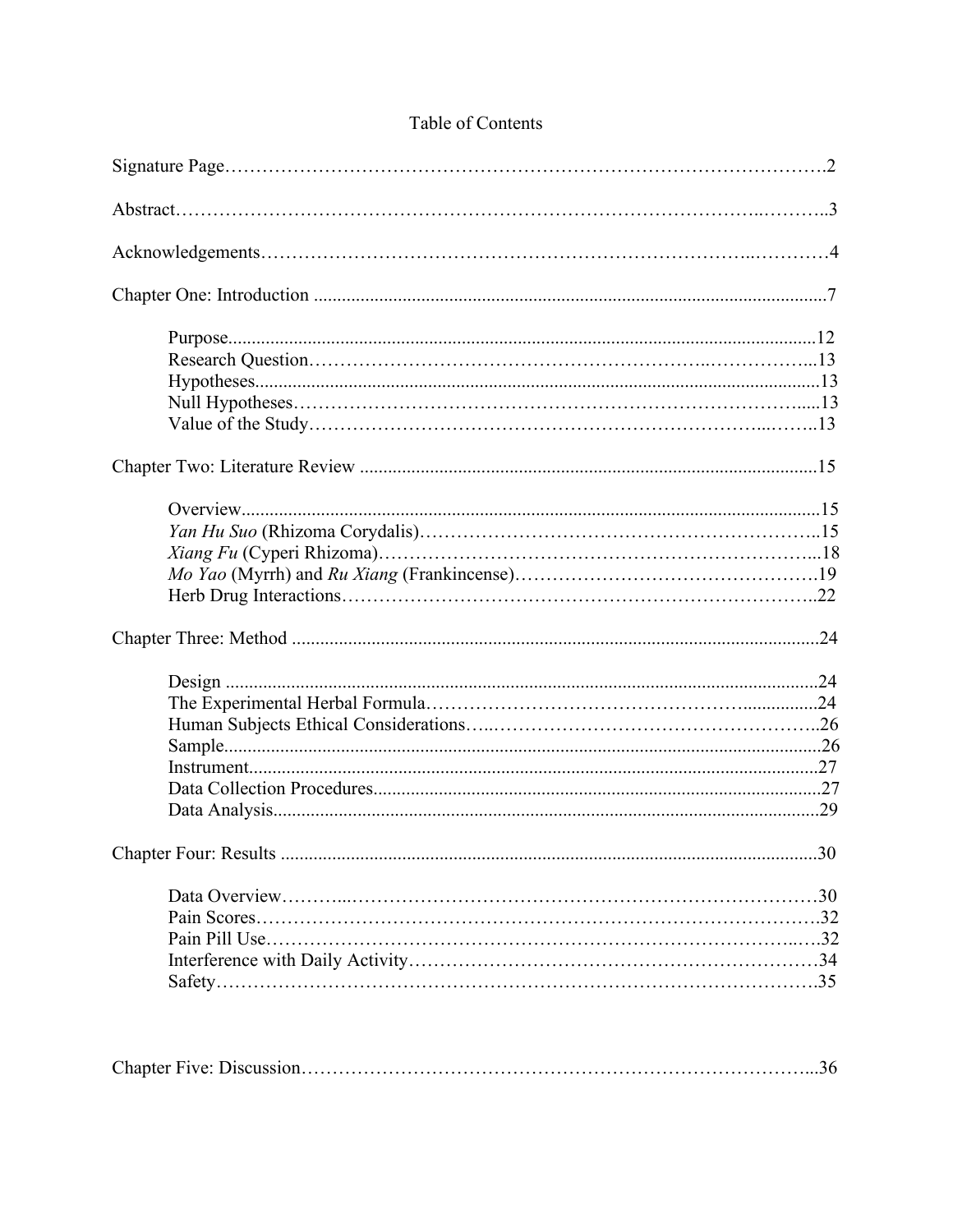# Table of Contents

Signature Page……………………………………………………………………………….2

Abstract…………………………………………………………………………..………..3

Acknowledgements……………………………………………………………..…………4

Chapter One: Introduction ..........................................................................................................7

- Purpose...........................................................................................................................12
- Research Question………………………………………………………..……………...13
- Hypotheses.......................................................................................................................13
- Null Hypotheses……………………………………………………………………......13
- Value of the Study…………………………………………………………...……..13

Chapter Two: Literature Review ...............................................................................................15

- Overview..........................................................................................................................15
- *Yan Hu Suo* (Rhizoma Corydalis)……………………………………………………..15
- *Xiang Fu* (Cyperi Rhizoma)………………………………………………………...18
- *Mo Yao* (Myrrh) and *Ru Xiang* (Frankincense)……………………………………….19
- Herb Drug Interactions………………………………………………………………..22

Chapter Three: Method ..............................................................................................................24

- Design ..............................................................................................................................24
- The Experimental Herbal Formula…………………………………………...............24
- Human Subjects Ethical Considerations…..…………………………………………..26
- Sample..............................................................................................................................26
- Instrument........................................................................................................................27
- Data Collection Procedures...............................................................................................27
- Data Analysis....................................................................................................................29

Chapter Four: Results ................................................................................................................30

- Data Overview………...…………………………………………………………………30
- Pain Scores……………………………………………………………………………….32
- Pain Pill Use…………………….…………………………………………………..….32
- Interference with Daily Activity…………………………………………………………34
- Safety…………………………………………………………………………………….35

Chapter Five: Discussion…………………………………………………………………...36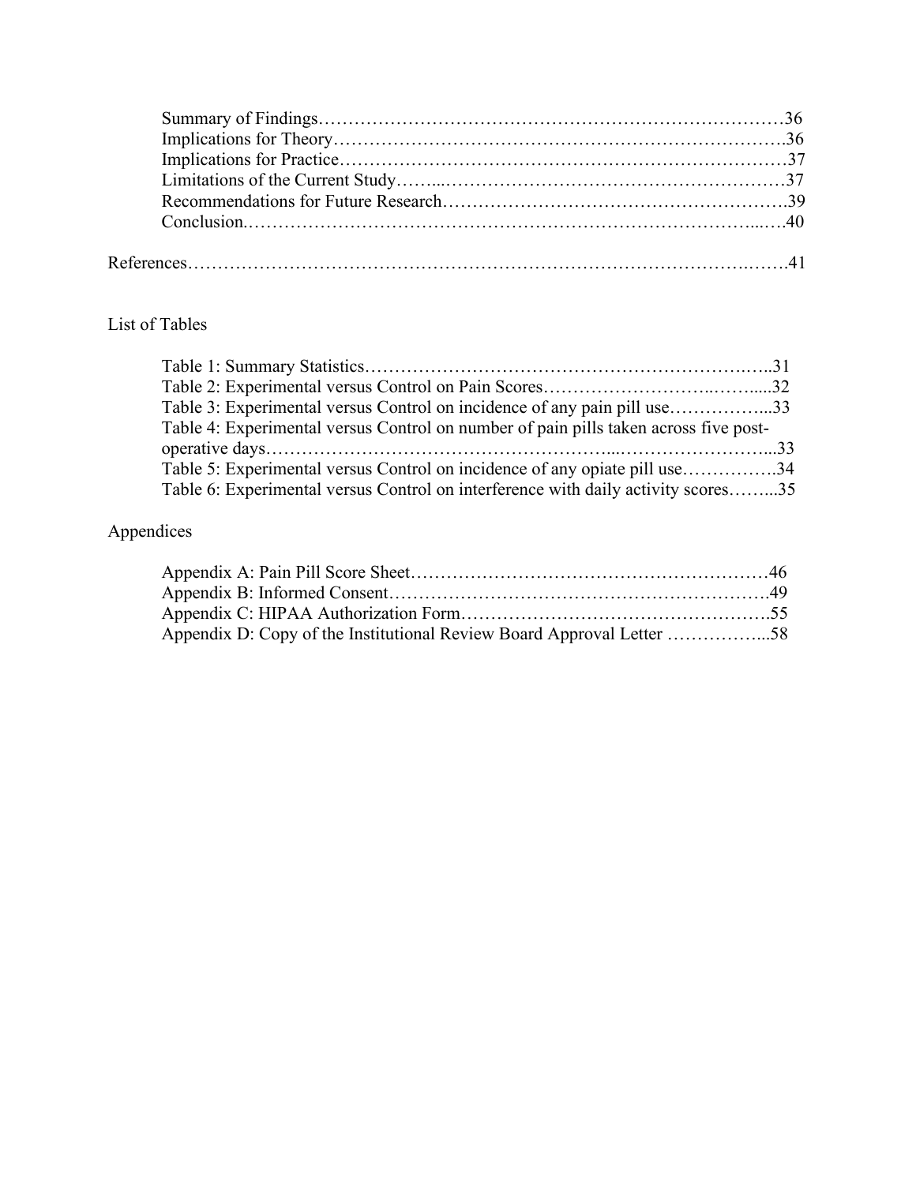Summary of Findings……………………………………………………………………36
Implications for Theory…………………………………………………………………36
Implications for Practice………………………………………………………………37
Limitations of the Current Study……………………………………………………37
Recommendations for Future Research………………………………………………39
Conclusion………………………………………………………………………………40

References……………………………………………………………………………………41

List of Tables

Table 1: Summary Statistics…………………………………………………………31
Table 2: Experimental versus Control on Pain Scores……………………………32
Table 3: Experimental versus Control on incidence of any pain pill use……………33
Table 4: Experimental versus Control on number of pain pills taken across five post-operative days………………………………………………………………………33
Table 5: Experimental versus Control on incidence of any opiate pill use……………34
Table 6: Experimental versus Control on interference with daily activity scores………35

Appendices

Appendix A: Pain Pill Score Sheet……………………………………………………46
Appendix B: Informed Consent………………………………………………………49
Appendix C: HIPAA Authorization Form……………………………………………55
Appendix D: Copy of the Institutional Review Board Approval Letter ……………58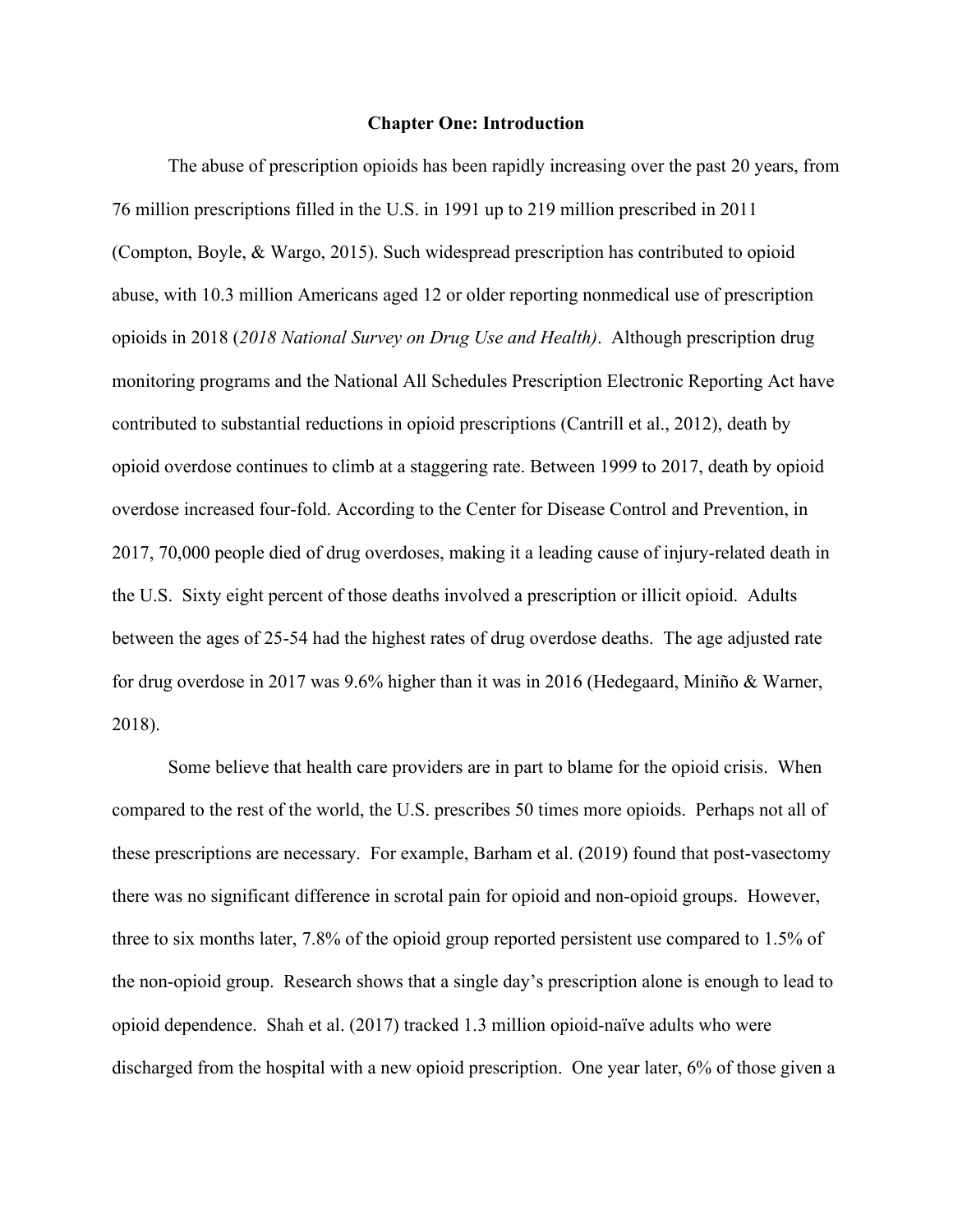**Chapter One: Introduction**

The abuse of prescription opioids has been rapidly increasing over the past 20 years, from 76 million prescriptions filled in the U.S. in 1991 up to 219 million prescribed in 2011 (Compton, Boyle, & Wargo, 2015). Such widespread prescription has contributed to opioid abuse, with 10.3 million Americans aged 12 or older reporting nonmedical use of prescription opioids in 2018 (*2018 National Survey on Drug Use and Health)*. Although prescription drug monitoring programs and the National All Schedules Prescription Electronic Reporting Act have contributed to substantial reductions in opioid prescriptions (Cantrill et al., 2012), death by opioid overdose continues to climb at a staggering rate. Between 1999 to 2017, death by opioid overdose increased four-fold. According to the Center for Disease Control and Prevention, in 2017, 70,000 people died of drug overdoses, making it a leading cause of injury-related death in the U.S. Sixty eight percent of those deaths involved a prescription or illicit opioid. Adults between the ages of 25-54 had the highest rates of drug overdose deaths. The age adjusted rate for drug overdose in 2017 was 9.6% higher than it was in 2016 (Hedegaard, Miniño & Warner, 2018).

Some believe that health care providers are in part to blame for the opioid crisis. When compared to the rest of the world, the U.S. prescribes 50 times more opioids. Perhaps not all of these prescriptions are necessary. For example, Barham et al. (2019) found that post-vasectomy there was no significant difference in scrotal pain for opioid and non-opioid groups. However, three to six months later, 7.8% of the opioid group reported persistent use compared to 1.5% of the non-opioid group. Research shows that a single day's prescription alone is enough to lead to opioid dependence. Shah et al. (2017) tracked 1.3 million opioid-naïve adults who were discharged from the hospital with a new opioid prescription. One year later, 6% of those given a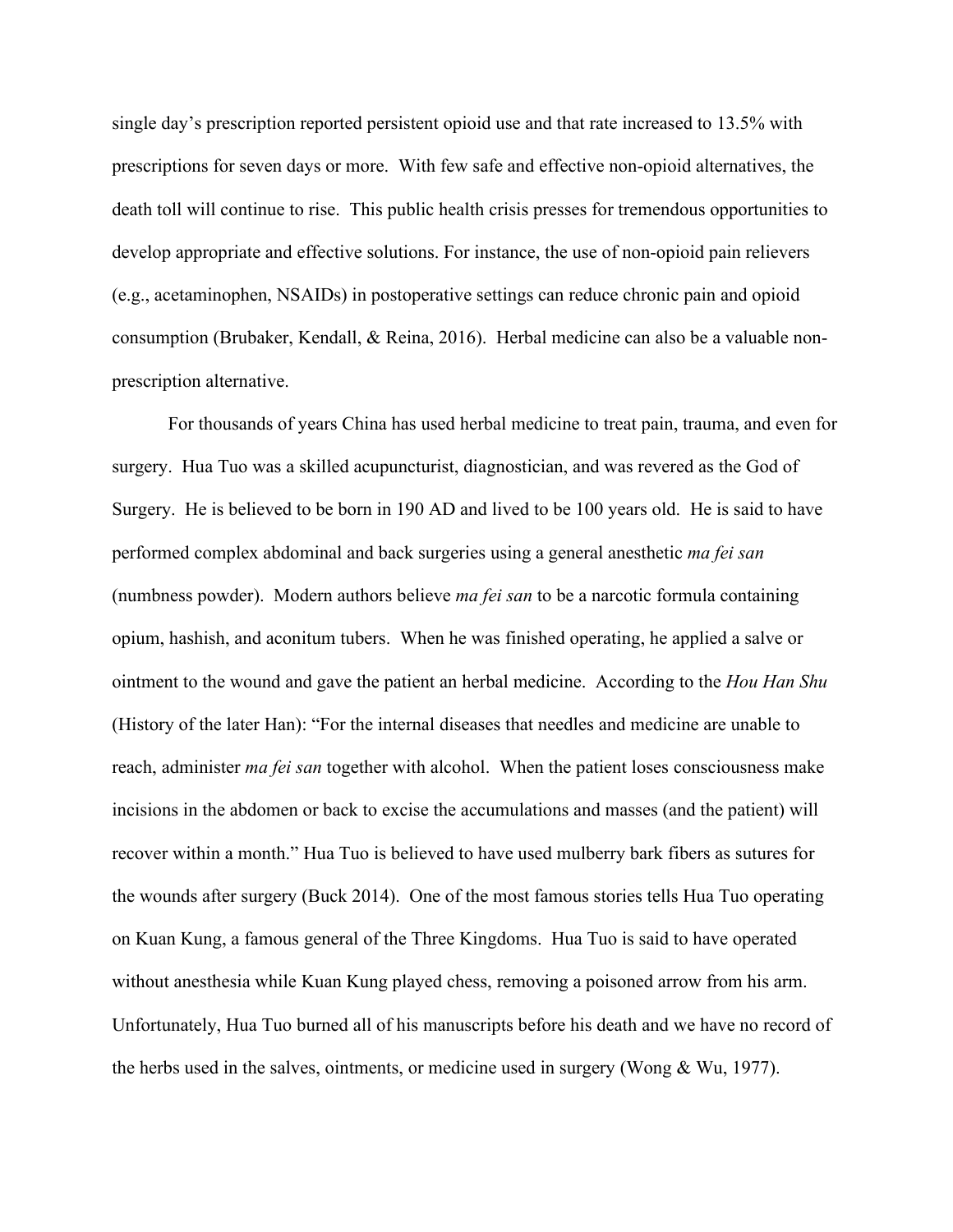single day's prescription reported persistent opioid use and that rate increased to 13.5% with prescriptions for seven days or more. With few safe and effective non-opioid alternatives, the death toll will continue to rise. This public health crisis presses for tremendous opportunities to develop appropriate and effective solutions. For instance, the use of non-opioid pain relievers (e.g., acetaminophen, NSAIDs) in postoperative settings can reduce chronic pain and opioid consumption (Brubaker, Kendall, & Reina, 2016). Herbal medicine can also be a valuable non-prescription alternative.

For thousands of years China has used herbal medicine to treat pain, trauma, and even for surgery. Hua Tuo was a skilled acupuncturist, diagnostician, and was revered as the God of Surgery. He is believed to be born in 190 AD and lived to be 100 years old. He is said to have performed complex abdominal and back surgeries using a general anesthetic *ma fei san* (numbness powder). Modern authors believe *ma fei san* to be a narcotic formula containing opium, hashish, and aconitum tubers. When he was finished operating, he applied a salve or ointment to the wound and gave the patient an herbal medicine. According to the *Hou Han Shu* (History of the later Han): "For the internal diseases that needles and medicine are unable to reach, administer *ma fei san* together with alcohol. When the patient loses consciousness make incisions in the abdomen or back to excise the accumulations and masses (and the patient) will recover within a month." Hua Tuo is believed to have used mulberry bark fibers as sutures for the wounds after surgery (Buck 2014). One of the most famous stories tells Hua Tuo operating on Kuan Kung, a famous general of the Three Kingdoms. Hua Tuo is said to have operated without anesthesia while Kuan Kung played chess, removing a poisoned arrow from his arm. Unfortunately, Hua Tuo burned all of his manuscripts before his death and we have no record of the herbs used in the salves, ointments, or medicine used in surgery (Wong & Wu, 1977).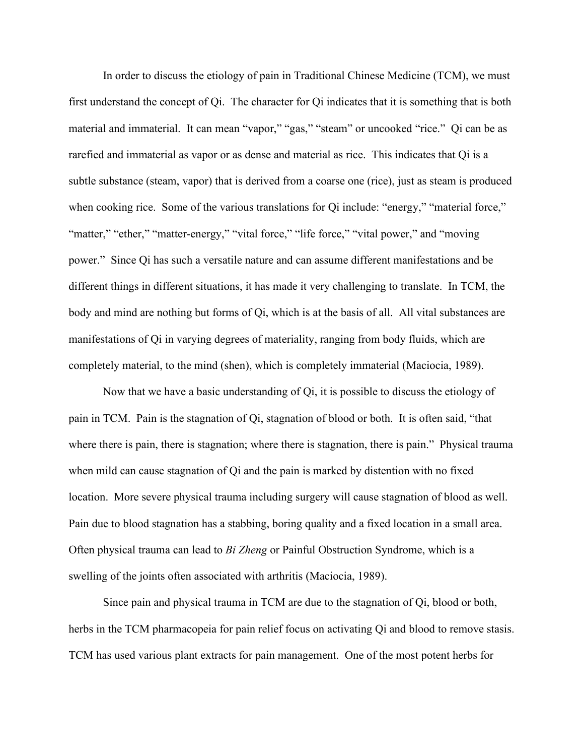In order to discuss the etiology of pain in Traditional Chinese Medicine (TCM), we must first understand the concept of Qi. The character for Qi indicates that it is something that is both material and immaterial. It can mean "vapor," "gas," "steam" or uncooked "rice." Qi can be as rarefied and immaterial as vapor or as dense and material as rice. This indicates that Qi is a subtle substance (steam, vapor) that is derived from a coarse one (rice), just as steam is produced when cooking rice. Some of the various translations for Qi include: "energy," "material force," "matter," "ether," "matter-energy," "vital force," "life force," "vital power," and "moving power." Since Qi has such a versatile nature and can assume different manifestations and be different things in different situations, it has made it very challenging to translate. In TCM, the body and mind are nothing but forms of Qi, which is at the basis of all. All vital substances are manifestations of Qi in varying degrees of materiality, ranging from body fluids, which are completely material, to the mind (shen), which is completely immaterial (Maciocia, 1989).

Now that we have a basic understanding of Qi, it is possible to discuss the etiology of pain in TCM. Pain is the stagnation of Qi, stagnation of blood or both. It is often said, "that where there is pain, there is stagnation; where there is stagnation, there is pain." Physical trauma when mild can cause stagnation of Qi and the pain is marked by distention with no fixed location. More severe physical trauma including surgery will cause stagnation of blood as well. Pain due to blood stagnation has a stabbing, boring quality and a fixed location in a small area. Often physical trauma can lead to *Bi Zheng* or Painful Obstruction Syndrome, which is a swelling of the joints often associated with arthritis (Maciocia, 1989).

Since pain and physical trauma in TCM are due to the stagnation of Qi, blood or both, herbs in the TCM pharmacopeia for pain relief focus on activating Qi and blood to remove stasis. TCM has used various plant extracts for pain management. One of the most potent herbs for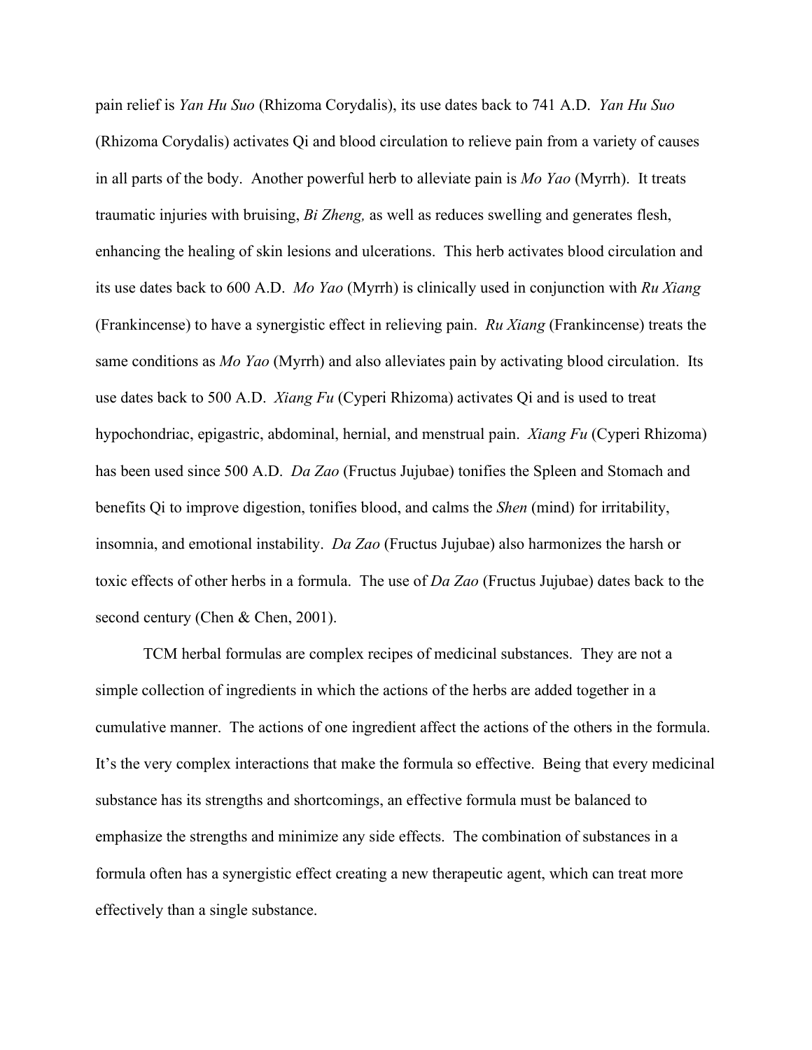pain relief is *Yan Hu Suo* (Rhizoma Corydalis), its use dates back to 741 A.D. *Yan Hu Suo* (Rhizoma Corydalis) activates Qi and blood circulation to relieve pain from a variety of causes in all parts of the body. Another powerful herb to alleviate pain is *Mo Yao* (Myrrh). It treats traumatic injuries with bruising, *Bi Zheng,* as well as reduces swelling and generates flesh, enhancing the healing of skin lesions and ulcerations. This herb activates blood circulation and its use dates back to 600 A.D. *Mo Yao* (Myrrh) is clinically used in conjunction with *Ru Xiang* (Frankincense) to have a synergistic effect in relieving pain. *Ru Xiang* (Frankincense) treats the same conditions as *Mo Yao* (Myrrh) and also alleviates pain by activating blood circulation. Its use dates back to 500 A.D. *Xiang Fu* (Cyperi Rhizoma) activates Qi and is used to treat hypochondriac, epigastric, abdominal, hernial, and menstrual pain. *Xiang Fu* (Cyperi Rhizoma) has been used since 500 A.D. *Da Zao* (Fructus Jujubae) tonifies the Spleen and Stomach and benefits Qi to improve digestion, tonifies blood, and calms the *Shen* (mind) for irritability, insomnia, and emotional instability. *Da Zao* (Fructus Jujubae) also harmonizes the harsh or toxic effects of other herbs in a formula. The use of *Da Zao* (Fructus Jujubae) dates back to the second century (Chen & Chen, 2001).

TCM herbal formulas are complex recipes of medicinal substances. They are not a simple collection of ingredients in which the actions of the herbs are added together in a cumulative manner. The actions of one ingredient affect the actions of the others in the formula. It's the very complex interactions that make the formula so effective. Being that every medicinal substance has its strengths and shortcomings, an effective formula must be balanced to emphasize the strengths and minimize any side effects. The combination of substances in a formula often has a synergistic effect creating a new therapeutic agent, which can treat more effectively than a single substance.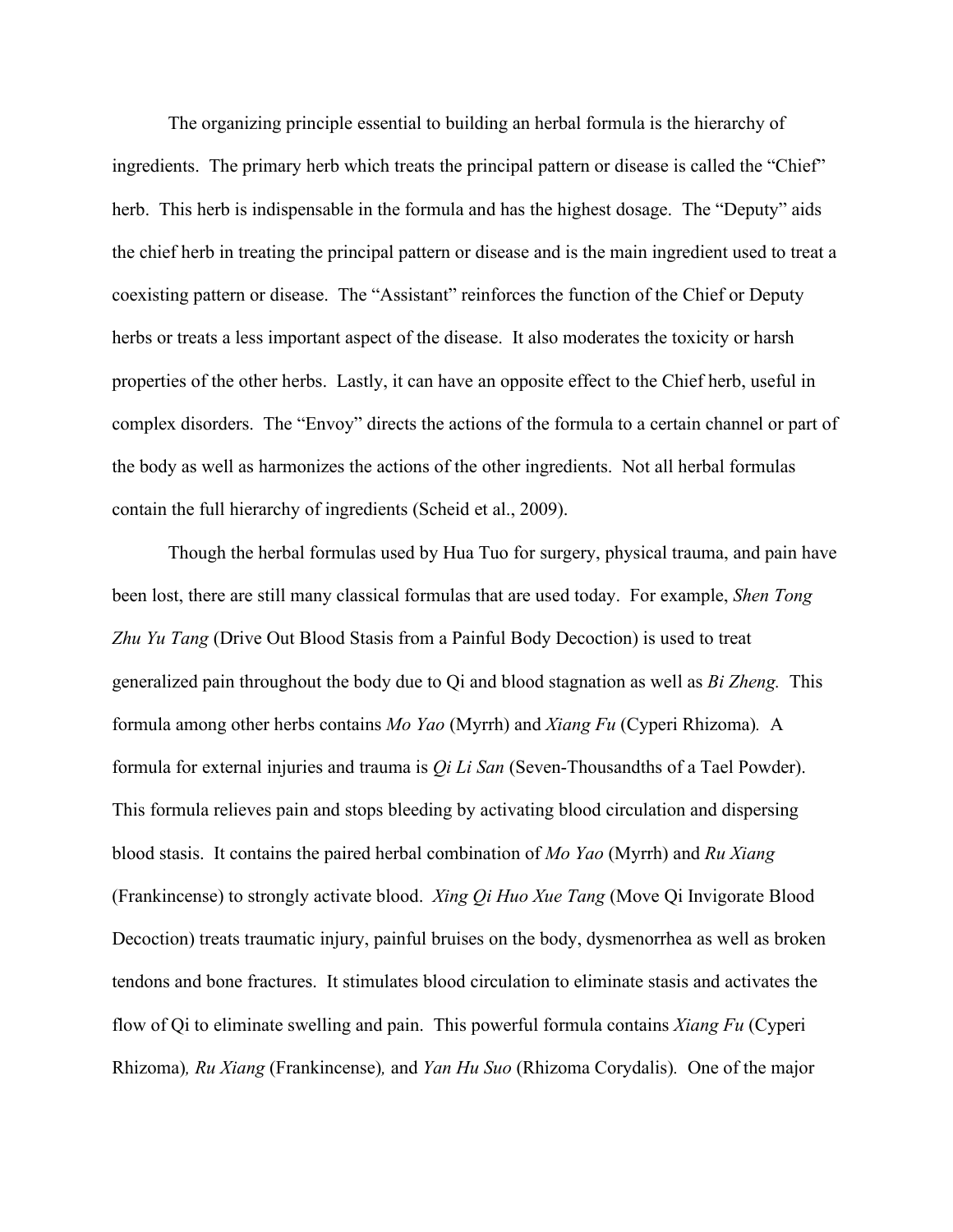The organizing principle essential to building an herbal formula is the hierarchy of ingredients. The primary herb which treats the principal pattern or disease is called the "Chief" herb. This herb is indispensable in the formula and has the highest dosage. The "Deputy" aids the chief herb in treating the principal pattern or disease and is the main ingredient used to treat a coexisting pattern or disease. The "Assistant" reinforces the function of the Chief or Deputy herbs or treats a less important aspect of the disease. It also moderates the toxicity or harsh properties of the other herbs. Lastly, it can have an opposite effect to the Chief herb, useful in complex disorders. The "Envoy" directs the actions of the formula to a certain channel or part of the body as well as harmonizes the actions of the other ingredients. Not all herbal formulas contain the full hierarchy of ingredients (Scheid et al., 2009).

Though the herbal formulas used by Hua Tuo for surgery, physical trauma, and pain have been lost, there are still many classical formulas that are used today. For example, *Shen Tong Zhu Yu Tang* (Drive Out Blood Stasis from a Painful Body Decoction) is used to treat generalized pain throughout the body due to Qi and blood stagnation as well as *Bi Zheng.* This formula among other herbs contains *Mo Yao* (Myrrh) and *Xiang Fu* (Cyperi Rhizoma). A formula for external injuries and trauma is *Qi Li San* (Seven-Thousandths of a Tael Powder). This formula relieves pain and stops bleeding by activating blood circulation and dispersing blood stasis. It contains the paired herbal combination of *Mo Yao* (Myrrh) and *Ru Xiang* (Frankincense) to strongly activate blood. *Xing Qi Huo Xue Tang* (Move Qi Invigorate Blood Decoction) treats traumatic injury, painful bruises on the body, dysmenorrhea as well as broken tendons and bone fractures. It stimulates blood circulation to eliminate stasis and activates the flow of Qi to eliminate swelling and pain. This powerful formula contains *Xiang Fu* (Cyperi Rhizoma), *Ru Xiang* (Frankincense), and *Yan Hu Suo* (Rhizoma Corydalis). One of the major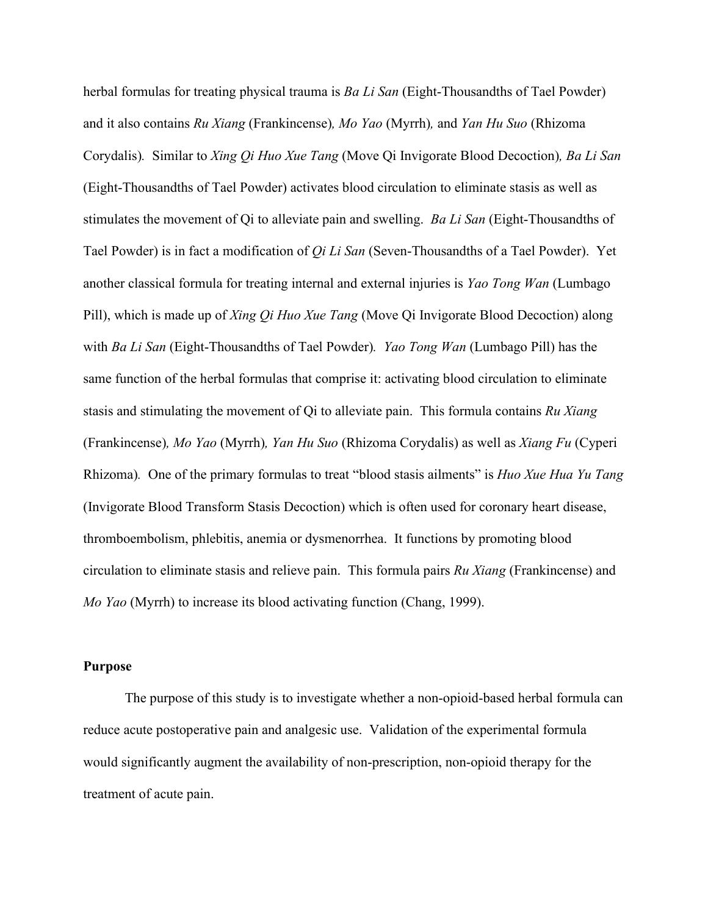herbal formulas for treating physical trauma is *Ba Li San* (Eight-Thousandths of Tael Powder) and it also contains *Ru Xiang* (Frankincense), *Mo Yao* (Myrrh), and *Yan Hu Suo* (Rhizoma Corydalis). Similar to *Xing Qi Huo Xue Tang* (Move Qi Invigorate Blood Decoction), *Ba Li San* (Eight-Thousandths of Tael Powder) activates blood circulation to eliminate stasis as well as stimulates the movement of Qi to alleviate pain and swelling. *Ba Li San* (Eight-Thousandths of Tael Powder) is in fact a modification of *Qi Li San* (Seven-Thousandths of a Tael Powder). Yet another classical formula for treating internal and external injuries is *Yao Tong Wan* (Lumbago Pill), which is made up of *Xing Qi Huo Xue Tang* (Move Qi Invigorate Blood Decoction) along with *Ba Li San* (Eight-Thousandths of Tael Powder). *Yao Tong Wan* (Lumbago Pill) has the same function of the herbal formulas that comprise it: activating blood circulation to eliminate stasis and stimulating the movement of Qi to alleviate pain. This formula contains *Ru Xiang* (Frankincense), *Mo Yao* (Myrrh), *Yan Hu Suo* (Rhizoma Corydalis) as well as *Xiang Fu* (Cyperi Rhizoma). One of the primary formulas to treat "blood stasis ailments" is *Huo Xue Hua Yu Tang* (Invigorate Blood Transform Stasis Decoction) which is often used for coronary heart disease, thromboembolism, phlebitis, anemia or dysmenorrhea. It functions by promoting blood circulation to eliminate stasis and relieve pain. This formula pairs *Ru Xiang* (Frankincense) and *Mo Yao* (Myrrh) to increase its blood activating function (Chang, 1999).

**Purpose**

The purpose of this study is to investigate whether a non-opioid-based herbal formula can reduce acute postoperative pain and analgesic use. Validation of the experimental formula would significantly augment the availability of non-prescription, non-opioid therapy for the treatment of acute pain.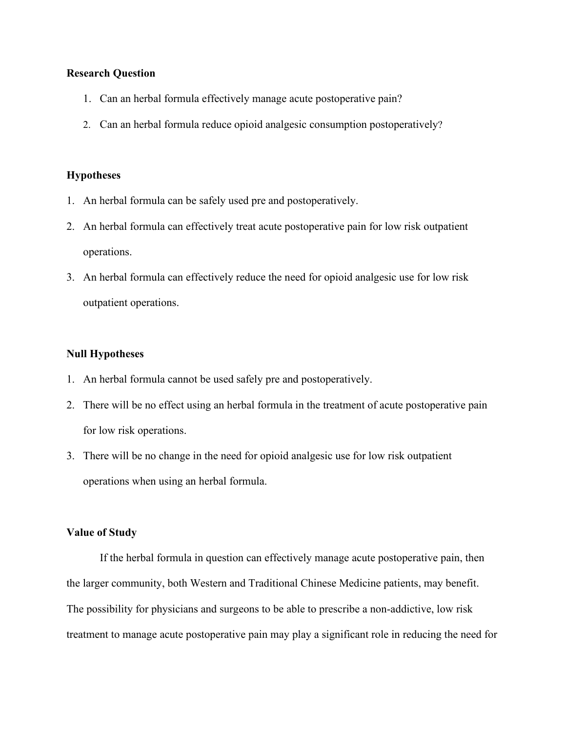**Research Question**

1. Can an herbal formula effectively manage acute postoperative pain?
2. Can an herbal formula reduce opioid analgesic consumption postoperatively?

**Hypotheses**

1. An herbal formula can be safely used pre and postoperatively.
2. An herbal formula can effectively treat acute postoperative pain for low risk outpatient operations.
3. An herbal formula can effectively reduce the need for opioid analgesic use for low risk outpatient operations.

**Null Hypotheses**

1. An herbal formula cannot be used safely pre and postoperatively.
2. There will be no effect using an herbal formula in the treatment of acute postoperative pain for low risk operations.
3. There will be no change in the need for opioid analgesic use for low risk outpatient operations when using an herbal formula.

**Value of Study**

If the herbal formula in question can effectively manage acute postoperative pain, then the larger community, both Western and Traditional Chinese Medicine patients, may benefit. The possibility for physicians and surgeons to be able to prescribe a non-addictive, low risk treatment to manage acute postoperative pain may play a significant role in reducing the need for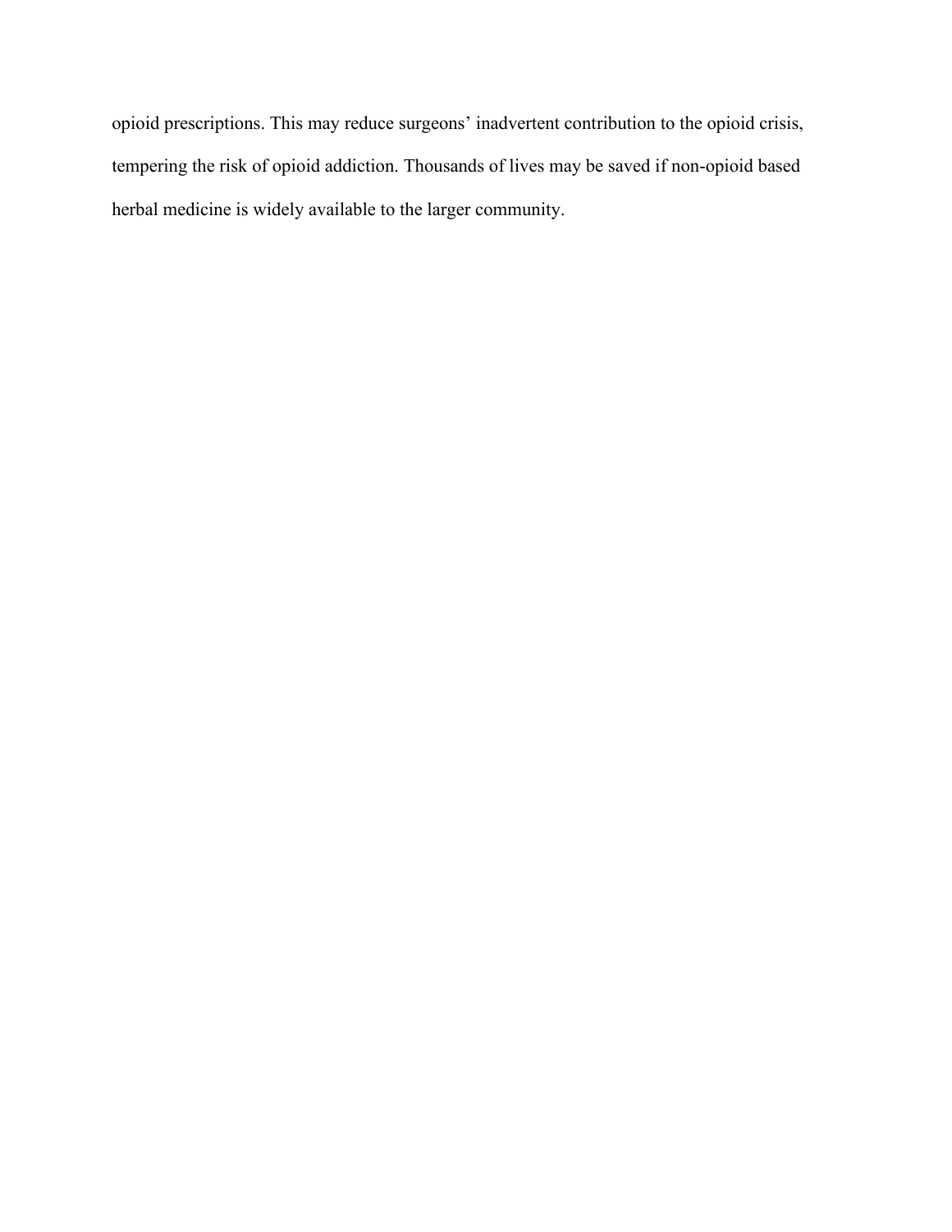opioid prescriptions. This may reduce surgeons' inadvertent contribution to the opioid crisis, tempering the risk of opioid addiction. Thousands of lives may be saved if non-opioid based herbal medicine is widely available to the larger community.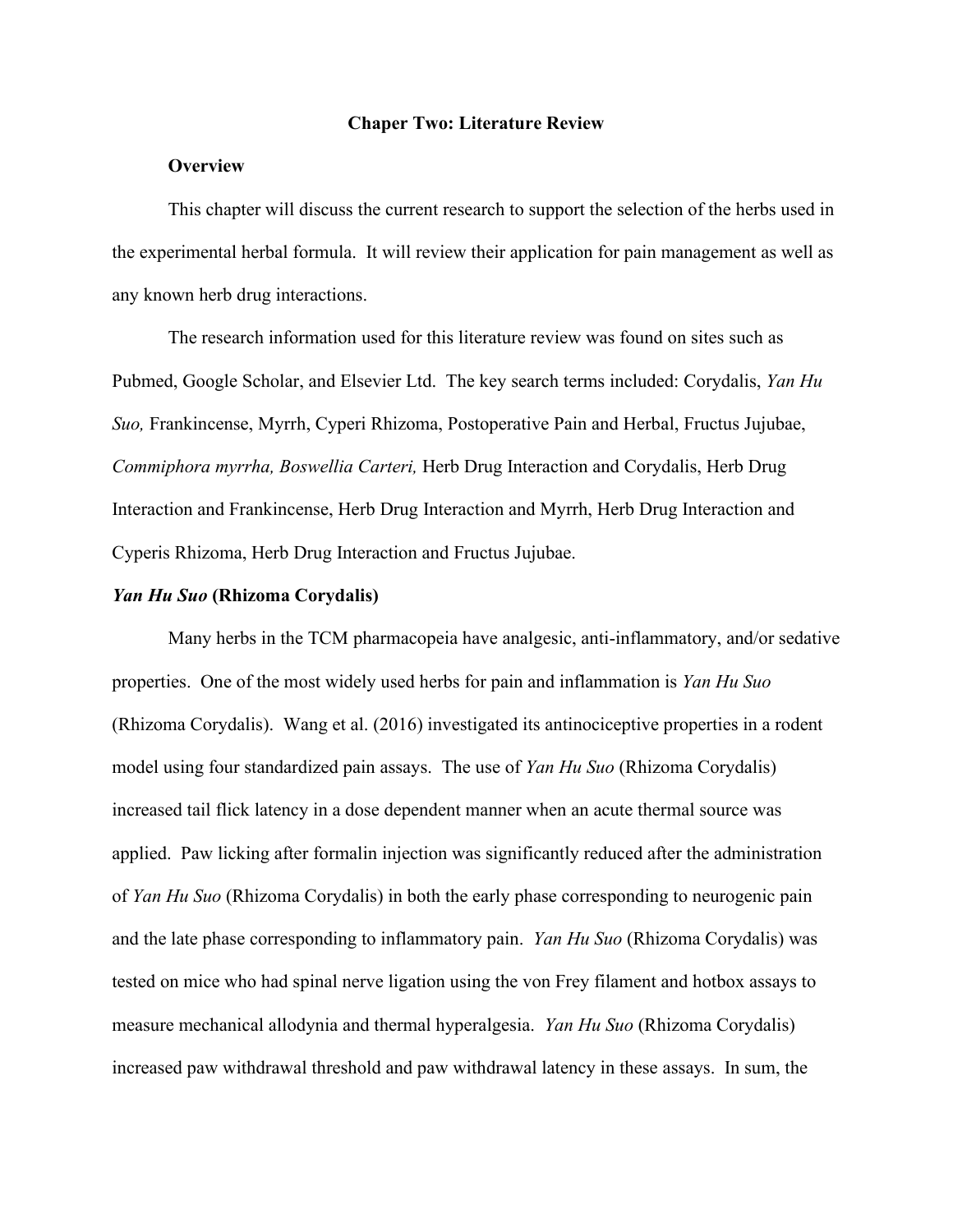## Chaper Two: Literature Review

### Overview

This chapter will discuss the current research to support the selection of the herbs used in the experimental herbal formula. It will review their application for pain management as well as any known herb drug interactions.

The research information used for this literature review was found on sites such as Pubmed, Google Scholar, and Elsevier Ltd. The key search terms included: Corydalis, *Yan Hu Suo,* Frankincense, Myrrh, Cyperi Rhizoma, Postoperative Pain and Herbal, Fructus Jujubae, *Commiphora myrrha, Boswellia Carteri,* Herb Drug Interaction and Corydalis, Herb Drug Interaction and Frankincense, Herb Drug Interaction and Myrrh, Herb Drug Interaction and Cyperis Rhizoma, Herb Drug Interaction and Fructus Jujubae.

### *Yan Hu Suo* (Rhizoma Corydalis)

Many herbs in the TCM pharmacopeia have analgesic, anti-inflammatory, and/or sedative properties. One of the most widely used herbs for pain and inflammation is *Yan Hu Suo* (Rhizoma Corydalis). Wang et al. (2016) investigated its antinociceptive properties in a rodent model using four standardized pain assays. The use of *Yan Hu Suo* (Rhizoma Corydalis) increased tail flick latency in a dose dependent manner when an acute thermal source was applied. Paw licking after formalin injection was significantly reduced after the administration of *Yan Hu Suo* (Rhizoma Corydalis) in both the early phase corresponding to neurogenic pain and the late phase corresponding to inflammatory pain. *Yan Hu Suo* (Rhizoma Corydalis) was tested on mice who had spinal nerve ligation using the von Frey filament and hotbox assays to measure mechanical allodynia and thermal hyperalgesia. *Yan Hu Suo* (Rhizoma Corydalis) increased paw withdrawal threshold and paw withdrawal latency in these assays. In sum, the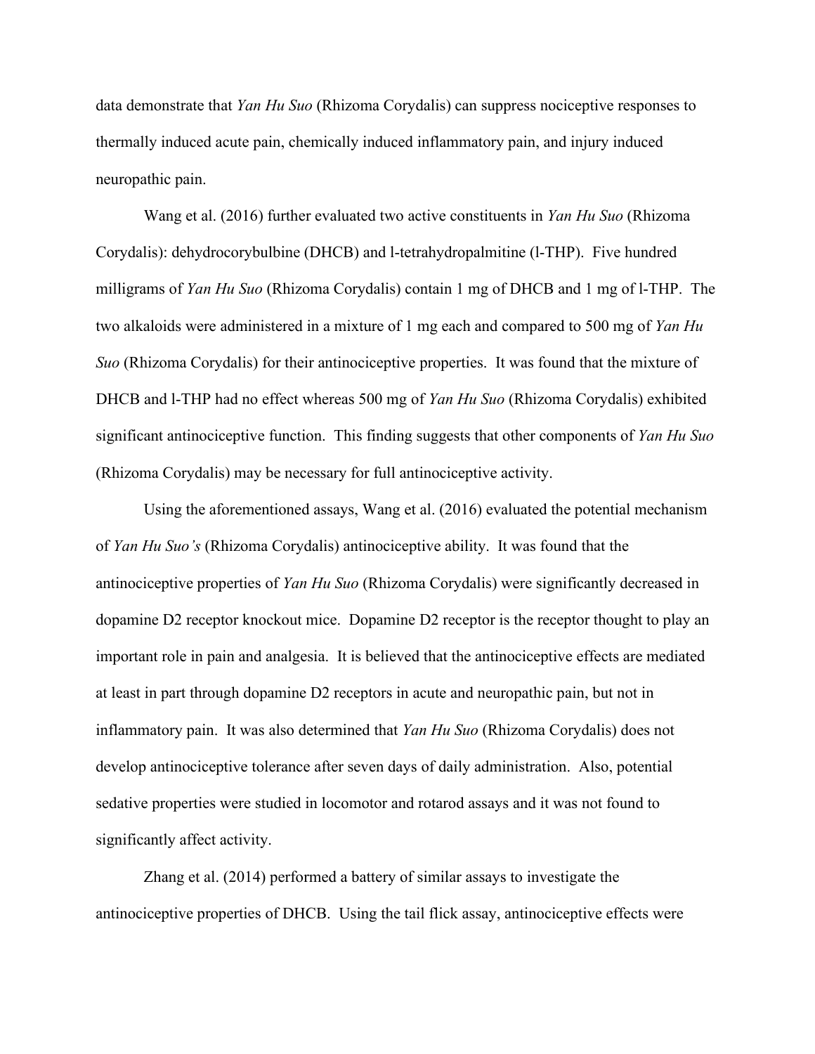data demonstrate that *Yan Hu Suo* (Rhizoma Corydalis) can suppress nociceptive responses to thermally induced acute pain, chemically induced inflammatory pain, and injury induced neuropathic pain.

Wang et al. (2016) further evaluated two active constituents in *Yan Hu Suo* (Rhizoma Corydalis): dehydrocorybulbine (DHCB) and l-tetrahydropalmitine (l-THP). Five hundred milligrams of *Yan Hu Suo* (Rhizoma Corydalis) contain 1 mg of DHCB and 1 mg of l-THP. The two alkaloids were administered in a mixture of 1 mg each and compared to 500 mg of *Yan Hu Suo* (Rhizoma Corydalis) for their antinociceptive properties. It was found that the mixture of DHCB and l-THP had no effect whereas 500 mg of *Yan Hu Suo* (Rhizoma Corydalis) exhibited significant antinociceptive function. This finding suggests that other components of *Yan Hu Suo* (Rhizoma Corydalis) may be necessary for full antinociceptive activity.

Using the aforementioned assays, Wang et al. (2016) evaluated the potential mechanism of *Yan Hu Suo's* (Rhizoma Corydalis) antinociceptive ability. It was found that the antinociceptive properties of *Yan Hu Suo* (Rhizoma Corydalis) were significantly decreased in dopamine D2 receptor knockout mice. Dopamine D2 receptor is the receptor thought to play an important role in pain and analgesia. It is believed that the antinociceptive effects are mediated at least in part through dopamine D2 receptors in acute and neuropathic pain, but not in inflammatory pain. It was also determined that *Yan Hu Suo* (Rhizoma Corydalis) does not develop antinociceptive tolerance after seven days of daily administration. Also, potential sedative properties were studied in locomotor and rotarod assays and it was not found to significantly affect activity.

Zhang et al. (2014) performed a battery of similar assays to investigate the antinociceptive properties of DHCB. Using the tail flick assay, antinociceptive effects were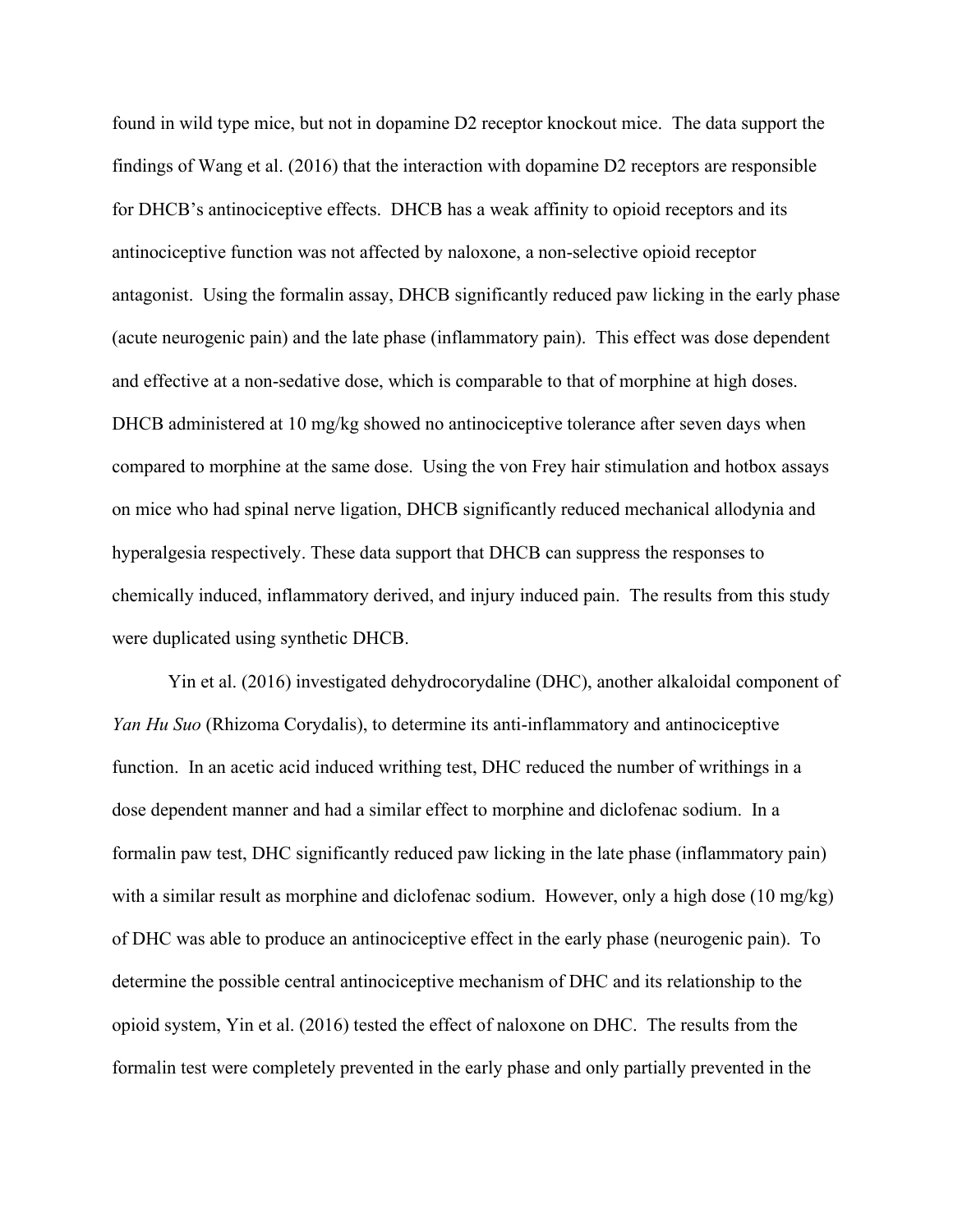found in wild type mice, but not in dopamine D2 receptor knockout mice. The data support the findings of Wang et al. (2016) that the interaction with dopamine D2 receptors are responsible for DHCB's antinociceptive effects. DHCB has a weak affinity to opioid receptors and its antinociceptive function was not affected by naloxone, a non-selective opioid receptor antagonist. Using the formalin assay, DHCB significantly reduced paw licking in the early phase (acute neurogenic pain) and the late phase (inflammatory pain). This effect was dose dependent and effective at a non-sedative dose, which is comparable to that of morphine at high doses. DHCB administered at 10 mg/kg showed no antinociceptive tolerance after seven days when compared to morphine at the same dose. Using the von Frey hair stimulation and hotbox assays on mice who had spinal nerve ligation, DHCB significantly reduced mechanical allodynia and hyperalgesia respectively. These data support that DHCB can suppress the responses to chemically induced, inflammatory derived, and injury induced pain. The results from this study were duplicated using synthetic DHCB.

Yin et al. (2016) investigated dehydrocorydaline (DHC), another alkaloidal component of *Yan Hu Suo* (Rhizoma Corydalis), to determine its anti-inflammatory and antinociceptive function. In an acetic acid induced writhing test, DHC reduced the number of writhings in a dose dependent manner and had a similar effect to morphine and diclofenac sodium. In a formalin paw test, DHC significantly reduced paw licking in the late phase (inflammatory pain) with a similar result as morphine and diclofenac sodium. However, only a high dose (10 mg/kg) of DHC was able to produce an antinociceptive effect in the early phase (neurogenic pain). To determine the possible central antinociceptive mechanism of DHC and its relationship to the opioid system, Yin et al. (2016) tested the effect of naloxone on DHC. The results from the formalin test were completely prevented in the early phase and only partially prevented in the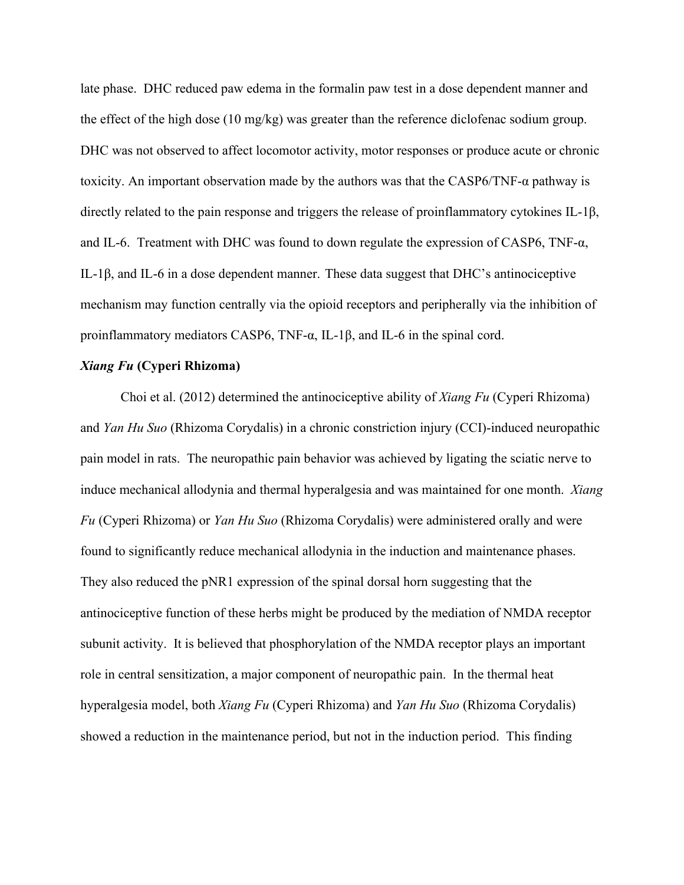late phase. DHC reduced paw edema in the formalin paw test in a dose dependent manner and the effect of the high dose (10 mg/kg) was greater than the reference diclofenac sodium group. DHC was not observed to affect locomotor activity, motor responses or produce acute or chronic toxicity. An important observation made by the authors was that the CASP6/TNF-α pathway is directly related to the pain response and triggers the release of proinflammatory cytokines IL-1β, and IL-6. Treatment with DHC was found to down regulate the expression of CASP6, TNF-α, IL-1β, and IL-6 in a dose dependent manner. These data suggest that DHC's antinociceptive mechanism may function centrally via the opioid receptors and peripherally via the inhibition of proinflammatory mediators CASP6, TNF-α, IL-1β, and IL-6 in the spinal cord.

***Xiang Fu* (Cyperi Rhizoma)**

Choi et al. (2012) determined the antinociceptive ability of *Xiang Fu* (Cyperi Rhizoma) and *Yan Hu Suo* (Rhizoma Corydalis) in a chronic constriction injury (CCI)-induced neuropathic pain model in rats. The neuropathic pain behavior was achieved by ligating the sciatic nerve to induce mechanical allodynia and thermal hyperalgesia and was maintained for one month. *Xiang Fu* (Cyperi Rhizoma) or *Yan Hu Suo* (Rhizoma Corydalis) were administered orally and were found to significantly reduce mechanical allodynia in the induction and maintenance phases. They also reduced the pNR1 expression of the spinal dorsal horn suggesting that the antinociceptive function of these herbs might be produced by the mediation of NMDA receptor subunit activity. It is believed that phosphorylation of the NMDA receptor plays an important role in central sensitization, a major component of neuropathic pain. In the thermal heat hyperalgesia model, both *Xiang Fu* (Cyperi Rhizoma) and *Yan Hu Suo* (Rhizoma Corydalis) showed a reduction in the maintenance period, but not in the induction period. This finding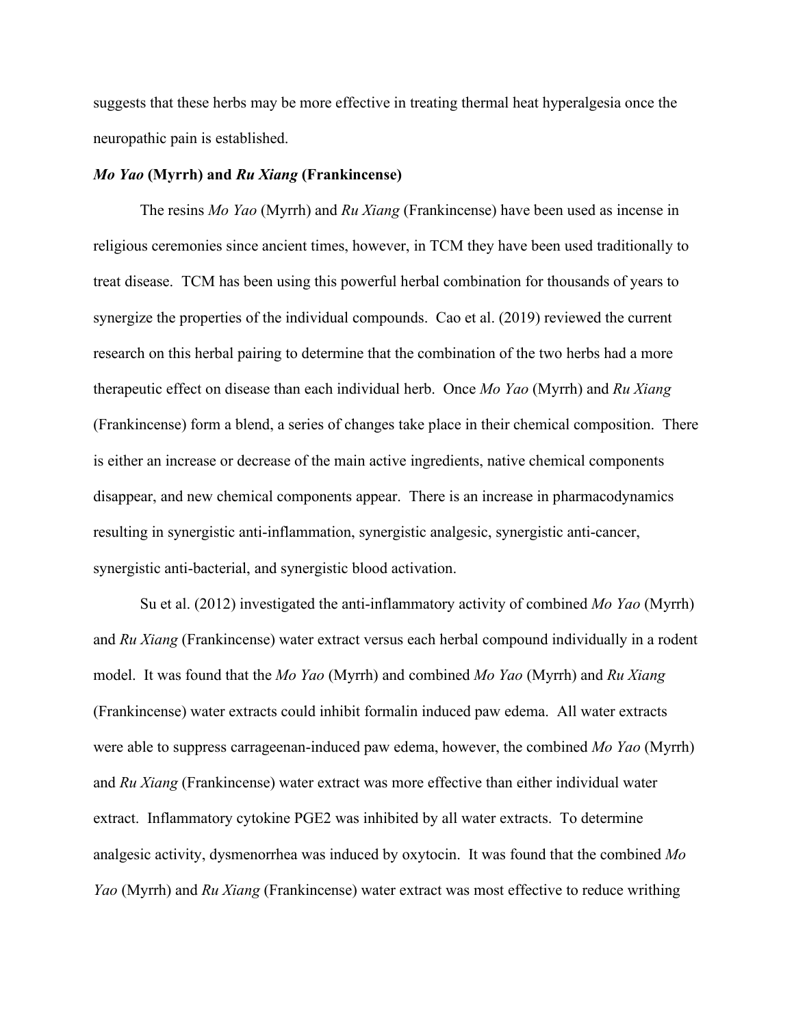suggests that these herbs may be more effective in treating thermal heat hyperalgesia once the neuropathic pain is established.

### ***Mo Yao*** **(Myrrh) and** ***Ru Xiang*** **(Frankincense)**

The resins *Mo Yao* (Myrrh) and *Ru Xiang* (Frankincense) have been used as incense in religious ceremonies since ancient times, however, in TCM they have been used traditionally to treat disease. TCM has been using this powerful herbal combination for thousands of years to synergize the properties of the individual compounds. Cao et al. (2019) reviewed the current research on this herbal pairing to determine that the combination of the two herbs had a more therapeutic effect on disease than each individual herb. Once *Mo Yao* (Myrrh) and *Ru Xiang* (Frankincense) form a blend, a series of changes take place in their chemical composition. There is either an increase or decrease of the main active ingredients, native chemical components disappear, and new chemical components appear. There is an increase in pharmacodynamics resulting in synergistic anti-inflammation, synergistic analgesic, synergistic anti-cancer, synergistic anti-bacterial, and synergistic blood activation.

Su et al. (2012) investigated the anti-inflammatory activity of combined *Mo Yao* (Myrrh) and *Ru Xiang* (Frankincense) water extract versus each herbal compound individually in a rodent model. It was found that the *Mo Yao* (Myrrh) and combined *Mo Yao* (Myrrh) and *Ru Xiang* (Frankincense) water extracts could inhibit formalin induced paw edema. All water extracts were able to suppress carrageenan-induced paw edema, however, the combined *Mo Yao* (Myrrh) and *Ru Xiang* (Frankincense) water extract was more effective than either individual water extract. Inflammatory cytokine PGE2 was inhibited by all water extracts. To determine analgesic activity, dysmenorrhea was induced by oxytocin. It was found that the combined *Mo Yao* (Myrrh) and *Ru Xiang* (Frankincense) water extract was most effective to reduce writhing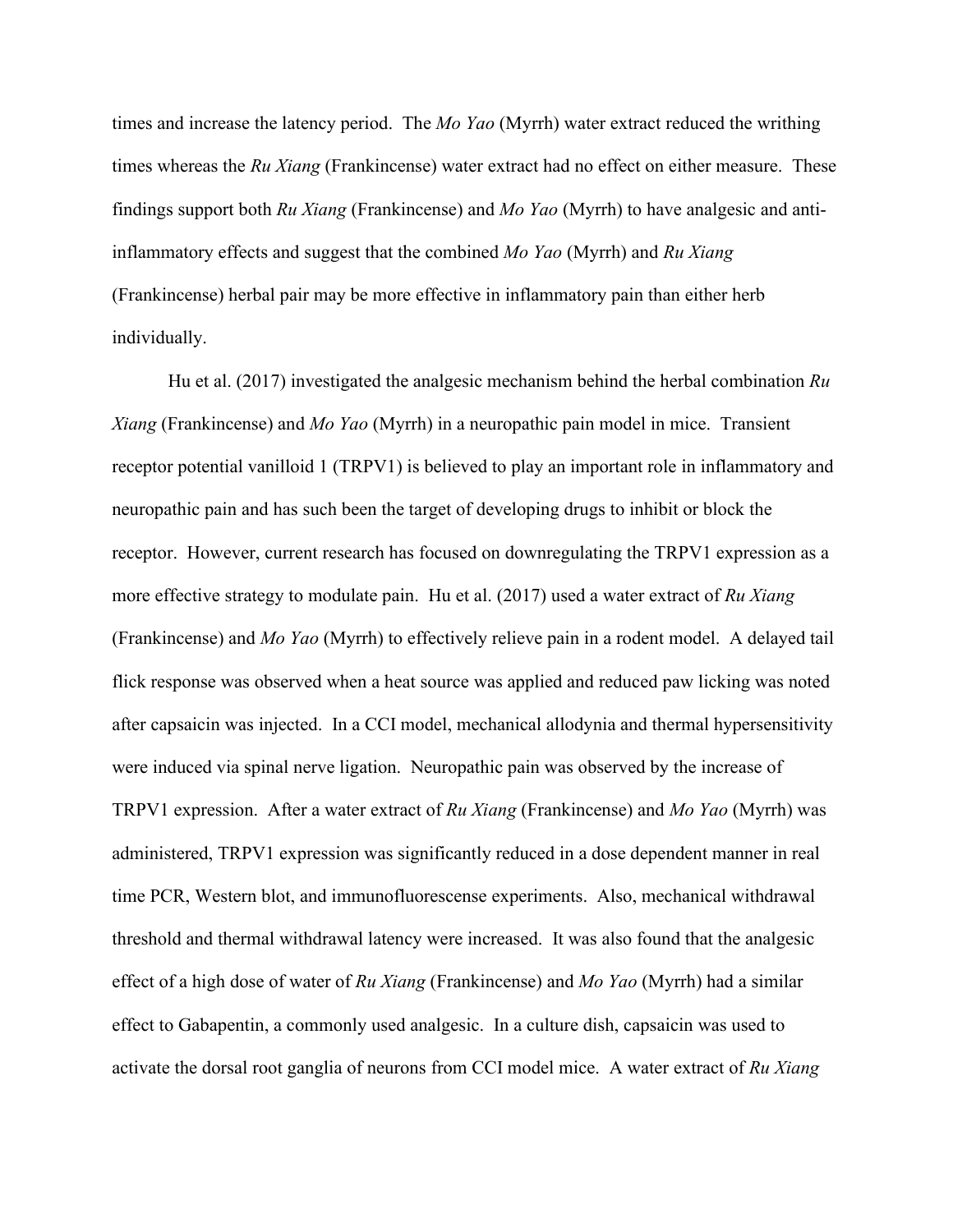times and increase the latency period. The *Mo Yao* (Myrrh) water extract reduced the writhing times whereas the *Ru Xiang* (Frankincense) water extract had no effect on either measure. These findings support both *Ru Xiang* (Frankincense) and *Mo Yao* (Myrrh) to have analgesic and anti-inflammatory effects and suggest that the combined *Mo Yao* (Myrrh) and *Ru Xiang* (Frankincense) herbal pair may be more effective in inflammatory pain than either herb individually.

Hu et al. (2017) investigated the analgesic mechanism behind the herbal combination *Ru Xiang* (Frankincense) and *Mo Yao* (Myrrh) in a neuropathic pain model in mice. Transient receptor potential vanilloid 1 (TRPV1) is believed to play an important role in inflammatory and neuropathic pain and has such been the target of developing drugs to inhibit or block the receptor. However, current research has focused on downregulating the TRPV1 expression as a more effective strategy to modulate pain. Hu et al. (2017) used a water extract of *Ru Xiang* (Frankincense) and *Mo Yao* (Myrrh) to effectively relieve pain in a rodent model. A delayed tail flick response was observed when a heat source was applied and reduced paw licking was noted after capsaicin was injected. In a CCI model, mechanical allodynia and thermal hypersensitivity were induced via spinal nerve ligation. Neuropathic pain was observed by the increase of TRPV1 expression. After a water extract of *Ru Xiang* (Frankincense) and *Mo Yao* (Myrrh) was administered, TRPV1 expression was significantly reduced in a dose dependent manner in real time PCR, Western blot, and immunofluorescense experiments. Also, mechanical withdrawal threshold and thermal withdrawal latency were increased. It was also found that the analgesic effect of a high dose of water of *Ru Xiang* (Frankincense) and *Mo Yao* (Myrrh) had a similar effect to Gabapentin, a commonly used analgesic. In a culture dish, capsaicin was used to activate the dorsal root ganglia of neurons from CCI model mice. A water extract of *Ru Xiang*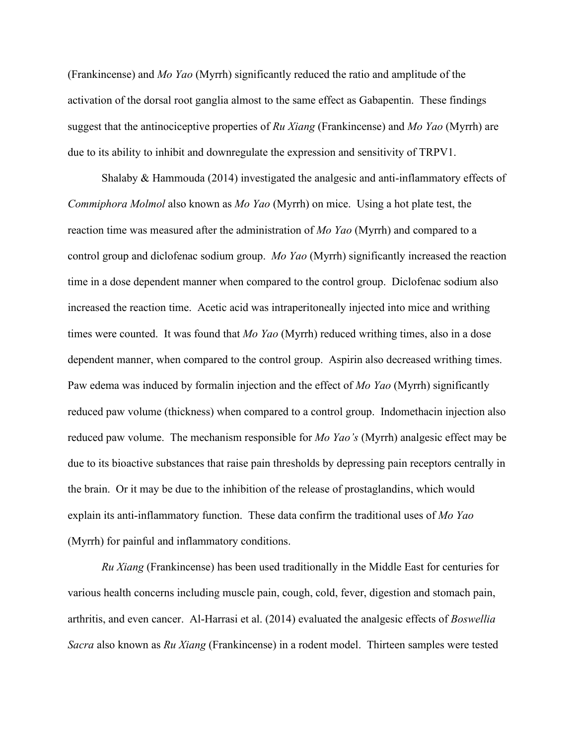(Frankincense) and *Mo Yao* (Myrrh) significantly reduced the ratio and amplitude of the activation of the dorsal root ganglia almost to the same effect as Gabapentin. These findings suggest that the antinociceptive properties of *Ru Xiang* (Frankincense) and *Mo Yao* (Myrrh) are due to its ability to inhibit and downregulate the expression and sensitivity of TRPV1.

Shalaby & Hammouda (2014) investigated the analgesic and anti-inflammatory effects of *Commiphora Molmol* also known as *Mo Yao* (Myrrh) on mice. Using a hot plate test, the reaction time was measured after the administration of *Mo Yao* (Myrrh) and compared to a control group and diclofenac sodium group. *Mo Yao* (Myrrh) significantly increased the reaction time in a dose dependent manner when compared to the control group. Diclofenac sodium also increased the reaction time. Acetic acid was intraperitoneally injected into mice and writhing times were counted. It was found that *Mo Yao* (Myrrh) reduced writhing times, also in a dose dependent manner, when compared to the control group. Aspirin also decreased writhing times. Paw edema was induced by formalin injection and the effect of *Mo Yao* (Myrrh) significantly reduced paw volume (thickness) when compared to a control group. Indomethacin injection also reduced paw volume. The mechanism responsible for *Mo Yao's* (Myrrh) analgesic effect may be due to its bioactive substances that raise pain thresholds by depressing pain receptors centrally in the brain. Or it may be due to the inhibition of the release of prostaglandins, which would explain its anti-inflammatory function. These data confirm the traditional uses of *Mo Yao* (Myrrh) for painful and inflammatory conditions.

*Ru Xiang* (Frankincense) has been used traditionally in the Middle East for centuries for various health concerns including muscle pain, cough, cold, fever, digestion and stomach pain, arthritis, and even cancer. Al-Harrasi et al. (2014) evaluated the analgesic effects of *Boswellia Sacra* also known as *Ru Xiang* (Frankincense) in a rodent model. Thirteen samples were tested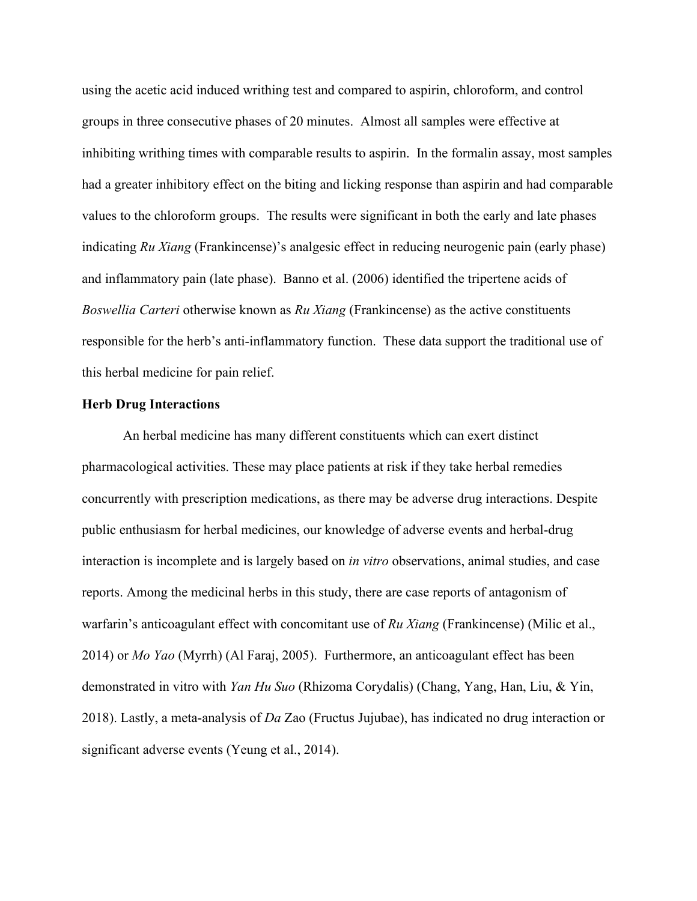using the acetic acid induced writhing test and compared to aspirin, chloroform, and control groups in three consecutive phases of 20 minutes. Almost all samples were effective at inhibiting writhing times with comparable results to aspirin. In the formalin assay, most samples had a greater inhibitory effect on the biting and licking response than aspirin and had comparable values to the chloroform groups. The results were significant in both the early and late phases indicating *Ru Xiang* (Frankincense)'s analgesic effect in reducing neurogenic pain (early phase) and inflammatory pain (late phase). Banno et al. (2006) identified the tripertene acids of *Boswellia Carteri* otherwise known as *Ru Xiang* (Frankincense) as the active constituents responsible for the herb's anti-inflammatory function. These data support the traditional use of this herbal medicine for pain relief.

**Herb Drug Interactions**

An herbal medicine has many different constituents which can exert distinct pharmacological activities. These may place patients at risk if they take herbal remedies concurrently with prescription medications, as there may be adverse drug interactions. Despite public enthusiasm for herbal medicines, our knowledge of adverse events and herbal-drug interaction is incomplete and is largely based on *in vitro* observations, animal studies, and case reports. Among the medicinal herbs in this study, there are case reports of antagonism of warfarin's anticoagulant effect with concomitant use of *Ru Xiang* (Frankincense) (Milic et al., 2014) or *Mo Yao* (Myrrh) (Al Faraj, 2005). Furthermore, an anticoagulant effect has been demonstrated in vitro with *Yan Hu Suo* (Rhizoma Corydalis) (Chang, Yang, Han, Liu, & Yin, 2018). Lastly, a meta-analysis of *Da* Zao (Fructus Jujubae), has indicated no drug interaction or significant adverse events (Yeung et al., 2014).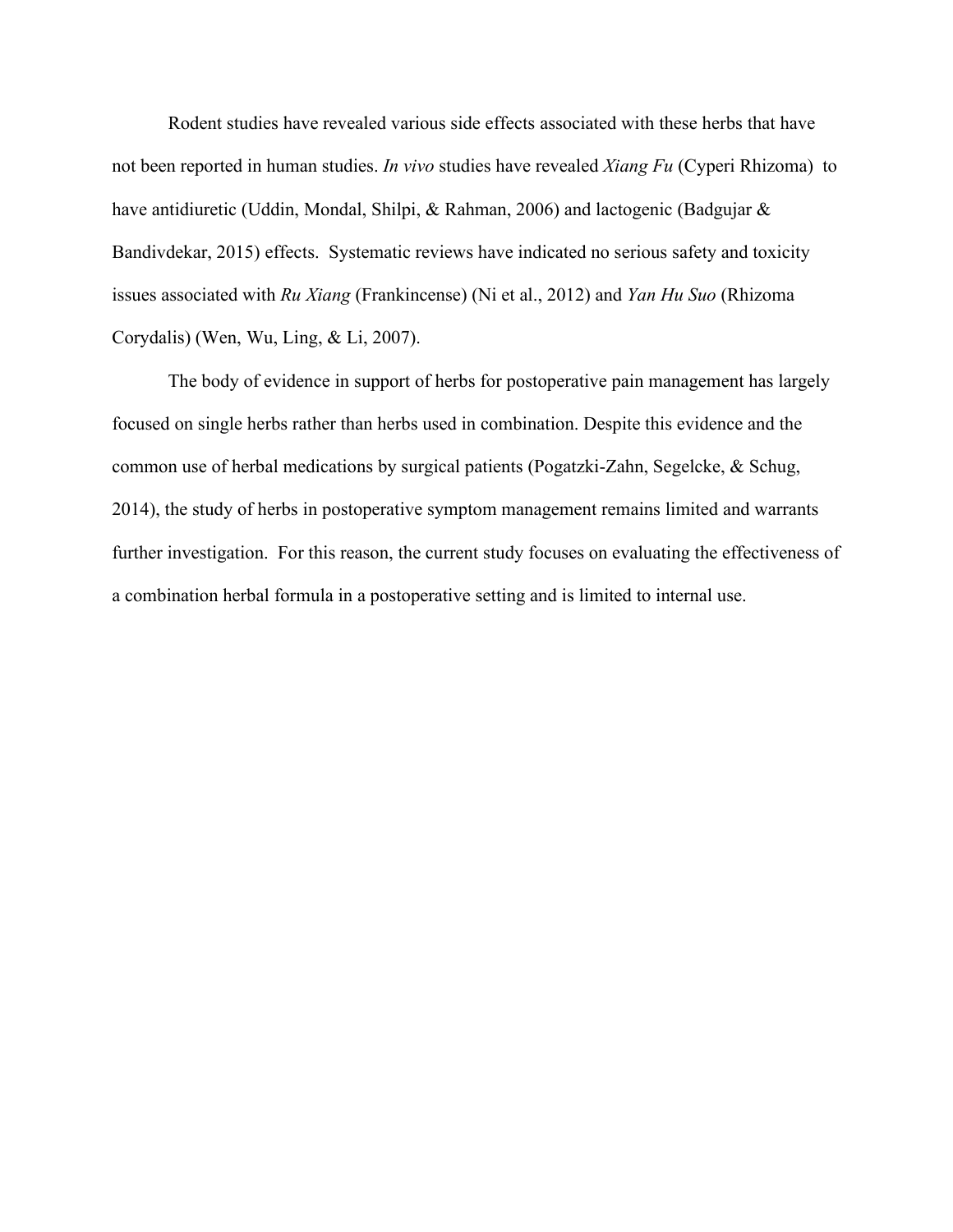Rodent studies have revealed various side effects associated with these herbs that have not been reported in human studies. *In vivo* studies have revealed *Xiang Fu* (Cyperi Rhizoma) to have antidiuretic (Uddin, Mondal, Shilpi, & Rahman, 2006) and lactogenic (Badgujar & Bandivdekar, 2015) effects. Systematic reviews have indicated no serious safety and toxicity issues associated with *Ru Xiang* (Frankincense) (Ni et al., 2012) and *Yan Hu Suo* (Rhizoma Corydalis) (Wen, Wu, Ling, & Li, 2007).

The body of evidence in support of herbs for postoperative pain management has largely focused on single herbs rather than herbs used in combination. Despite this evidence and the common use of herbal medications by surgical patients (Pogatzki-Zahn, Segelcke, & Schug, 2014), the study of herbs in postoperative symptom management remains limited and warrants further investigation. For this reason, the current study focuses on evaluating the effectiveness of a combination herbal formula in a postoperative setting and is limited to internal use.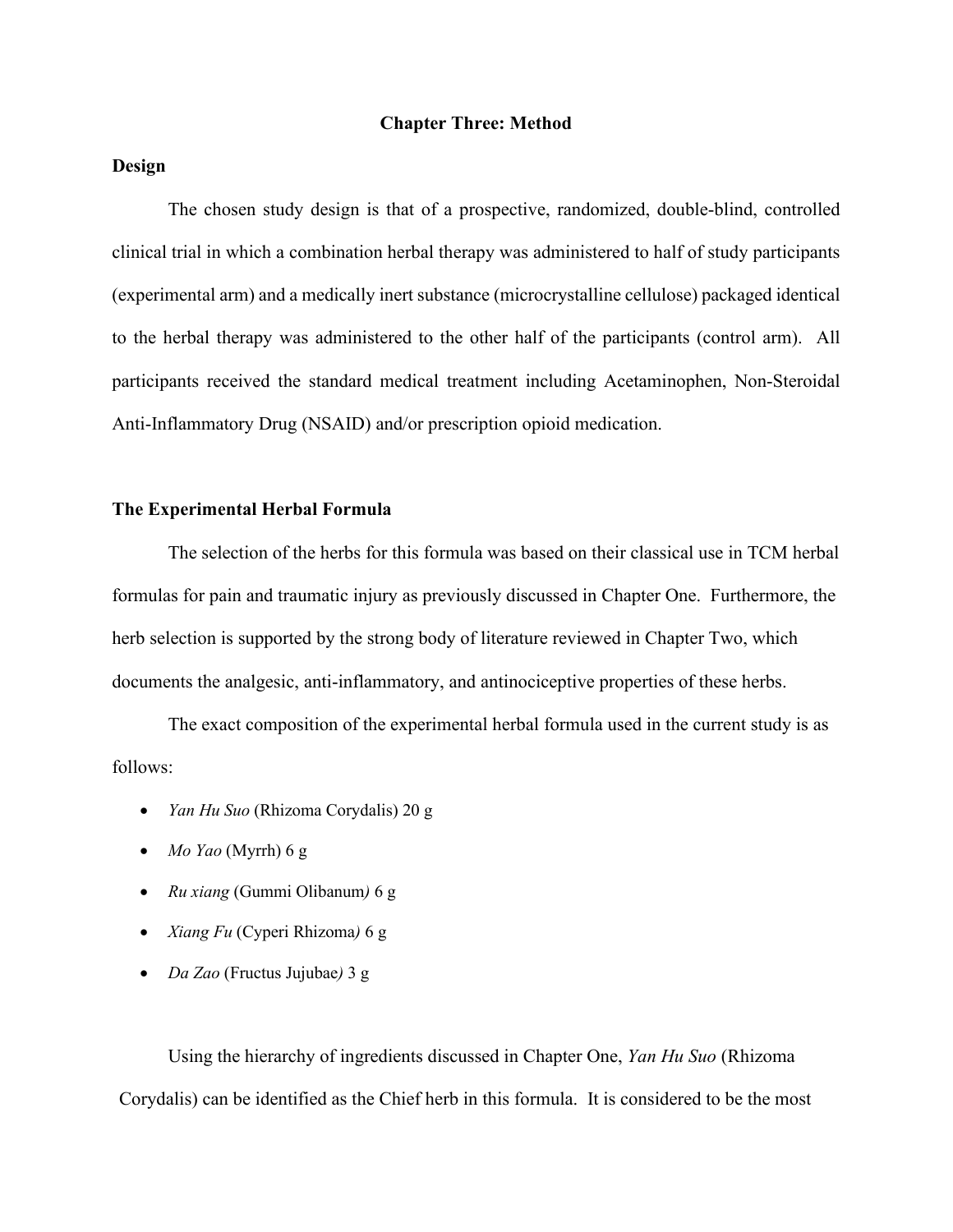## Chapter Three: Method

### Design

The chosen study design is that of a prospective, randomized, double-blind, controlled clinical trial in which a combination herbal therapy was administered to half of study participants (experimental arm) and a medically inert substance (microcrystalline cellulose) packaged identical to the herbal therapy was administered to the other half of the participants (control arm). All participants received the standard medical treatment including Acetaminophen, Non-Steroidal Anti-Inflammatory Drug (NSAID) and/or prescription opioid medication.

### The Experimental Herbal Formula

The selection of the herbs for this formula was based on their classical use in TCM herbal formulas for pain and traumatic injury as previously discussed in Chapter One. Furthermore, the herb selection is supported by the strong body of literature reviewed in Chapter Two, which documents the analgesic, anti-inflammatory, and antinociceptive properties of these herbs.

The exact composition of the experimental herbal formula used in the current study is as follows:

- *Yan Hu Suo* (Rhizoma Corydalis) 20 g
- *Mo Yao* (Myrrh) 6 g
- *Ru xiang* (Gummi Olibanum) 6 g
- *Xiang Fu* (Cyperi Rhizoma) 6 g
- *Da Zao* (Fructus Jujubae) 3 g

Using the hierarchy of ingredients discussed in Chapter One, *Yan Hu Suo* (Rhizoma Corydalis) can be identified as the Chief herb in this formula. It is considered to be the most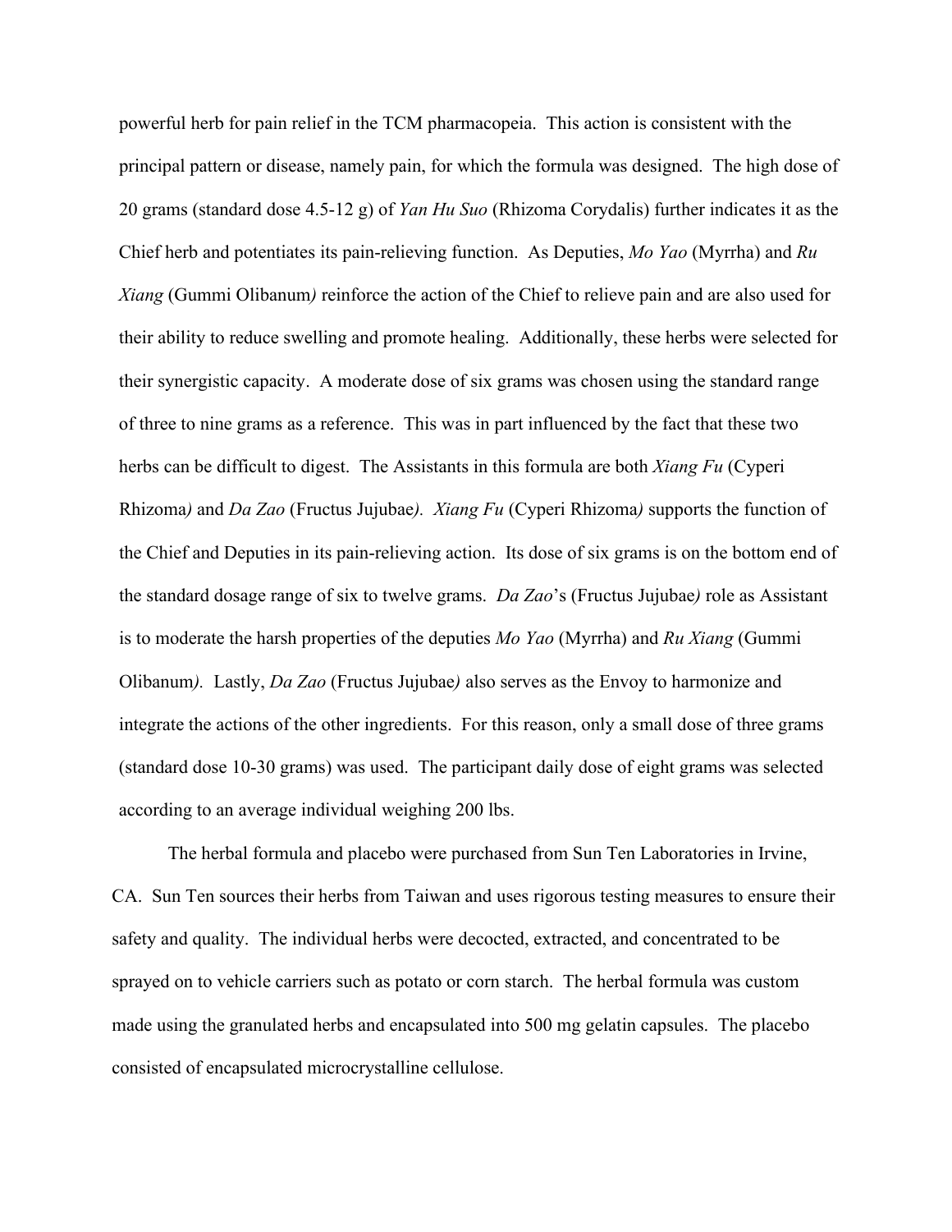powerful herb for pain relief in the TCM pharmacopeia. This action is consistent with the principal pattern or disease, namely pain, for which the formula was designed. The high dose of 20 grams (standard dose 4.5-12 g) of *Yan Hu Suo* (Rhizoma Corydalis) further indicates it as the Chief herb and potentiates its pain-relieving function. As Deputies, *Mo Yao* (Myrrha) and *Ru Xiang* (Gummi Olibanum) reinforce the action of the Chief to relieve pain and are also used for their ability to reduce swelling and promote healing. Additionally, these herbs were selected for their synergistic capacity. A moderate dose of six grams was chosen using the standard range of three to nine grams as a reference. This was in part influenced by the fact that these two herbs can be difficult to digest. The Assistants in this formula are both *Xiang Fu* (Cyperi Rhizoma) and *Da Zao* (Fructus Jujubae). *Xiang Fu* (Cyperi Rhizoma) supports the function of the Chief and Deputies in its pain-relieving action. Its dose of six grams is on the bottom end of the standard dosage range of six to twelve grams. *Da Zao*'s (Fructus Jujubae) role as Assistant is to moderate the harsh properties of the deputies *Mo Yao* (Myrrha) and *Ru Xiang* (Gummi Olibanum). Lastly, *Da Zao* (Fructus Jujubae) also serves as the Envoy to harmonize and integrate the actions of the other ingredients. For this reason, only a small dose of three grams (standard dose 10-30 grams) was used. The participant daily dose of eight grams was selected according to an average individual weighing 200 lbs.

The herbal formula and placebo were purchased from Sun Ten Laboratories in Irvine, CA. Sun Ten sources their herbs from Taiwan and uses rigorous testing measures to ensure their safety and quality. The individual herbs were decocted, extracted, and concentrated to be sprayed on to vehicle carriers such as potato or corn starch. The herbal formula was custom made using the granulated herbs and encapsulated into 500 mg gelatin capsules. The placebo consisted of encapsulated microcrystalline cellulose.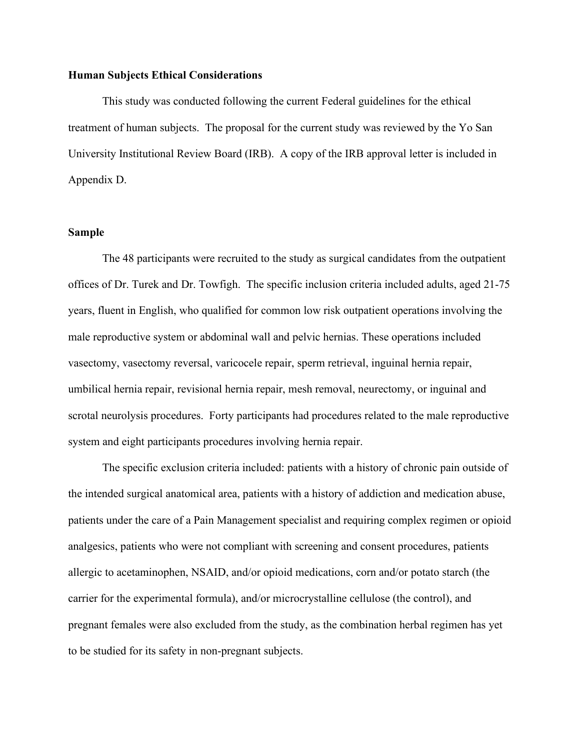**Human Subjects Ethical Considerations**

This study was conducted following the current Federal guidelines for the ethical treatment of human subjects. The proposal for the current study was reviewed by the Yo San University Institutional Review Board (IRB). A copy of the IRB approval letter is included in Appendix D.

**Sample**

The 48 participants were recruited to the study as surgical candidates from the outpatient offices of Dr. Turek and Dr. Towfigh. The specific inclusion criteria included adults, aged 21-75 years, fluent in English, who qualified for common low risk outpatient operations involving the male reproductive system or abdominal wall and pelvic hernias. These operations included vasectomy, vasectomy reversal, varicocele repair, sperm retrieval, inguinal hernia repair, umbilical hernia repair, revisional hernia repair, mesh removal, neurectomy, or inguinal and scrotal neurolysis procedures. Forty participants had procedures related to the male reproductive system and eight participants procedures involving hernia repair.

The specific exclusion criteria included: patients with a history of chronic pain outside of the intended surgical anatomical area, patients with a history of addiction and medication abuse, patients under the care of a Pain Management specialist and requiring complex regimen or opioid analgesics, patients who were not compliant with screening and consent procedures, patients allergic to acetaminophen, NSAID, and/or opioid medications, corn and/or potato starch (the carrier for the experimental formula), and/or microcrystalline cellulose (the control), and pregnant females were also excluded from the study, as the combination herbal regimen has yet to be studied for its safety in non-pregnant subjects.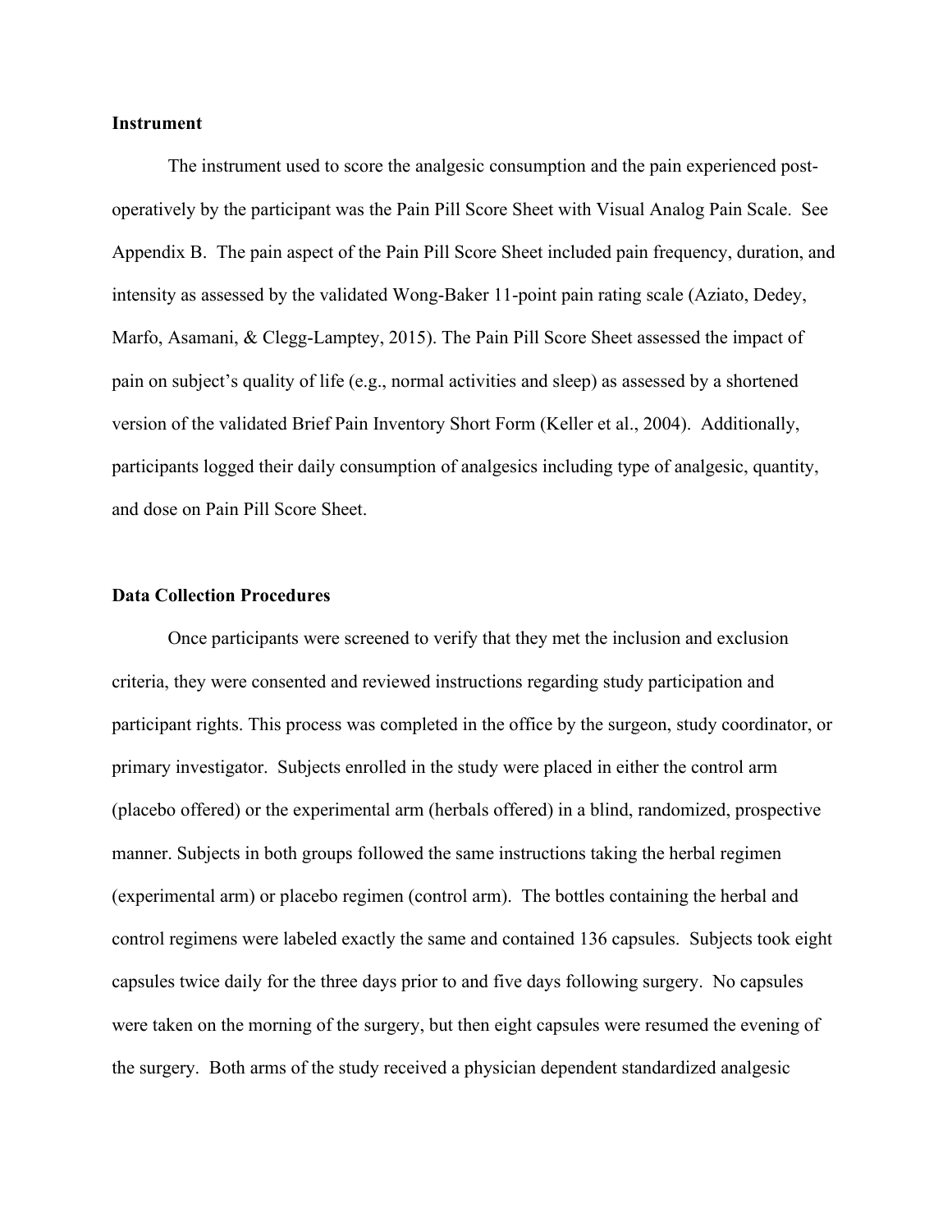**Instrument**

The instrument used to score the analgesic consumption and the pain experienced post-operatively by the participant was the Pain Pill Score Sheet with Visual Analog Pain Scale. See Appendix B. The pain aspect of the Pain Pill Score Sheet included pain frequency, duration, and intensity as assessed by the validated Wong-Baker 11-point pain rating scale (Aziato, Dedey, Marfo, Asamani, & Clegg-Lamptey, 2015). The Pain Pill Score Sheet assessed the impact of pain on subject's quality of life (e.g., normal activities and sleep) as assessed by a shortened version of the validated Brief Pain Inventory Short Form (Keller et al., 2004). Additionally, participants logged their daily consumption of analgesics including type of analgesic, quantity, and dose on Pain Pill Score Sheet.

**Data Collection Procedures**

Once participants were screened to verify that they met the inclusion and exclusion criteria, they were consented and reviewed instructions regarding study participation and participant rights. This process was completed in the office by the surgeon, study coordinator, or primary investigator. Subjects enrolled in the study were placed in either the control arm (placebo offered) or the experimental arm (herbals offered) in a blind, randomized, prospective manner. Subjects in both groups followed the same instructions taking the herbal regimen (experimental arm) or placebo regimen (control arm). The bottles containing the herbal and control regimens were labeled exactly the same and contained 136 capsules. Subjects took eight capsules twice daily for the three days prior to and five days following surgery. No capsules were taken on the morning of the surgery, but then eight capsules were resumed the evening of the surgery. Both arms of the study received a physician dependent standardized analgesic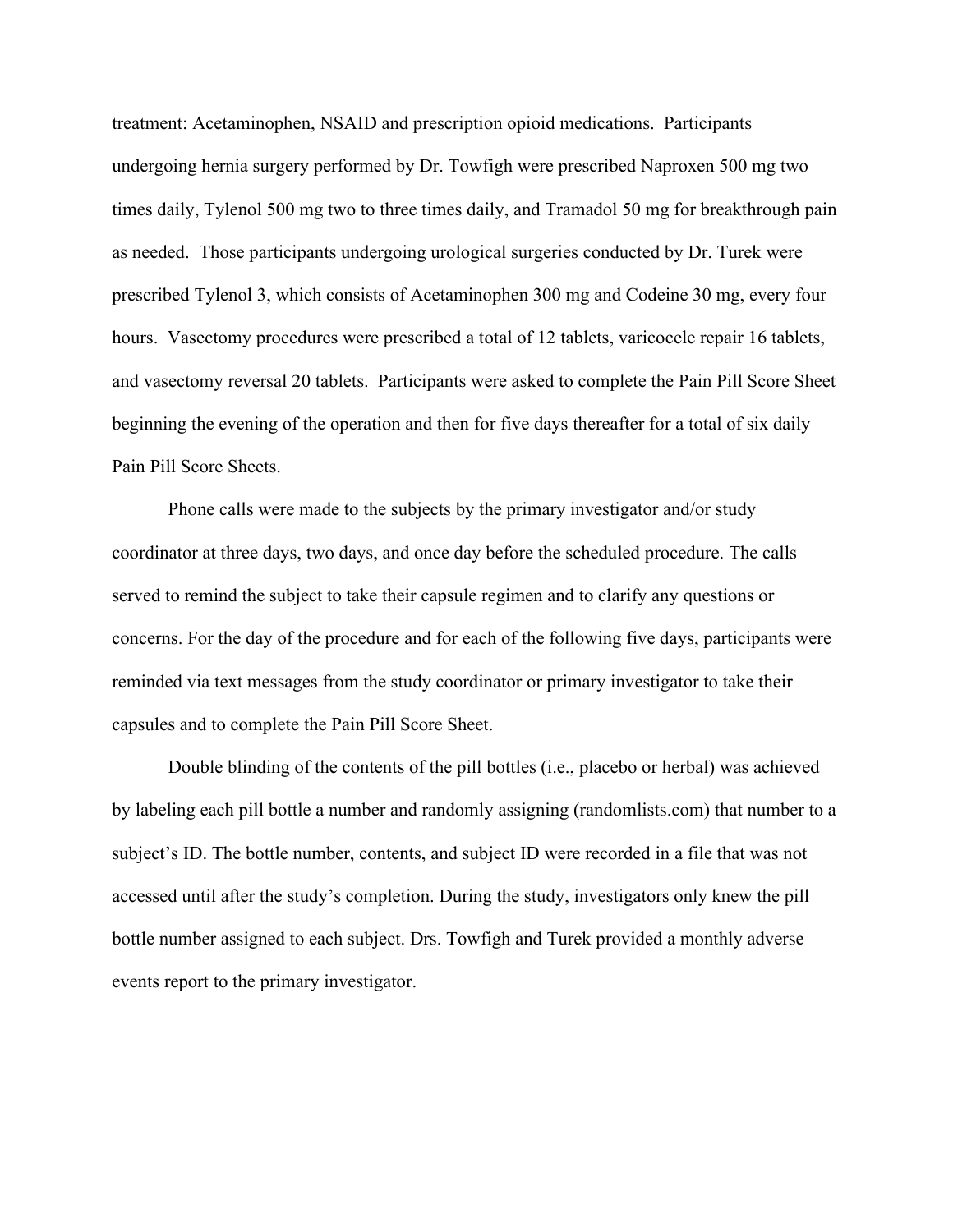treatment: Acetaminophen, NSAID and prescription opioid medications. Participants undergoing hernia surgery performed by Dr. Towfigh were prescribed Naproxen 500 mg two times daily, Tylenol 500 mg two to three times daily, and Tramadol 50 mg for breakthrough pain as needed. Those participants undergoing urological surgeries conducted by Dr. Turek were prescribed Tylenol 3, which consists of Acetaminophen 300 mg and Codeine 30 mg, every four hours. Vasectomy procedures were prescribed a total of 12 tablets, varicocele repair 16 tablets, and vasectomy reversal 20 tablets. Participants were asked to complete the Pain Pill Score Sheet beginning the evening of the operation and then for five days thereafter for a total of six daily Pain Pill Score Sheets.

Phone calls were made to the subjects by the primary investigator and/or study coordinator at three days, two days, and once day before the scheduled procedure. The calls served to remind the subject to take their capsule regimen and to clarify any questions or concerns. For the day of the procedure and for each of the following five days, participants were reminded via text messages from the study coordinator or primary investigator to take their capsules and to complete the Pain Pill Score Sheet.

Double blinding of the contents of the pill bottles (i.e., placebo or herbal) was achieved by labeling each pill bottle a number and randomly assigning (randomlists.com) that number to a subject's ID. The bottle number, contents, and subject ID were recorded in a file that was not accessed until after the study's completion. During the study, investigators only knew the pill bottle number assigned to each subject. Drs. Towfigh and Turek provided a monthly adverse events report to the primary investigator.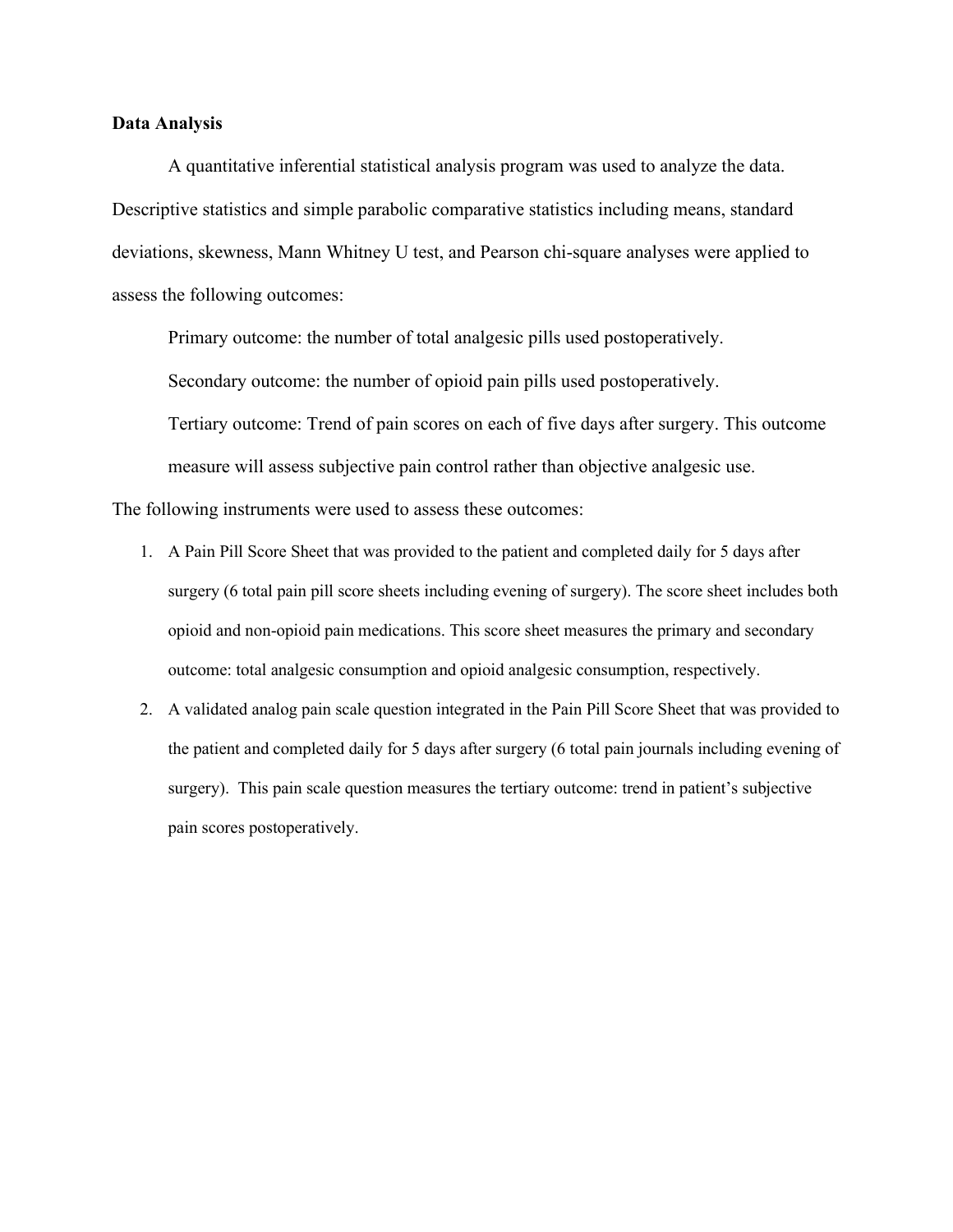**Data Analysis**

A quantitative inferential statistical analysis program was used to analyze the data. Descriptive statistics and simple parabolic comparative statistics including means, standard deviations, skewness, Mann Whitney U test, and Pearson chi-square analyses were applied to assess the following outcomes:

Primary outcome: the number of total analgesic pills used postoperatively.

Secondary outcome: the number of opioid pain pills used postoperatively.

Tertiary outcome: Trend of pain scores on each of five days after surgery. This outcome measure will assess subjective pain control rather than objective analgesic use.

The following instruments were used to assess these outcomes:

1. A Pain Pill Score Sheet that was provided to the patient and completed daily for 5 days after surgery (6 total pain pill score sheets including evening of surgery). The score sheet includes both opioid and non-opioid pain medications. This score sheet measures the primary and secondary outcome: total analgesic consumption and opioid analgesic consumption, respectively.
2. A validated analog pain scale question integrated in the Pain Pill Score Sheet that was provided to the patient and completed daily for 5 days after surgery (6 total pain journals including evening of surgery). This pain scale question measures the tertiary outcome: trend in patient's subjective pain scores postoperatively.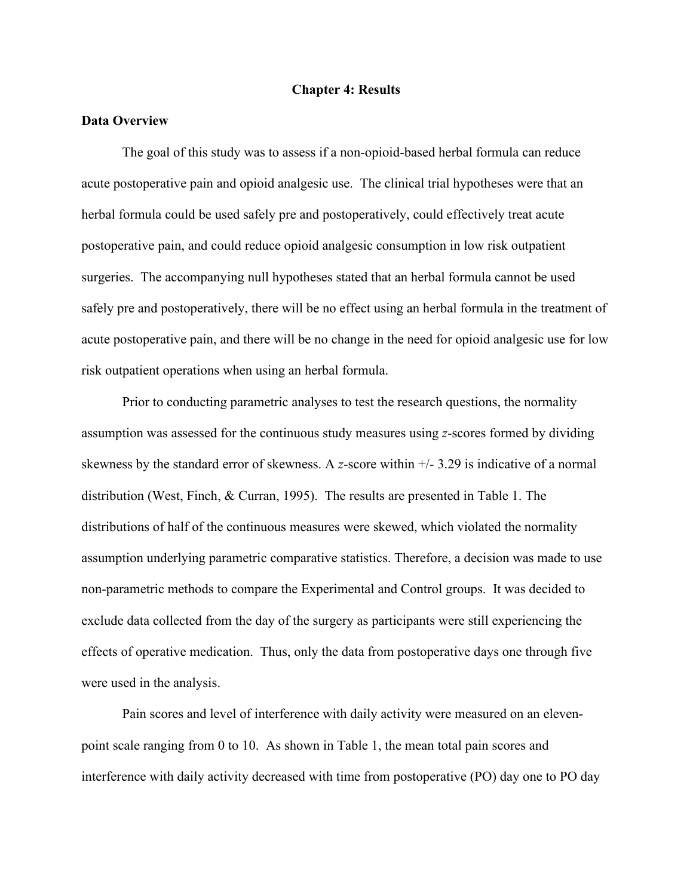# Chapter 4: Results

## Data Overview

The goal of this study was to assess if a non-opioid-based herbal formula can reduce acute postoperative pain and opioid analgesic use. The clinical trial hypotheses were that an herbal formula could be used safely pre and postoperatively, could effectively treat acute postoperative pain, and could reduce opioid analgesic consumption in low risk outpatient surgeries. The accompanying null hypotheses stated that an herbal formula cannot be used safely pre and postoperatively, there will be no effect using an herbal formula in the treatment of acute postoperative pain, and there will be no change in the need for opioid analgesic use for low risk outpatient operations when using an herbal formula.

Prior to conducting parametric analyses to test the research questions, the normality assumption was assessed for the continuous study measures using *z*-scores formed by dividing skewness by the standard error of skewness. A *z*-score within +/- 3.29 is indicative of a normal distribution (West, Finch, & Curran, 1995). The results are presented in Table 1. The distributions of half of the continuous measures were skewed, which violated the normality assumption underlying parametric comparative statistics. Therefore, a decision was made to use non-parametric methods to compare the Experimental and Control groups. It was decided to exclude data collected from the day of the surgery as participants were still experiencing the effects of operative medication. Thus, only the data from postoperative days one through five were used in the analysis.

Pain scores and level of interference with daily activity were measured on an eleven-point scale ranging from 0 to 10. As shown in Table 1, the mean total pain scores and interference with daily activity decreased with time from postoperative (PO) day one to PO day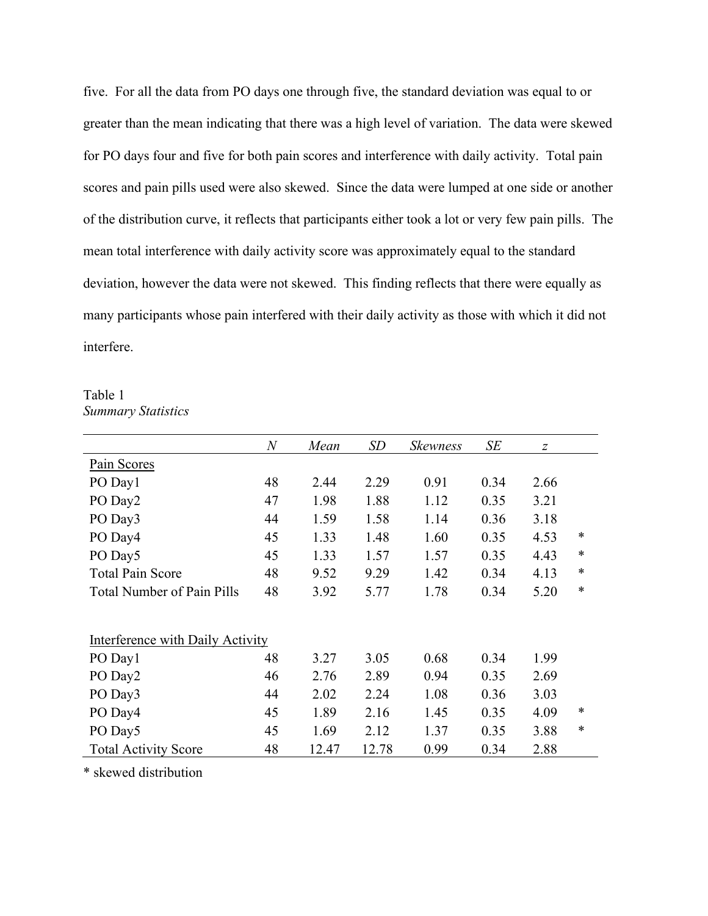five. For all the data from PO days one through five, the standard deviation was equal to or greater than the mean indicating that there was a high level of variation. The data were skewed for PO days four and five for both pain scores and interference with daily activity. Total pain scores and pain pills used were also skewed. Since the data were lumped at one side or another of the distribution curve, it reflects that participants either took a lot or very few pain pills. The mean total interference with daily activity score was approximately equal to the standard deviation, however the data were not skewed. This finding reflects that there were equally as many participants whose pain interfered with their daily activity as those with which it did not interfere.

Table 1
*Summary Statistics*

| | *N* | *Mean* | *SD* | *Skewness* | *SE* | *z* | |
|---|---|---|---|---|---|---|---|
| Pain Scores | | | | | | | |
| PO Day1 | 48 | 2.44 | 2.29 | 0.91 | 0.34 | 2.66 | |
| PO Day2 | 47 | 1.98 | 1.88 | 1.12 | 0.35 | 3.21 | |
| PO Day3 | 44 | 1.59 | 1.58 | 1.14 | 0.36 | 3.18 | |
| PO Day4 | 45 | 1.33 | 1.48 | 1.60 | 0.35 | 4.53 | * |
| PO Day5 | 45 | 1.33 | 1.57 | 1.57 | 0.35 | 4.43 | * |
| Total Pain Score | 48 | 9.52 | 9.29 | 1.42 | 0.34 | 4.13 | * |
| Total Number of Pain Pills | 48 | 3.92 | 5.77 | 1.78 | 0.34 | 5.20 | * |
| | | | | | | | |
| Interference with Daily Activity | | | | | | | |
| PO Day1 | 48 | 3.27 | 3.05 | 0.68 | 0.34 | 1.99 | |
| PO Day2 | 46 | 2.76 | 2.89 | 0.94 | 0.35 | 2.69 | |
| PO Day3 | 44 | 2.02 | 2.24 | 1.08 | 0.36 | 3.03 | |
| PO Day4 | 45 | 1.89 | 2.16 | 1.45 | 0.35 | 4.09 | * |
| PO Day5 | 45 | 1.69 | 2.12 | 1.37 | 0.35 | 3.88 | * |
| Total Activity Score | 48 | 12.47 | 12.78 | 0.99 | 0.34 | 2.88 | |

* skewed distribution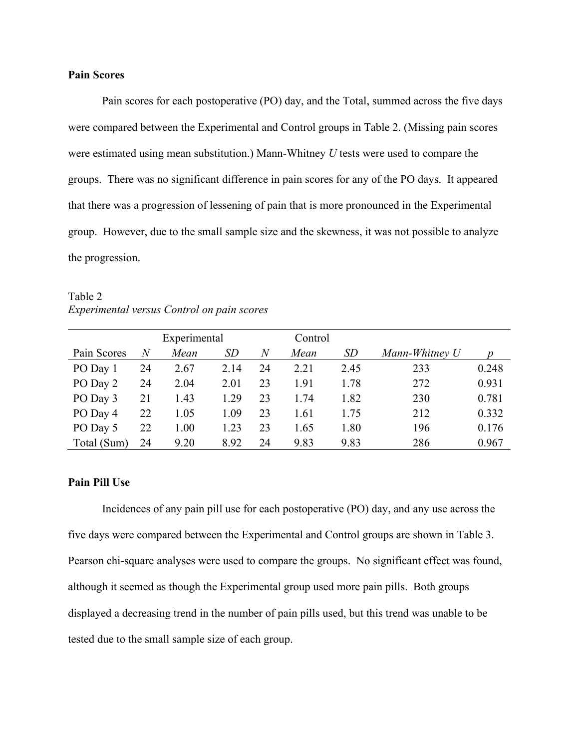**Pain Scores**

Pain scores for each postoperative (PO) day, and the Total, summed across the five days were compared between the Experimental and Control groups in Table 2. (Missing pain scores were estimated using mean substitution.) Mann-Whitney *U* tests were used to compare the groups. There was no significant difference in pain scores for any of the PO days. It appeared that there was a progression of lessening of pain that is more pronounced in the Experimental group. However, due to the small sample size and the skewness, it was not possible to analyze the progression.

Table 2
*Experimental versus Control on pain scores*

| | Experimental | | | Control | | | | |
|---|---|---|---|---|---|---|---|---|
| Pain Scores | *N* | *Mean* | *SD* | *N* | *Mean* | *SD* | *Mann-Whitney U* | *p* |
| PO Day 1 | 24 | 2.67 | 2.14 | 24 | 2.21 | 2.45 | 233 | 0.248 |
| PO Day 2 | 24 | 2.04 | 2.01 | 23 | 1.91 | 1.78 | 272 | 0.931 |
| PO Day 3 | 21 | 1.43 | 1.29 | 23 | 1.74 | 1.82 | 230 | 0.781 |
| PO Day 4 | 22 | 1.05 | 1.09 | 23 | 1.61 | 1.75 | 212 | 0.332 |
| PO Day 5 | 22 | 1.00 | 1.23 | 23 | 1.65 | 1.80 | 196 | 0.176 |
| Total (Sum) | 24 | 9.20 | 8.92 | 24 | 9.83 | 9.83 | 286 | 0.967 |

**Pain Pill Use**

Incidences of any pain pill use for each postoperative (PO) day, and any use across the five days were compared between the Experimental and Control groups are shown in Table 3. Pearson chi-square analyses were used to compare the groups. No significant effect was found, although it seemed as though the Experimental group used more pain pills. Both groups displayed a decreasing trend in the number of pain pills used, but this trend was unable to be tested due to the small sample size of each group.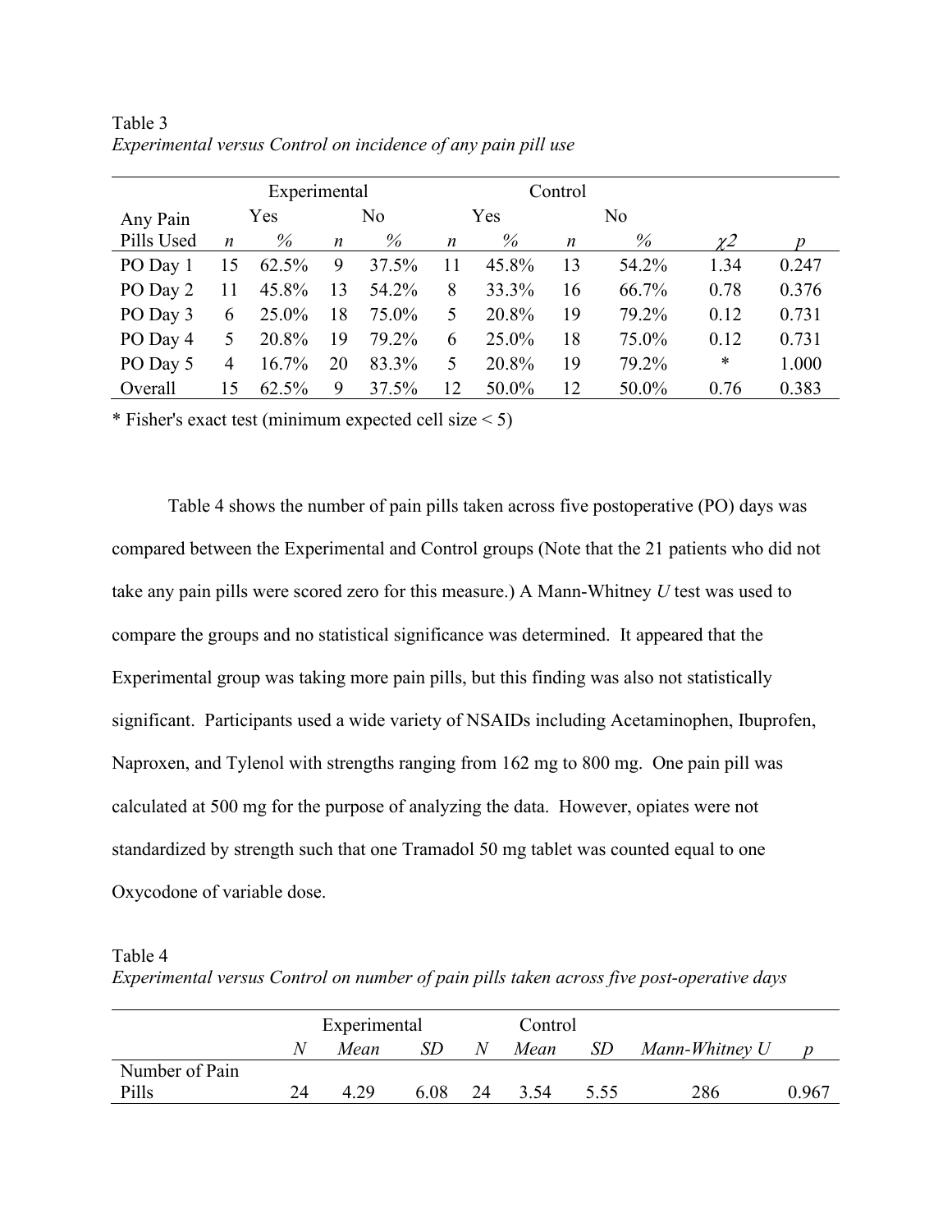Table 3
*Experimental versus Control on incidence of any pain pill use*

| | Experimental | | | | Control | | | | | |
|---|---|---|---|---|---|---|---|---|---|---|
| Any Pain | Yes | | No | | Yes | | No | | | |
| Pills Used | *n* | *%* | *n* | *%* | *n* | *%* | *n* | *%* | $\chi 2$ | *p* |
| PO Day 1 | 15 | 62.5% | 9 | 37.5% | 11 | 45.8% | 13 | 54.2% | 1.34 | 0.247 |
| PO Day 2 | 11 | 45.8% | 13 | 54.2% | 8 | 33.3% | 16 | 66.7% | 0.78 | 0.376 |
| PO Day 3 | 6 | 25.0% | 18 | 75.0% | 5 | 20.8% | 19 | 79.2% | 0.12 | 0.731 |
| PO Day 4 | 5 | 20.8% | 19 | 79.2% | 6 | 25.0% | 18 | 75.0% | 0.12 | 0.731 |
| PO Day 5 | 4 | 16.7% | 20 | 83.3% | 5 | 20.8% | 19 | 79.2% | * | 1.000 |
| Overall | 15 | 62.5% | 9 | 37.5% | 12 | 50.0% | 12 | 50.0% | 0.76 | 0.383 |

* Fisher's exact test (minimum expected cell size < 5)

Table 4 shows the number of pain pills taken across five postoperative (PO) days was compared between the Experimental and Control groups (Note that the 21 patients who did not take any pain pills were scored zero for this measure.) A Mann-Whitney *U* test was used to compare the groups and no statistical significance was determined. It appeared that the Experimental group was taking more pain pills, but this finding was also not statistically significant. Participants used a wide variety of NSAIDs including Acetaminophen, Ibuprofen, Naproxen, and Tylenol with strengths ranging from 162 mg to 800 mg. One pain pill was calculated at 500 mg for the purpose of analyzing the data. However, opiates were not standardized by strength such that one Tramadol 50 mg tablet was counted equal to one Oxycodone of variable dose.

Table 4
*Experimental versus Control on number of pain pills taken across five post-operative days*

| | Experimental | | | Control | | | | |
|---|---|---|---|---|---|---|---|---|
| | *N* | *Mean* | *SD* | *N* | *Mean* | *SD* | *Mann-Whitney U* | *p* |
| Number of Pain Pills | 24 | 4.29 | 6.08 | 24 | 3.54 | 5.55 | 286 | 0.967 |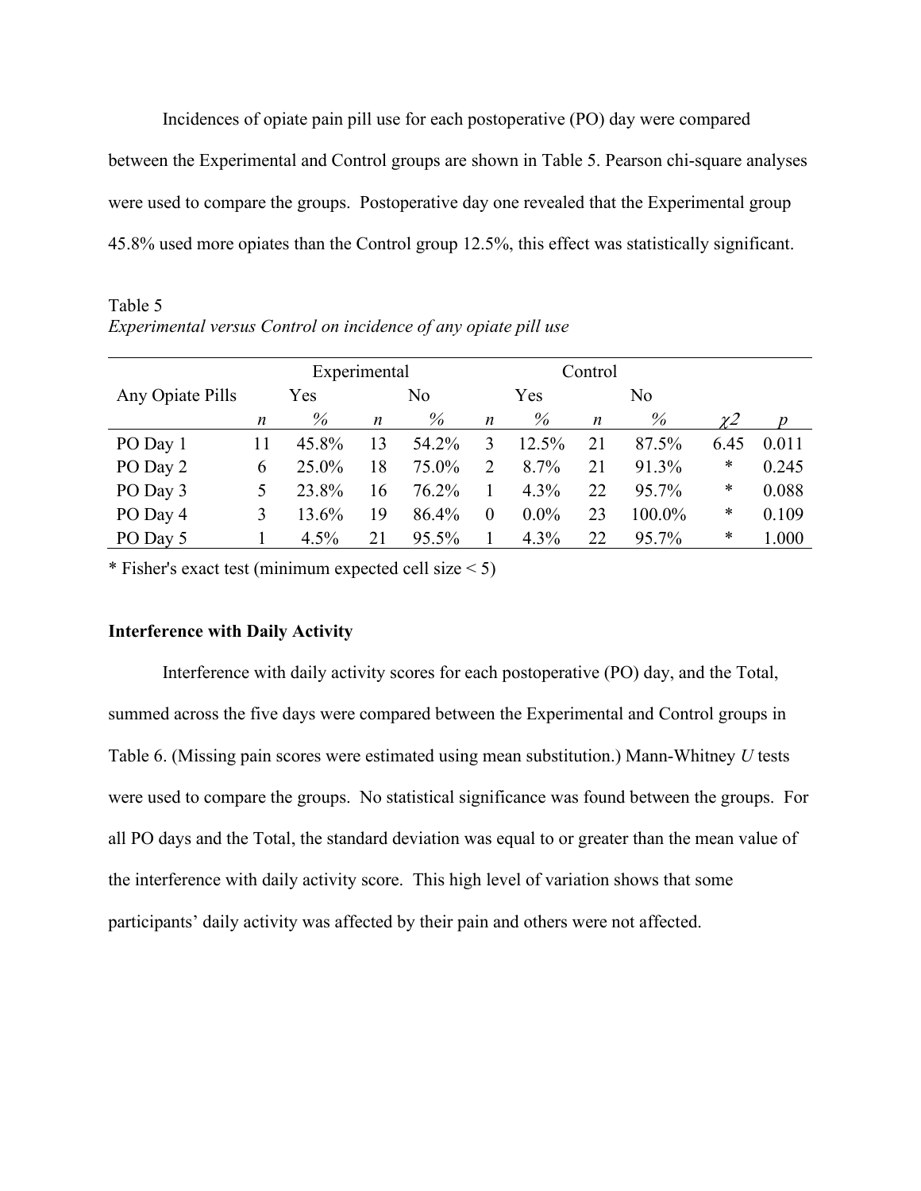Incidences of opiate pain pill use for each postoperative (PO) day were compared between the Experimental and Control groups are shown in Table 5. Pearson chi-square analyses were used to compare the groups. Postoperative day one revealed that the Experimental group 45.8% used more opiates than the Control group 12.5%, this effect was statistically significant.

Table 5
*Experimental versus Control on incidence of any opiate pill use*

| | Experimental | | | | Control | | | | | |
|---|---|---|---|---|---|---|---|---|---|---|
| Any Opiate Pills | Yes | | No | | Yes | | No | | | |
| | *n* | *%* | *n* | *%* | *n* | *%* | *n* | *%* | $\chi 2$ | *p* |
| PO Day 1 | 11 | 45.8% | 13 | 54.2% | 3 | 12.5% | 21 | 87.5% | 6.45 | 0.011 |
| PO Day 2 | 6 | 25.0% | 18 | 75.0% | 2 | 8.7% | 21 | 91.3% | * | 0.245 |
| PO Day 3 | 5 | 23.8% | 16 | 76.2% | 1 | 4.3% | 22 | 95.7% | * | 0.088 |
| PO Day 4 | 3 | 13.6% | 19 | 86.4% | 0 | 0.0% | 23 | 100.0% | * | 0.109 |
| PO Day 5 | 1 | 4.5% | 21 | 95.5% | 1 | 4.3% | 22 | 95.7% | * | 1.000 |

* Fisher's exact test (minimum expected cell size < 5)

### Interference with Daily Activity

Interference with daily activity scores for each postoperative (PO) day, and the Total, summed across the five days were compared between the Experimental and Control groups in Table 6. (Missing pain scores were estimated using mean substitution.) Mann-Whitney *U* tests were used to compare the groups. No statistical significance was found between the groups. For all PO days and the Total, the standard deviation was equal to or greater than the mean value of the interference with daily activity score. This high level of variation shows that some participants' daily activity was affected by their pain and others were not affected.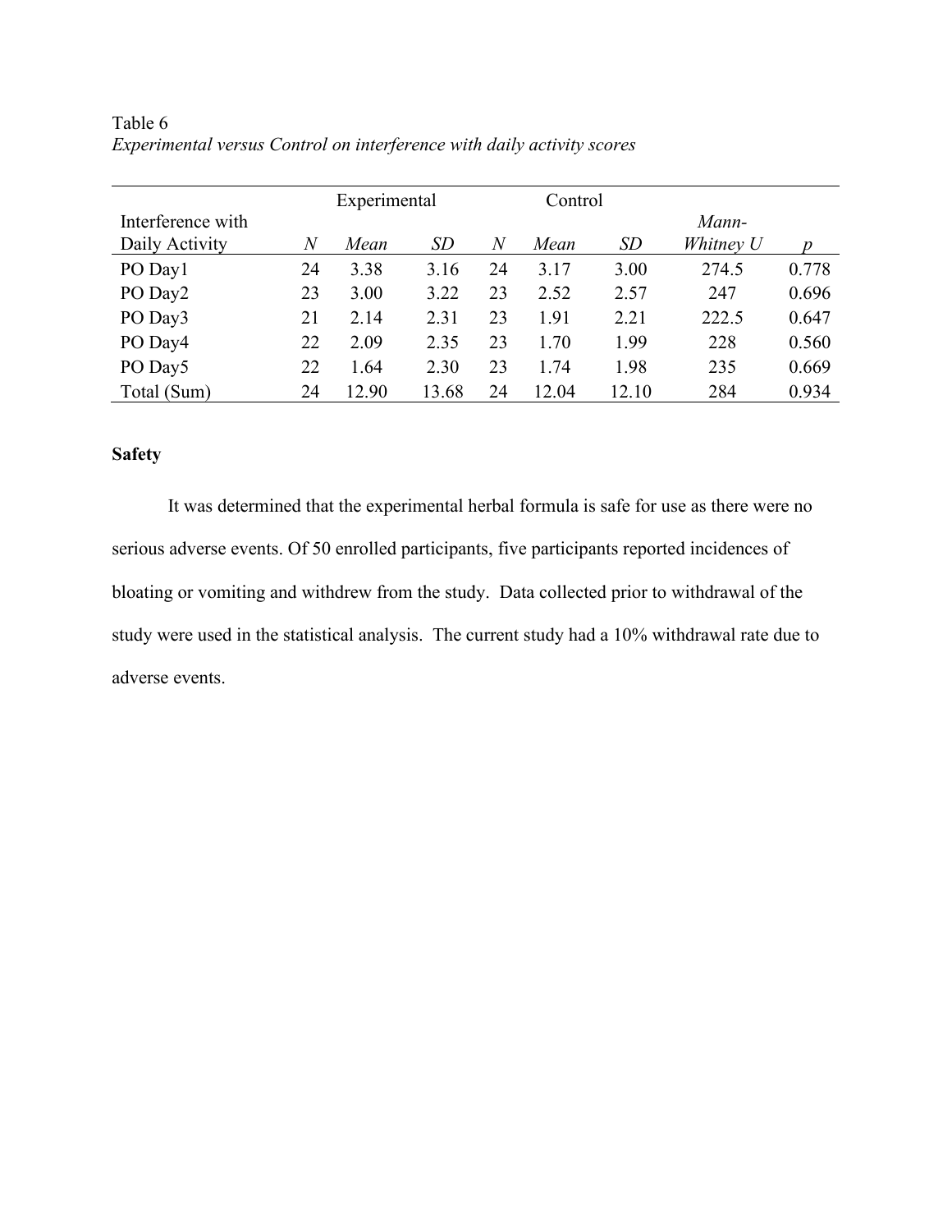Table 6

*Experimental versus Control on interference with daily activity scores*

| Interference with Daily Activity | Experimental | | | Control | | | *Mann-Whitney U* | *p* |
|---|---|---|---|---|---|---|---|---|
| | *N* | *Mean* | *SD* | *N* | *Mean* | *SD* | | |
| PO Day1 | 24 | 3.38 | 3.16 | 24 | 3.17 | 3.00 | 274.5 | 0.778 |
| PO Day2 | 23 | 3.00 | 3.22 | 23 | 2.52 | 2.57 | 247 | 0.696 |
| PO Day3 | 21 | 2.14 | 2.31 | 23 | 1.91 | 2.21 | 222.5 | 0.647 |
| PO Day4 | 22 | 2.09 | 2.35 | 23 | 1.70 | 1.99 | 228 | 0.560 |
| PO Day5 | 22 | 1.64 | 2.30 | 23 | 1.74 | 1.98 | 235 | 0.669 |
| Total (Sum) | 24 | 12.90 | 13.68 | 24 | 12.04 | 12.10 | 284 | 0.934 |

**Safety**

It was determined that the experimental herbal formula is safe for use as there were no serious adverse events. Of 50 enrolled participants, five participants reported incidences of bloating or vomiting and withdrew from the study. Data collected prior to withdrawal of the study were used in the statistical analysis. The current study had a 10% withdrawal rate due to adverse events.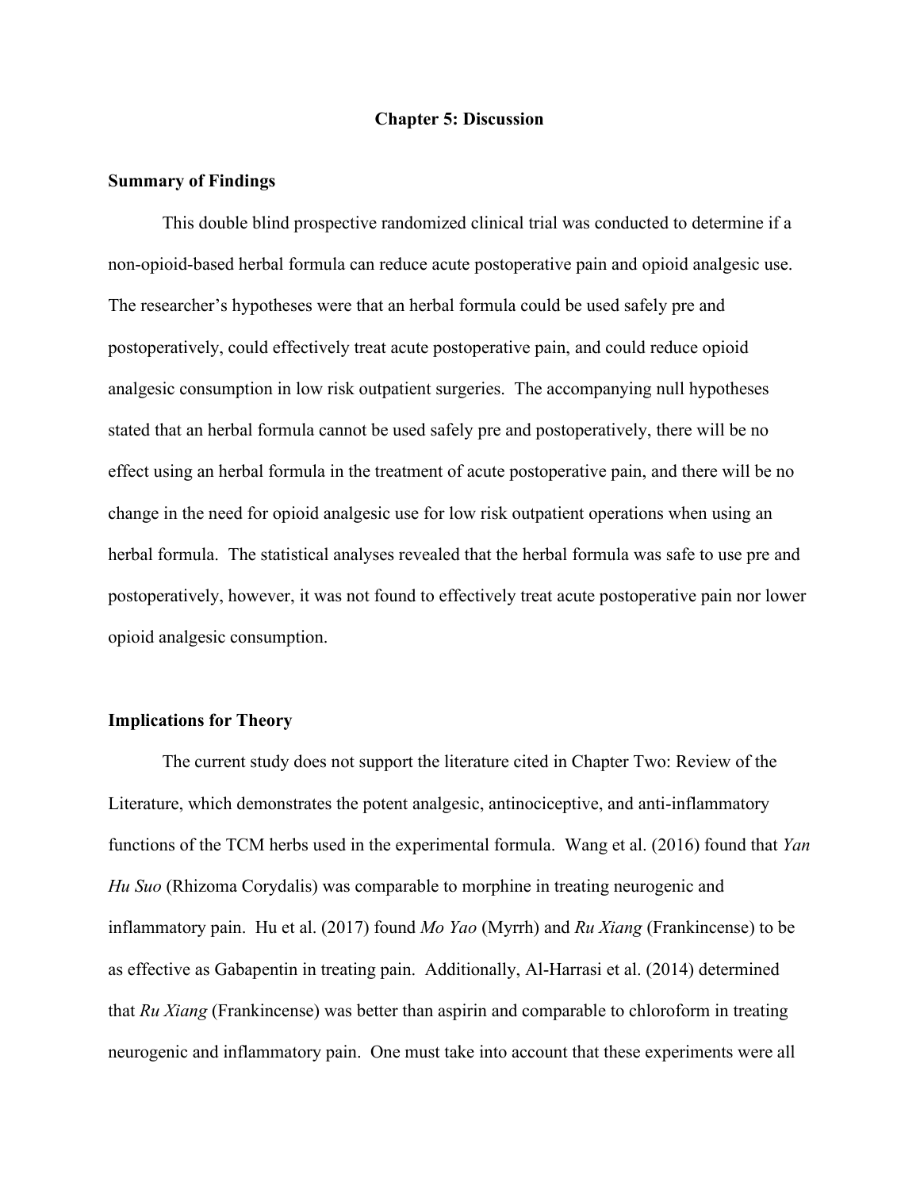# Chapter 5: Discussion

## Summary of Findings

This double blind prospective randomized clinical trial was conducted to determine if a non-opioid-based herbal formula can reduce acute postoperative pain and opioid analgesic use. The researcher's hypotheses were that an herbal formula could be used safely pre and postoperatively, could effectively treat acute postoperative pain, and could reduce opioid analgesic consumption in low risk outpatient surgeries. The accompanying null hypotheses stated that an herbal formula cannot be used safely pre and postoperatively, there will be no effect using an herbal formula in the treatment of acute postoperative pain, and there will be no change in the need for opioid analgesic use for low risk outpatient operations when using an herbal formula. The statistical analyses revealed that the herbal formula was safe to use pre and postoperatively, however, it was not found to effectively treat acute postoperative pain nor lower opioid analgesic consumption.

## Implications for Theory

The current study does not support the literature cited in Chapter Two: Review of the Literature, which demonstrates the potent analgesic, antinociceptive, and anti-inflammatory functions of the TCM herbs used in the experimental formula. Wang et al. (2016) found that *Yan Hu Suo* (Rhizoma Corydalis) was comparable to morphine in treating neurogenic and inflammatory pain. Hu et al. (2017) found *Mo Yao* (Myrrh) and *Ru Xiang* (Frankincense) to be as effective as Gabapentin in treating pain. Additionally, Al-Harrasi et al. (2014) determined that *Ru Xiang* (Frankincense) was better than aspirin and comparable to chloroform in treating neurogenic and inflammatory pain. One must take into account that these experiments were all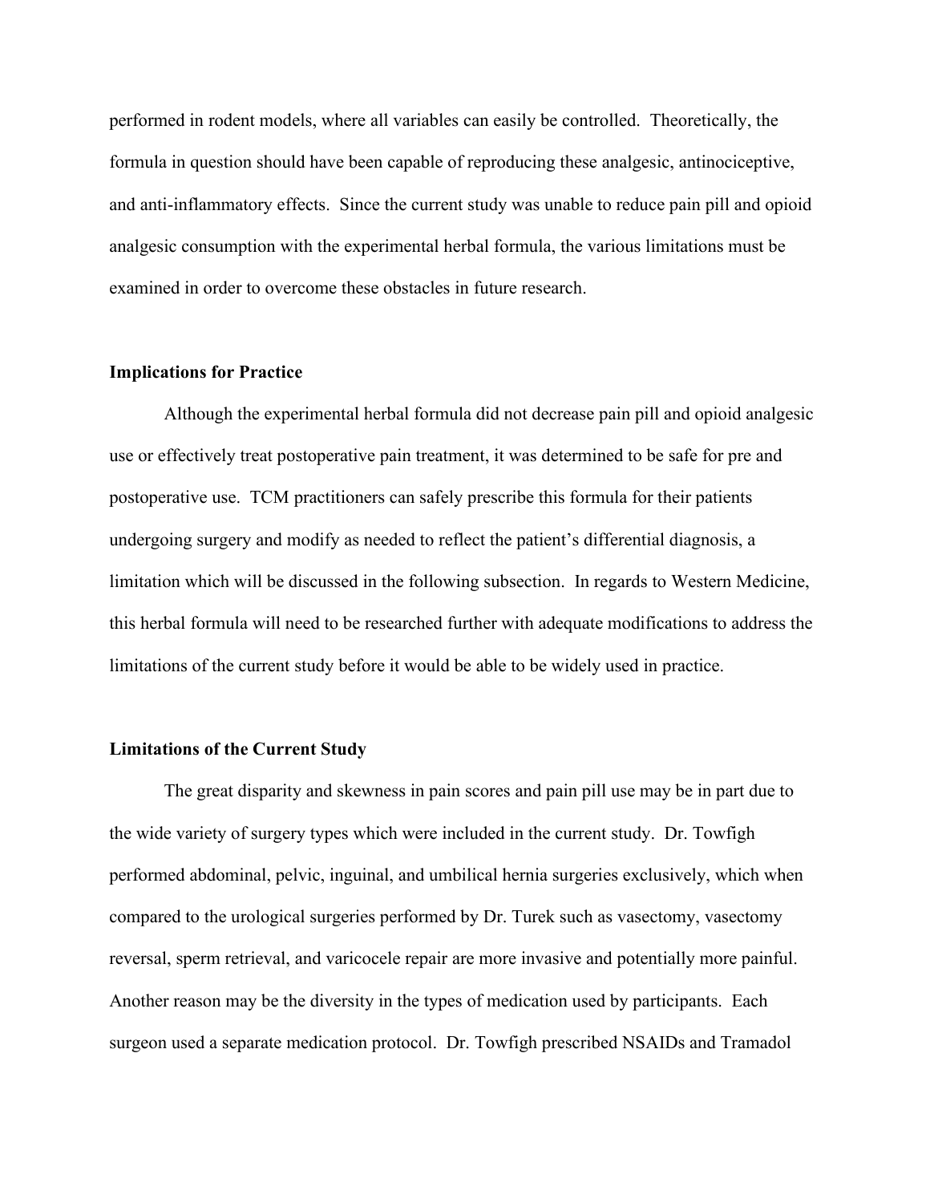performed in rodent models, where all variables can easily be controlled. Theoretically, the formula in question should have been capable of reproducing these analgesic, antinociceptive, and anti-inflammatory effects. Since the current study was unable to reduce pain pill and opioid analgesic consumption with the experimental herbal formula, the various limitations must be examined in order to overcome these obstacles in future research.

### Implications for Practice

Although the experimental herbal formula did not decrease pain pill and opioid analgesic use or effectively treat postoperative pain treatment, it was determined to be safe for pre and postoperative use. TCM practitioners can safely prescribe this formula for their patients undergoing surgery and modify as needed to reflect the patient's differential diagnosis, a limitation which will be discussed in the following subsection. In regards to Western Medicine, this herbal formula will need to be researched further with adequate modifications to address the limitations of the current study before it would be able to be widely used in practice.

### Limitations of the Current Study

The great disparity and skewness in pain scores and pain pill use may be in part due to the wide variety of surgery types which were included in the current study. Dr. Towfigh performed abdominal, pelvic, inguinal, and umbilical hernia surgeries exclusively, which when compared to the urological surgeries performed by Dr. Turek such as vasectomy, vasectomy reversal, sperm retrieval, and varicocele repair are more invasive and potentially more painful. Another reason may be the diversity in the types of medication used by participants. Each surgeon used a separate medication protocol. Dr. Towfigh prescribed NSAIDs and Tramadol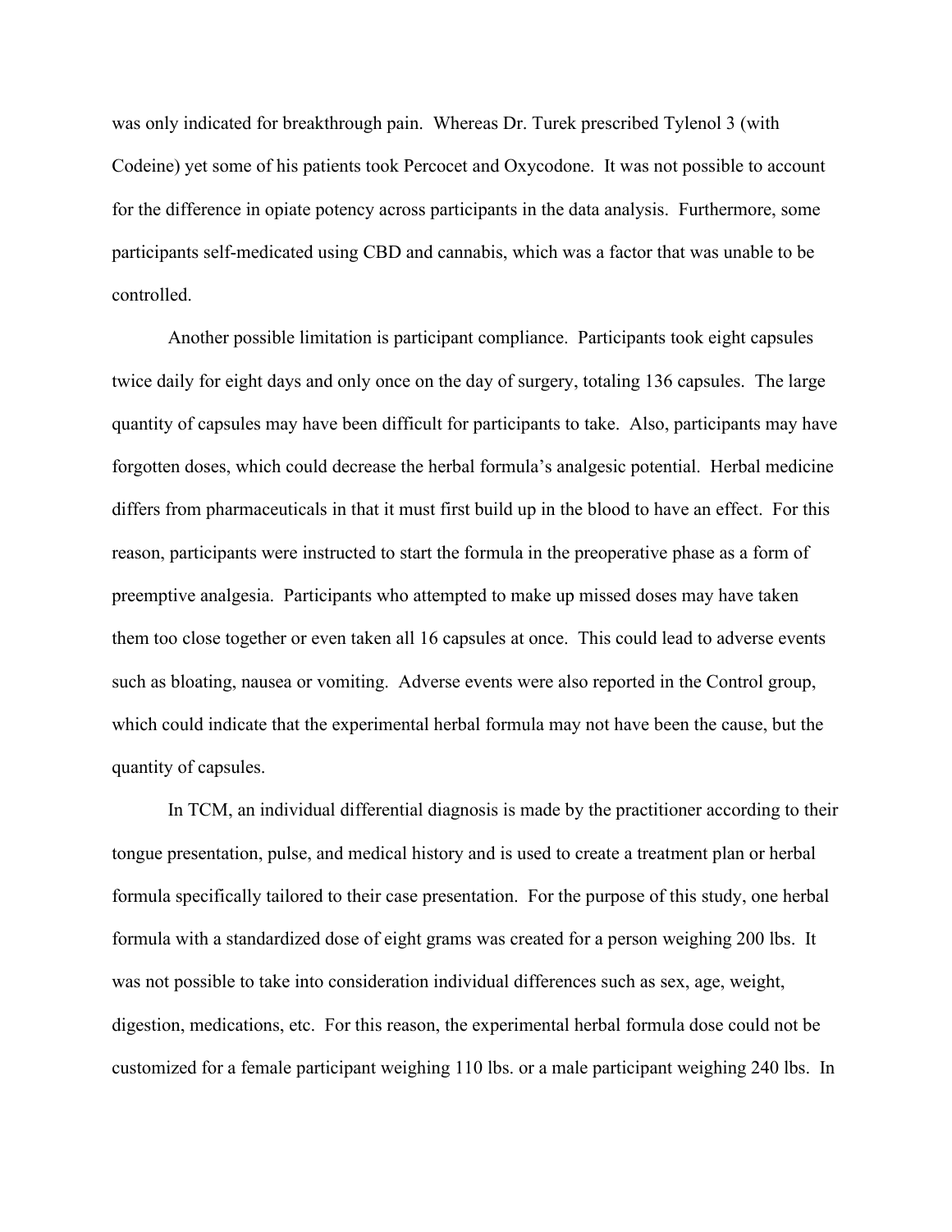was only indicated for breakthrough pain. Whereas Dr. Turek prescribed Tylenol 3 (with Codeine) yet some of his patients took Percocet and Oxycodone. It was not possible to account for the difference in opiate potency across participants in the data analysis. Furthermore, some participants self-medicated using CBD and cannabis, which was a factor that was unable to be controlled.

Another possible limitation is participant compliance. Participants took eight capsules twice daily for eight days and only once on the day of surgery, totaling 136 capsules. The large quantity of capsules may have been difficult for participants to take. Also, participants may have forgotten doses, which could decrease the herbal formula's analgesic potential. Herbal medicine differs from pharmaceuticals in that it must first build up in the blood to have an effect. For this reason, participants were instructed to start the formula in the preoperative phase as a form of preemptive analgesia. Participants who attempted to make up missed doses may have taken them too close together or even taken all 16 capsules at once. This could lead to adverse events such as bloating, nausea or vomiting. Adverse events were also reported in the Control group, which could indicate that the experimental herbal formula may not have been the cause, but the quantity of capsules.

In TCM, an individual differential diagnosis is made by the practitioner according to their tongue presentation, pulse, and medical history and is used to create a treatment plan or herbal formula specifically tailored to their case presentation. For the purpose of this study, one herbal formula with a standardized dose of eight grams was created for a person weighing 200 lbs. It was not possible to take into consideration individual differences such as sex, age, weight, digestion, medications, etc. For this reason, the experimental herbal formula dose could not be customized for a female participant weighing 110 lbs. or a male participant weighing 240 lbs. In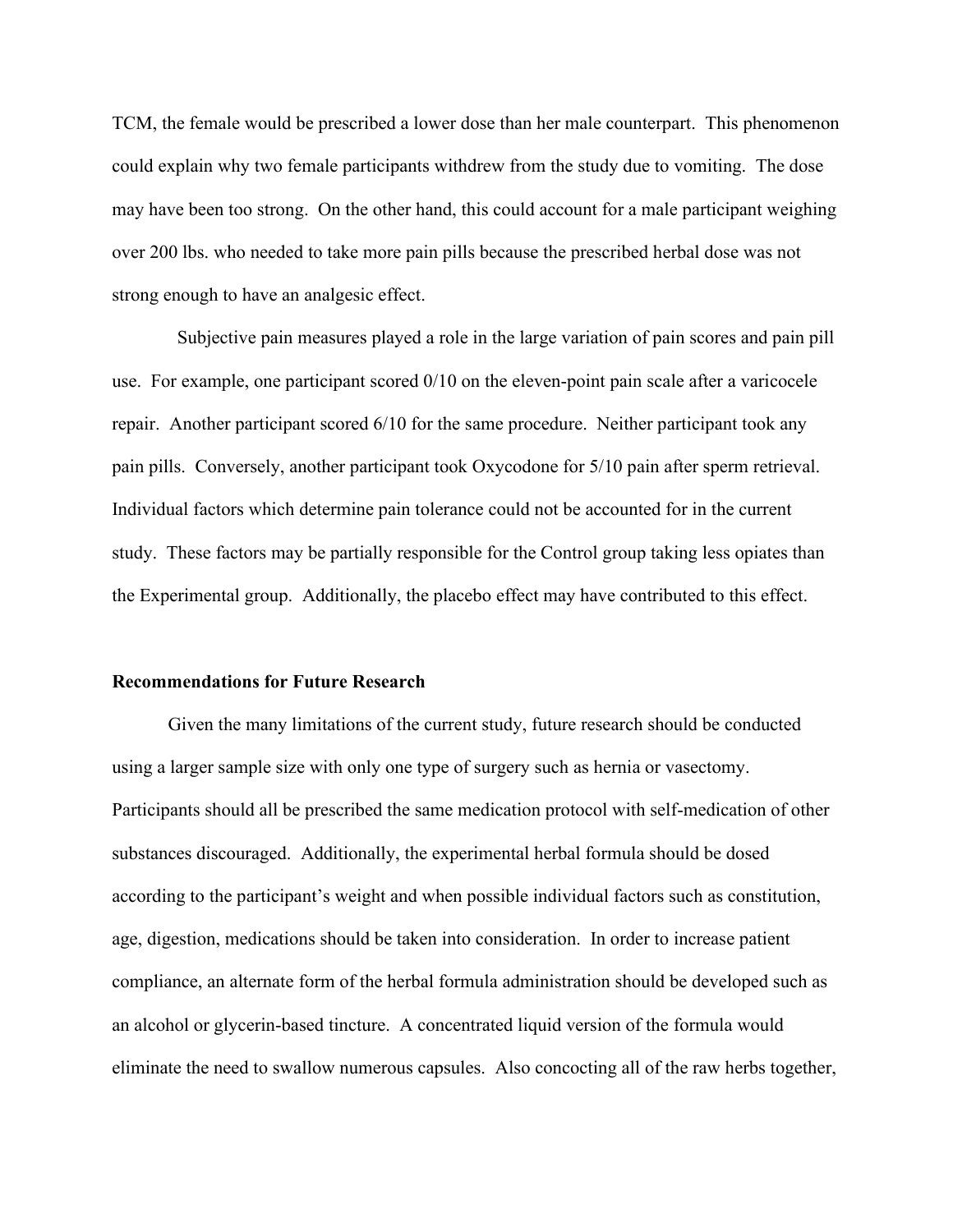TCM, the female would be prescribed a lower dose than her male counterpart. This phenomenon could explain why two female participants withdrew from the study due to vomiting. The dose may have been too strong. On the other hand, this could account for a male participant weighing over 200 lbs. who needed to take more pain pills because the prescribed herbal dose was not strong enough to have an analgesic effect.

Subjective pain measures played a role in the large variation of pain scores and pain pill use. For example, one participant scored 0/10 on the eleven-point pain scale after a varicocele repair. Another participant scored 6/10 for the same procedure. Neither participant took any pain pills. Conversely, another participant took Oxycodone for 5/10 pain after sperm retrieval. Individual factors which determine pain tolerance could not be accounted for in the current study. These factors may be partially responsible for the Control group taking less opiates than the Experimental group. Additionally, the placebo effect may have contributed to this effect.

**Recommendations for Future Research**

Given the many limitations of the current study, future research should be conducted using a larger sample size with only one type of surgery such as hernia or vasectomy. Participants should all be prescribed the same medication protocol with self-medication of other substances discouraged. Additionally, the experimental herbal formula should be dosed according to the participant's weight and when possible individual factors such as constitution, age, digestion, medications should be taken into consideration. In order to increase patient compliance, an alternate form of the herbal formula administration should be developed such as an alcohol or glycerin-based tincture. A concentrated liquid version of the formula would eliminate the need to swallow numerous capsules. Also concocting all of the raw herbs together,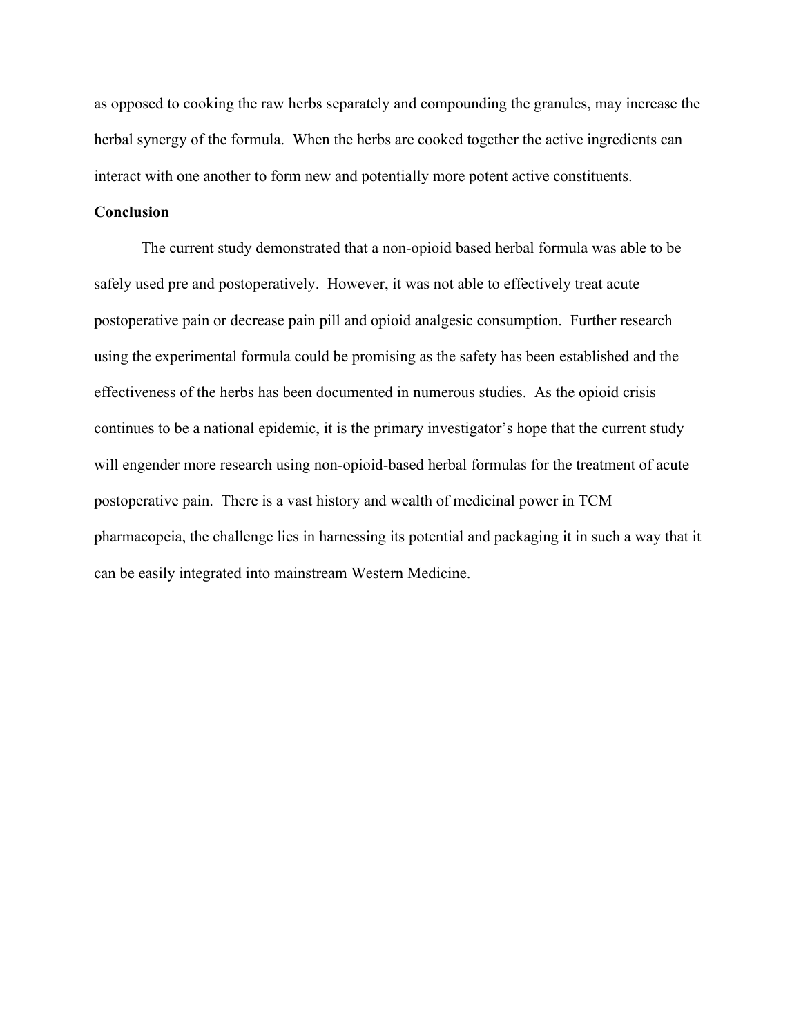as opposed to cooking the raw herbs separately and compounding the granules, may increase the herbal synergy of the formula. When the herbs are cooked together the active ingredients can interact with one another to form new and potentially more potent active constituents.

**Conclusion**

The current study demonstrated that a non-opioid based herbal formula was able to be safely used pre and postoperatively. However, it was not able to effectively treat acute postoperative pain or decrease pain pill and opioid analgesic consumption. Further research using the experimental formula could be promising as the safety has been established and the effectiveness of the herbs has been documented in numerous studies. As the opioid crisis continues to be a national epidemic, it is the primary investigator's hope that the current study will engender more research using non-opioid-based herbal formulas for the treatment of acute postoperative pain. There is a vast history and wealth of medicinal power in TCM pharmacopeia, the challenge lies in harnessing its potential and packaging it in such a way that it can be easily integrated into mainstream Western Medicine.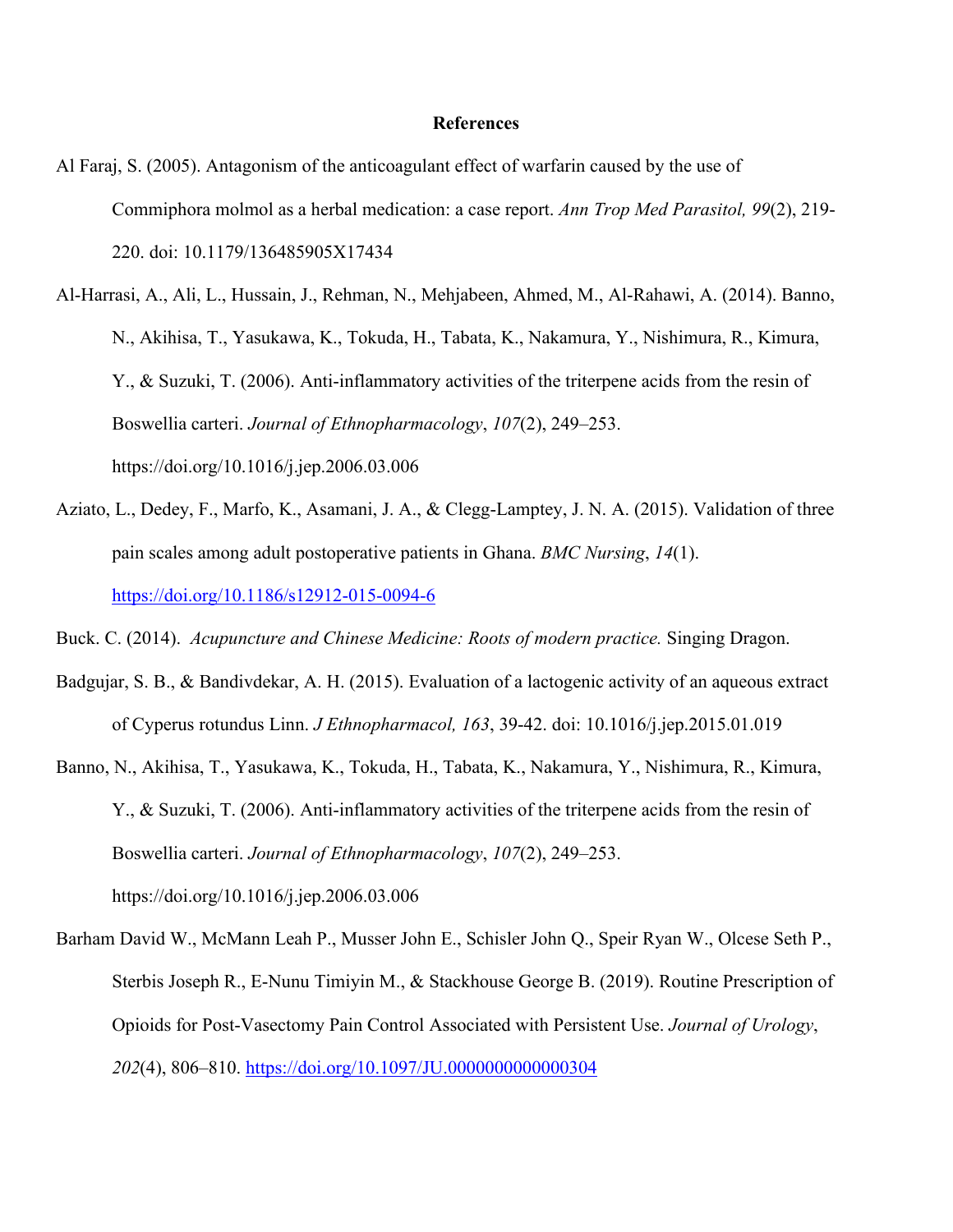**References**

Al Faraj, S. (2005). Antagonism of the anticoagulant effect of warfarin caused by the use of Commiphora molmol as a herbal medication: a case report. *Ann Trop Med Parasitol, 99*(2), 219-220. doi: 10.1179/136485905X17434

Al-Harrasi, A., Ali, L., Hussain, J., Rehman, N., Mehjabeen, Ahmed, M., Al-Rahawi, A. (2014). Banno, N., Akihisa, T., Yasukawa, K., Tokuda, H., Tabata, K., Nakamura, Y., Nishimura, R., Kimura, Y., & Suzuki, T. (2006). Anti-inflammatory activities of the triterpene acids from the resin of Boswellia carteri. *Journal of Ethnopharmacology*, *107*(2), 249–253. https://doi.org/10.1016/j.jep.2006.03.006

Aziato, L., Dedey, F., Marfo, K., Asamani, J. A., & Clegg-Lamptey, J. N. A. (2015). Validation of three pain scales among adult postoperative patients in Ghana. *BMC Nursing*, *14*(1). https://doi.org/10.1186/s12912-015-0094-6

Buck. C. (2014). *Acupuncture and Chinese Medicine: Roots of modern practice.* Singing Dragon.

Badgujar, S. B., & Bandivdekar, A. H. (2015). Evaluation of a lactogenic activity of an aqueous extract of Cyperus rotundus Linn. *J Ethnopharmacol, 163*, 39-42. doi: 10.1016/j.jep.2015.01.019

Banno, N., Akihisa, T., Yasukawa, K., Tokuda, H., Tabata, K., Nakamura, Y., Nishimura, R., Kimura, Y., & Suzuki, T. (2006). Anti-inflammatory activities of the triterpene acids from the resin of Boswellia carteri. *Journal of Ethnopharmacology*, *107*(2), 249–253. https://doi.org/10.1016/j.jep.2006.03.006

Barham David W., McMann Leah P., Musser John E., Schisler John Q., Speir Ryan W., Olcese Seth P., Sterbis Joseph R., E-Nunu Timiyin M., & Stackhouse George B. (2019). Routine Prescription of Opioids for Post-Vasectomy Pain Control Associated with Persistent Use. *Journal of Urology*, *202*(4), 806–810. https://doi.org/10.1097/JU.0000000000000304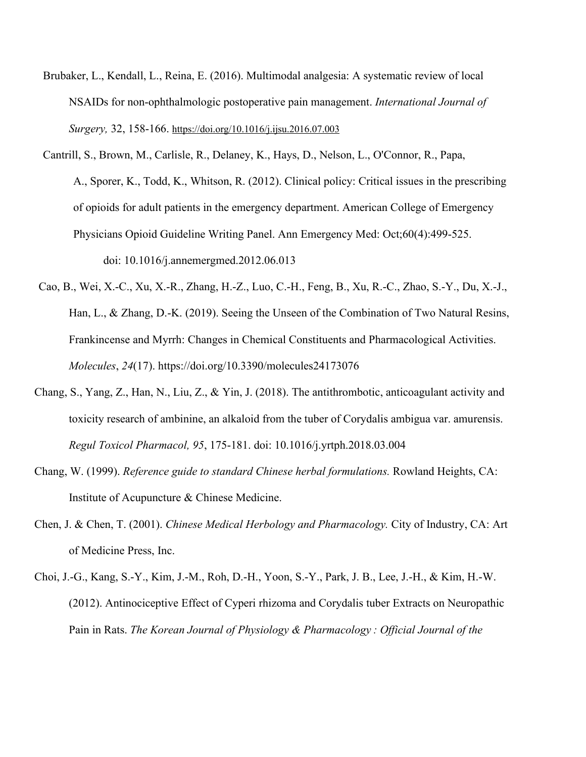Brubaker, L., Kendall, L., Reina, E. (2016). Multimodal analgesia: A systematic review of local NSAIDs for non-ophthalmologic postoperative pain management. *International Journal of Surgery,* 32, 158-166. https://doi.org/10.1016/j.ijsu.2016.07.003

Cantrill, S., Brown, M., Carlisle, R., Delaney, K., Hays, D., Nelson, L., O'Connor, R., Papa, A., Sporer, K., Todd, K., Whitson, R. (2012). Clinical policy: Critical issues in the prescribing of opioids for adult patients in the emergency department. American College of Emergency Physicians Opioid Guideline Writing Panel. Ann Emergency Med: Oct;60(4):499-525. doi: 10.1016/j.annemergmed.2012.06.013

Cao, B., Wei, X.-C., Xu, X.-R., Zhang, H.-Z., Luo, C.-H., Feng, B., Xu, R.-C., Zhao, S.-Y., Du, X.-J., Han, L., & Zhang, D.-K. (2019). Seeing the Unseen of the Combination of Two Natural Resins, Frankincense and Myrrh: Changes in Chemical Constituents and Pharmacological Activities. *Molecules*, *24*(17). https://doi.org/10.3390/molecules24173076

Chang, S., Yang, Z., Han, N., Liu, Z., & Yin, J. (2018). The antithrombotic, anticoagulant activity and toxicity research of ambinine, an alkaloid from the tuber of Corydalis ambigua var. amurensis. *Regul Toxicol Pharmacol, 95*, 175-181. doi: 10.1016/j.yrtph.2018.03.004

Chang, W. (1999). *Reference guide to standard Chinese herbal formulations.* Rowland Heights, CA: Institute of Acupuncture & Chinese Medicine.

Chen, J. & Chen, T. (2001). *Chinese Medical Herbology and Pharmacology.* City of Industry, CA: Art of Medicine Press, Inc.

Choi, J.-G., Kang, S.-Y., Kim, J.-M., Roh, D.-H., Yoon, S.-Y., Park, J. B., Lee, J.-H., & Kim, H.-W. (2012). Antinociceptive Effect of Cyperi rhizoma and Corydalis tuber Extracts on Neuropathic Pain in Rats. *The Korean Journal of Physiology & Pharmacology : Official Journal of the*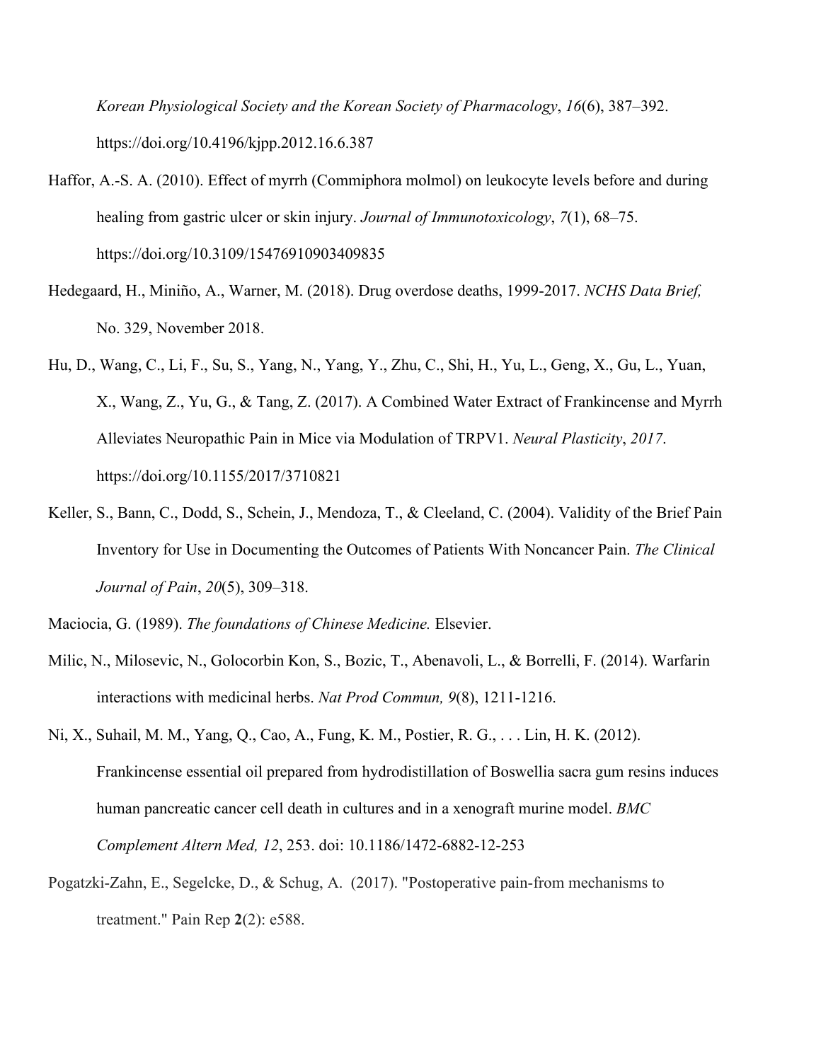*Korean Physiological Society and the Korean Society of Pharmacology*, *16*(6), 387–392. https://doi.org/10.4196/kjpp.2012.16.6.387

Haffor, A.-S. A. (2010). Effect of myrrh (Commiphora molmol) on leukocyte levels before and during healing from gastric ulcer or skin injury. *Journal of Immunotoxicology*, *7*(1), 68–75. https://doi.org/10.3109/15476910903409835

Hedegaard, H., Miniño, A., Warner, M. (2018). Drug overdose deaths, 1999-2017. *NCHS Data Brief,* No. 329, November 2018.

Hu, D., Wang, C., Li, F., Su, S., Yang, N., Yang, Y., Zhu, C., Shi, H., Yu, L., Geng, X., Gu, L., Yuan, X., Wang, Z., Yu, G., & Tang, Z. (2017). A Combined Water Extract of Frankincense and Myrrh Alleviates Neuropathic Pain in Mice via Modulation of TRPV1. *Neural Plasticity*, *2017*. https://doi.org/10.1155/2017/3710821

Keller, S., Bann, C., Dodd, S., Schein, J., Mendoza, T., & Cleeland, C. (2004). Validity of the Brief Pain Inventory for Use in Documenting the Outcomes of Patients With Noncancer Pain. *The Clinical Journal of Pain*, *20*(5), 309–318.

Maciocia, G. (1989). *The foundations of Chinese Medicine.* Elsevier.

Milic, N., Milosevic, N., Golocorbin Kon, S., Bozic, T., Abenavoli, L., & Borrelli, F. (2014). Warfarin interactions with medicinal herbs. *Nat Prod Commun, 9*(8), 1211-1216.

Ni, X., Suhail, M. M., Yang, Q., Cao, A., Fung, K. M., Postier, R. G., . . . Lin, H. K. (2012). Frankincense essential oil prepared from hydrodistillation of Boswellia sacra gum resins induces human pancreatic cancer cell death in cultures and in a xenograft murine model. *BMC Complement Altern Med, 12*, 253. doi: 10.1186/1472-6882-12-253

Pogatzki-Zahn, E., Segelcke, D., & Schug, A. (2017). "Postoperative pain-from mechanisms to treatment." Pain Rep **2**(2): e588.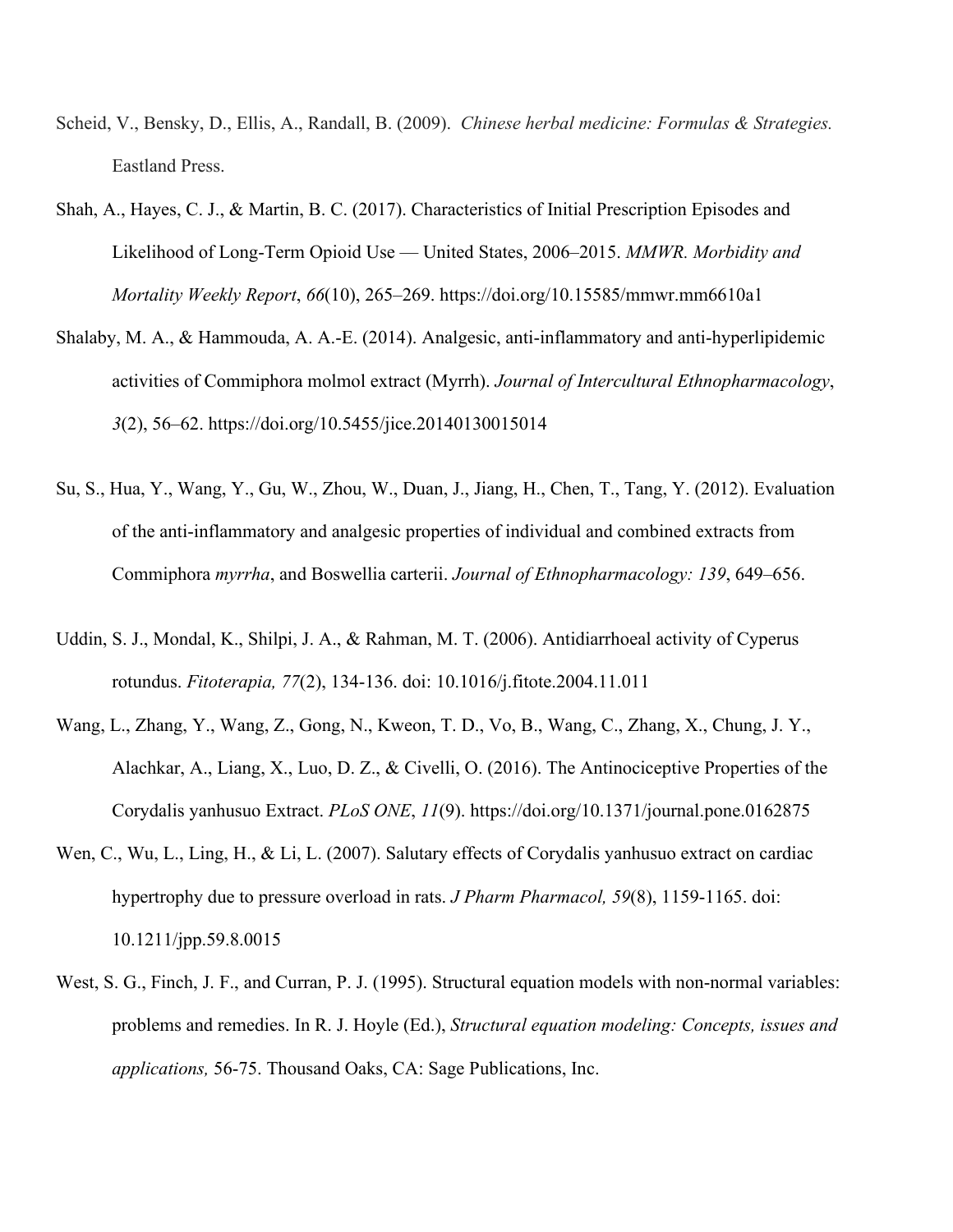Scheid, V., Bensky, D., Ellis, A., Randall, B. (2009). *Chinese herbal medicine: Formulas & Strategies.* Eastland Press.

Shah, A., Hayes, C. J., & Martin, B. C. (2017). Characteristics of Initial Prescription Episodes and Likelihood of Long-Term Opioid Use — United States, 2006–2015. *MMWR. Morbidity and Mortality Weekly Report*, *66*(10), 265–269. https://doi.org/10.15585/mmwr.mm6610a1

Shalaby, M. A., & Hammouda, A. A.-E. (2014). Analgesic, anti-inflammatory and anti-hyperlipidemic activities of Commiphora molmol extract (Myrrh). *Journal of Intercultural Ethnopharmacology*, *3*(2), 56–62. https://doi.org/10.5455/jice.20140130015014

Su, S., Hua, Y., Wang, Y., Gu, W., Zhou, W., Duan, J., Jiang, H., Chen, T., Tang, Y. (2012). Evaluation of the anti-inflammatory and analgesic properties of individual and combined extracts from Commiphora *myrrha*, and Boswellia carterii. *Journal of Ethnopharmacology: 139*, 649–656.

Uddin, S. J., Mondal, K., Shilpi, J. A., & Rahman, M. T. (2006). Antidiarrhoeal activity of Cyperus rotundus. *Fitoterapia, 77*(2), 134-136. doi: 10.1016/j.fitote.2004.11.011

Wang, L., Zhang, Y., Wang, Z., Gong, N., Kweon, T. D., Vo, B., Wang, C., Zhang, X., Chung, J. Y., Alachkar, A., Liang, X., Luo, D. Z., & Civelli, O. (2016). The Antinociceptive Properties of the Corydalis yanhusuo Extract. *PLoS ONE*, *11*(9). https://doi.org/10.1371/journal.pone.0162875

Wen, C., Wu, L., Ling, H., & Li, L. (2007). Salutary effects of Corydalis yanhusuo extract on cardiac hypertrophy due to pressure overload in rats. *J Pharm Pharmacol, 59*(8), 1159-1165. doi: 10.1211/jpp.59.8.0015

West, S. G., Finch, J. F., and Curran, P. J. (1995). Structural equation models with non-normal variables: problems and remedies. In R. J. Hoyle (Ed.), *Structural equation modeling: Concepts, issues and applications,* 56-75. Thousand Oaks, CA: Sage Publications, Inc.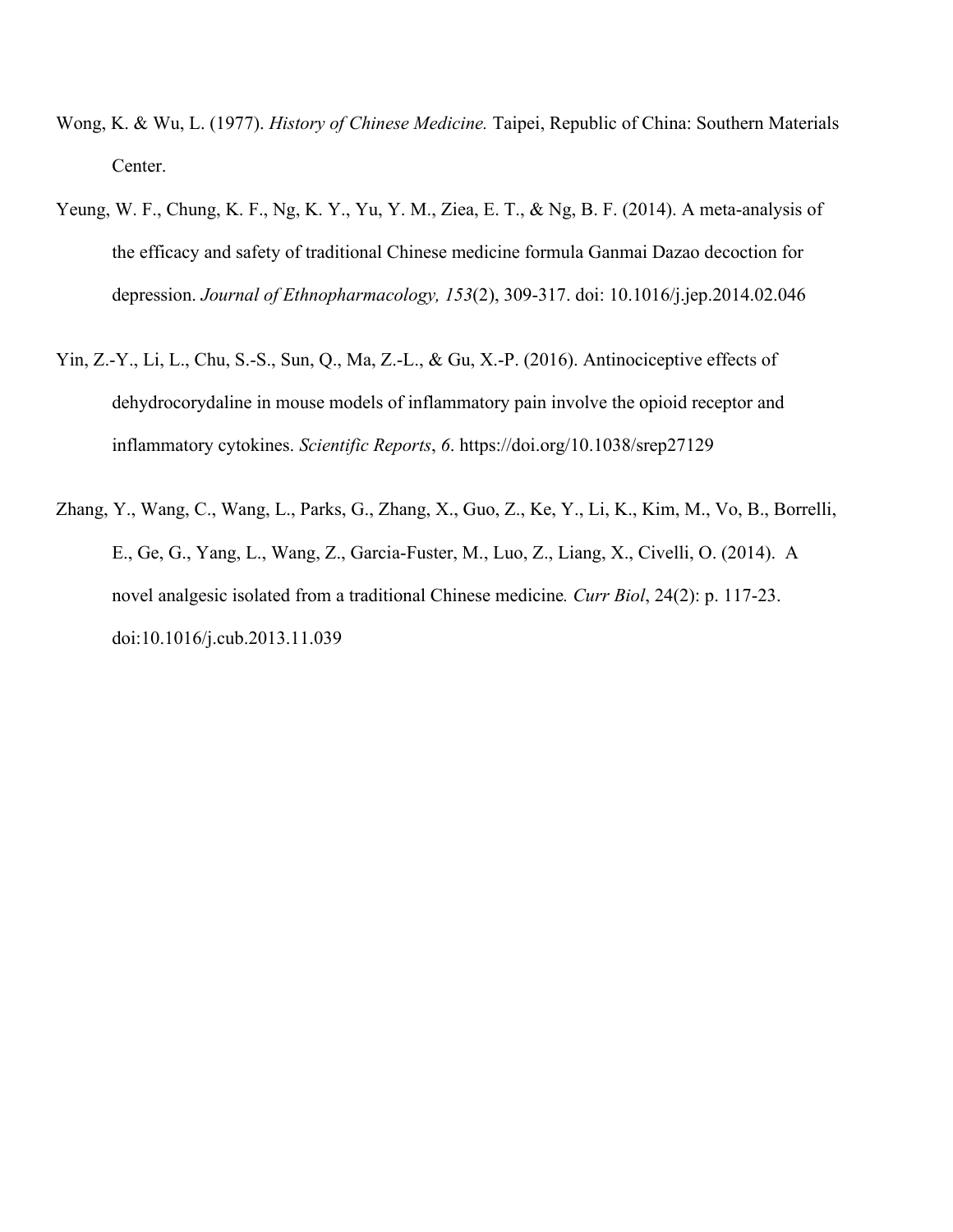Wong, K. & Wu, L. (1977). *History of Chinese Medicine.* Taipei, Republic of China: Southern Materials Center.

Yeung, W. F., Chung, K. F., Ng, K. Y., Yu, Y. M., Ziea, E. T., & Ng, B. F. (2014). A meta-analysis of the efficacy and safety of traditional Chinese medicine formula Ganmai Dazao decoction for depression. *Journal of Ethnopharmacology, 153*(2), 309-317. doi: 10.1016/j.jep.2014.02.046

Yin, Z.-Y., Li, L., Chu, S.-S., Sun, Q., Ma, Z.-L., & Gu, X.-P. (2016). Antinociceptive effects of dehydrocorydaline in mouse models of inflammatory pain involve the opioid receptor and inflammatory cytokines. *Scientific Reports*, *6*. https://doi.org/10.1038/srep27129

Zhang, Y., Wang, C., Wang, L., Parks, G., Zhang, X., Guo, Z., Ke, Y., Li, K., Kim, M., Vo, B., Borrelli, E., Ge, G., Yang, L., Wang, Z., Garcia-Fuster, M., Luo, Z., Liang, X., Civelli, O. (2014). A novel analgesic isolated from a traditional Chinese medicine*. Curr Biol*, 24(2): p. 117-23. doi:10.1016/j.cub.2013.11.039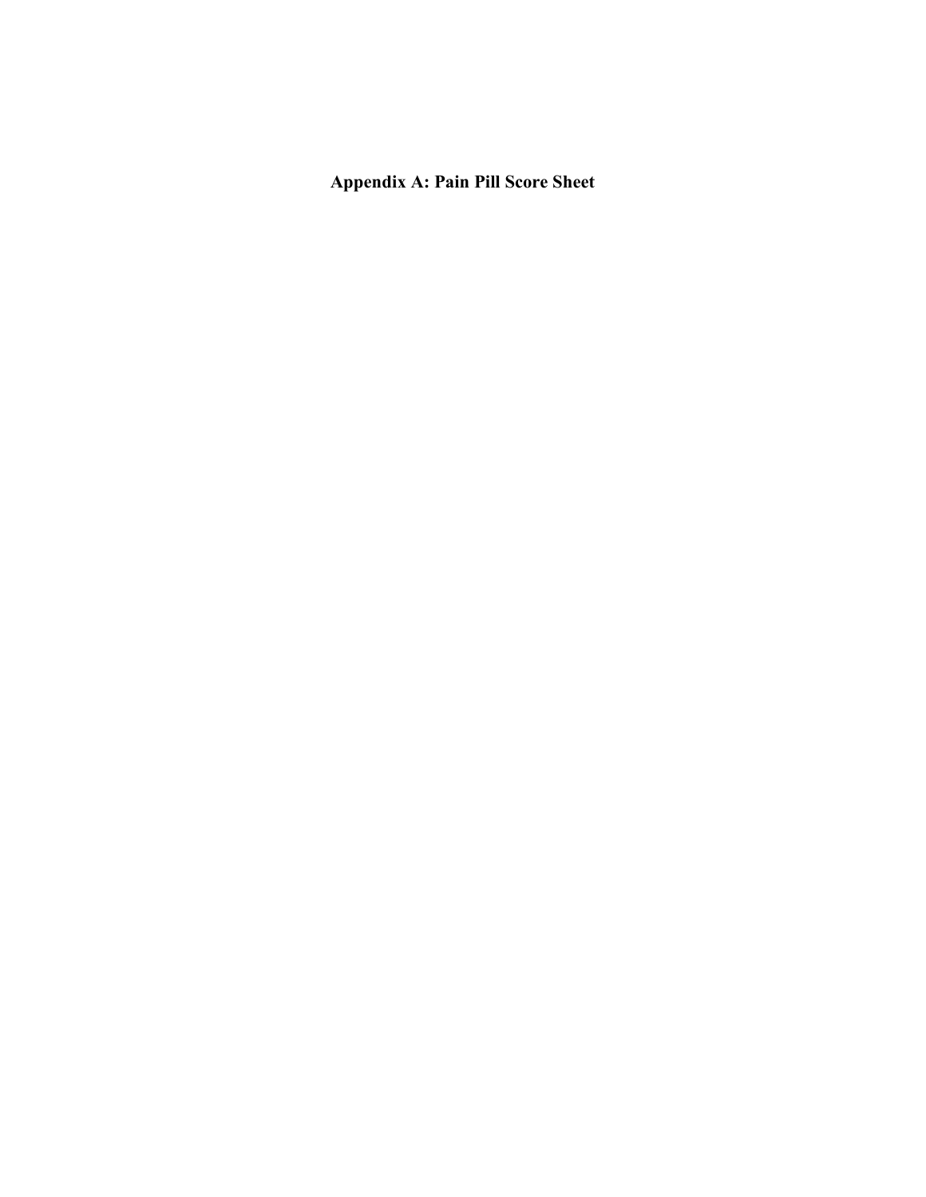# Appendix A: Pain Pill Score Sheet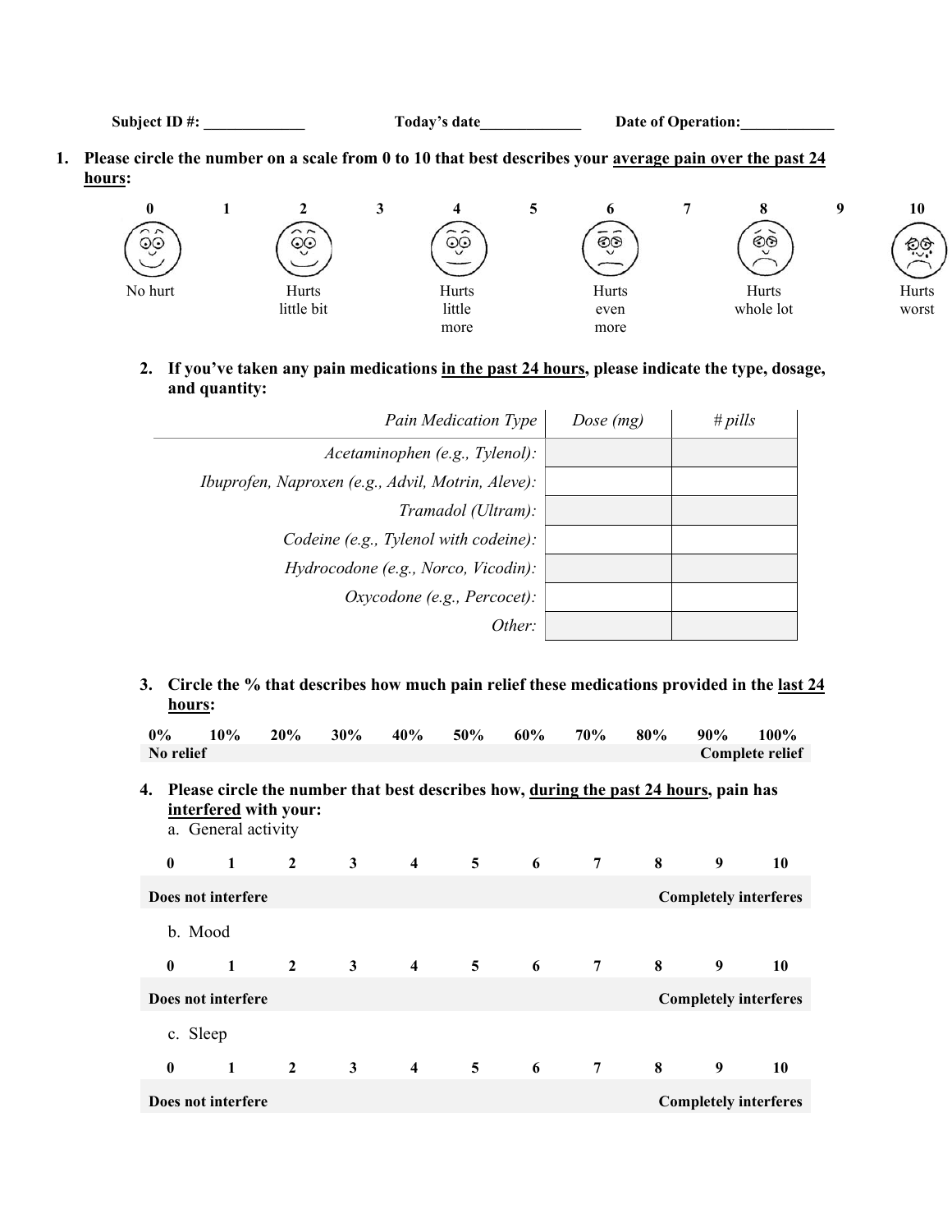**Subject ID #:** _____________ **Today's date**_____________ **Date of Operation:**____________

1. **Please circle the number on a scale from 0 to 10 that best describes your <u>average pain over the past 24 hours</u>:**

| 0 | 1 | 2 | 3 | 4 | 5 | 6 | 7 | 8 | 9 | 10 |
|---|---|---|---|---|---|---|---|---|---|---|
| No hurt | | Hurts little bit | | Hurts little more | | Hurts even more | | Hurts whole lot | | Hurts worst |

2. **If you've taken any pain medications <u>in the past 24 hours</u>, please indicate the type, dosage, and quantity:**

| *Pain Medication Type* | *Dose (mg)* | *# pills* |
|---|---|---|
| *Acetaminophen (e.g., Tylenol):* | | |
| *Ibuprofen, Naproxen (e.g., Advil, Motrin, Aleve):* | | |
| *Tramadol (Ultram):* | | |
| *Codeine (e.g., Tylenol with codeine):* | | |
| *Hydrocodone (e.g., Norco, Vicodin):* | | |
| *Oxycodone (e.g., Percocet):* | | |
| *Other:* | | |

3. **Circle the % that describes how much pain relief these medications provided in the <u>last 24 hours</u>:**

| 0% | 10% | 20% | 30% | 40% | 50% | 60% | 70% | 80% | 90% | 100% |
|---|---|---|---|---|---|---|---|---|---|---|
| **No relief** | | | | | | | | | | **Complete relief** |

4. **Please circle the number that best describes how, <u>during the past 24 hours</u>, pain has <u>interfered</u> with your:**

   a. General activity

| 0 | 1 | 2 | 3 | 4 | 5 | 6 | 7 | 8 | 9 | 10 |
|---|---|---|---|---|---|---|---|---|---|---|
| **Does not interfere** | | | | | | | | | | **Completely interferes** |

   b. Mood

| 0 | 1 | 2 | 3 | 4 | 5 | 6 | 7 | 8 | 9 | 10 |
|---|---|---|---|---|---|---|---|---|---|---|
| **Does not interfere** | | | | | | | | | | **Completely interferes** |

   c. Sleep

| 0 | 1 | 2 | 3 | 4 | 5 | 6 | 7 | 8 | 9 | 10 |
|---|---|---|---|---|---|---|---|---|---|---|
| **Does not interfere** | | | | | | | | | | **Completely interferes** |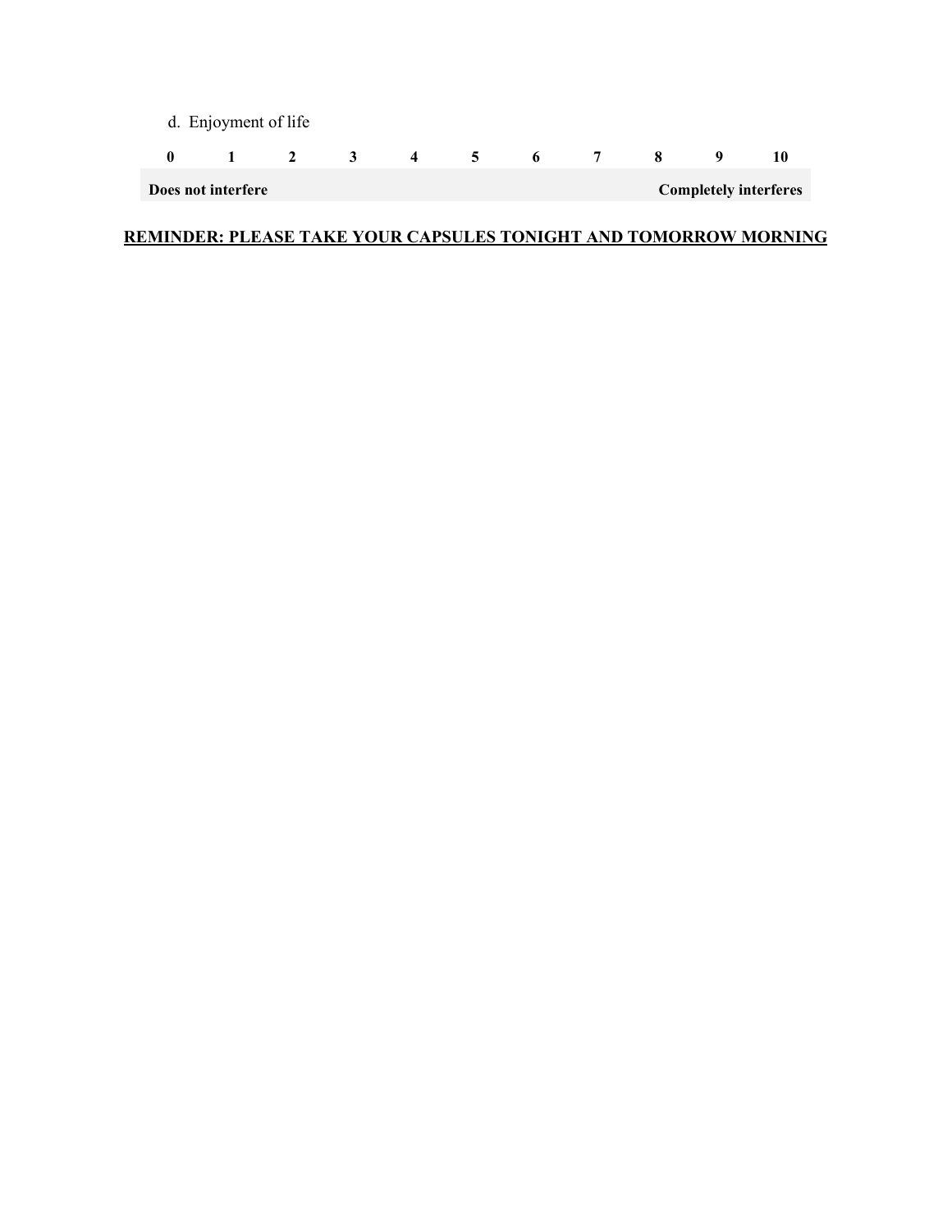d. Enjoyment of life

| 0 | 1 | 2 | 3 | 4 | 5 | 6 | 7 | 8 | 9 | 10 |
|---|---|---|---|---|---|---|---|---|---|---|
| **Does not interfere** | | | | | | | | | | **Completely interferes** |

**<u>REMINDER: PLEASE TAKE YOUR CAPSULES TONIGHT AND TOMORROW MORNING</u>**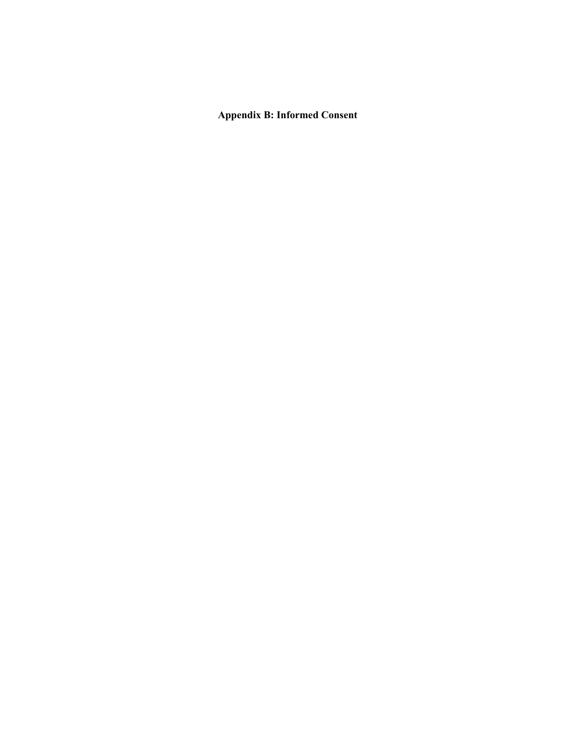# Appendix B: Informed Consent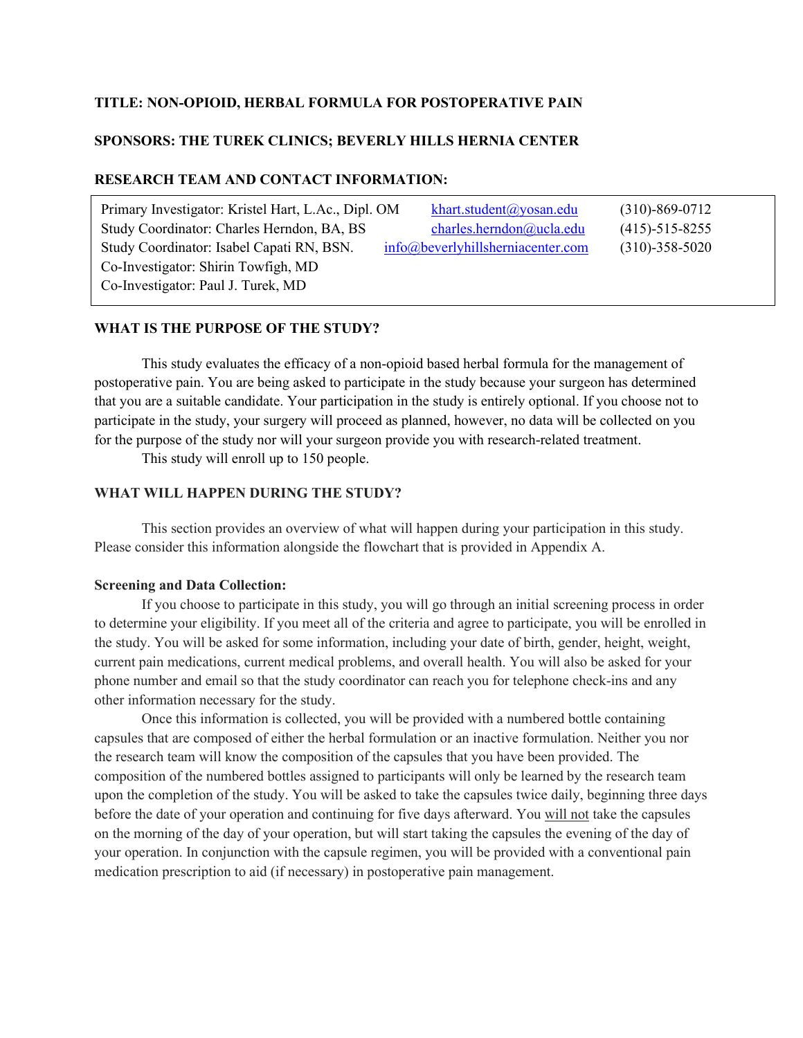**TITLE: NON-OPIOID, HERBAL FORMULA FOR POSTOPERATIVE PAIN**

**SPONSORS: THE TUREK CLINICS; BEVERLY HILLS HERNIA CENTER**

**RESEARCH TEAM AND CONTACT INFORMATION:**

| | | |
|---|---|---|
| Primary Investigator: Kristel Hart, L.Ac., Dipl. OM | khart.student@yosan.edu | (310)-869-0712 |
| Study Coordinator: Charles Herndon, BA, BS | charles.herndon@ucla.edu | (415)-515-8255 |
| Study Coordinator: Isabel Capati RN, BSN. | info@beverlyhillsherniacenter.com | (310)-358-5020 |
| Co-Investigator: Shirin Towfigh, MD | | |
| Co-Investigator: Paul J. Turek, MD | | |

**WHAT IS THE PURPOSE OF THE STUDY?**

This study evaluates the efficacy of a non-opioid based herbal formula for the management of postoperative pain. You are being asked to participate in the study because your surgeon has determined that you are a suitable candidate. Your participation in the study is entirely optional. If you choose not to participate in the study, your surgery will proceed as planned, however, no data will be collected on you for the purpose of the study nor will your surgeon provide you with research-related treatment.

This study will enroll up to 150 people.

**WHAT WILL HAPPEN DURING THE STUDY?**

This section provides an overview of what will happen during your participation in this study. Please consider this information alongside the flowchart that is provided in Appendix A.

**Screening and Data Collection:**

If you choose to participate in this study, you will go through an initial screening process in order to determine your eligibility. If you meet all of the criteria and agree to participate, you will be enrolled in the study. You will be asked for some information, including your date of birth, gender, height, weight, current pain medications, current medical problems, and overall health. You will also be asked for your phone number and email so that the study coordinator can reach you for telephone check-ins and any other information necessary for the study.

Once this information is collected, you will be provided with a numbered bottle containing capsules that are composed of either the herbal formulation or an inactive formulation. Neither you nor the research team will know the composition of the capsules that you have been provided. The composition of the numbered bottles assigned to participants will only be learned by the research team upon the completion of the study. You will be asked to take the capsules twice daily, beginning three days before the date of your operation and continuing for five days afterward. You will not take the capsules on the morning of the day of your operation, but will start taking the capsules the evening of the day of your operation. In conjunction with the capsule regimen, you will be provided with a conventional pain medication prescription to aid (if necessary) in postoperative pain management.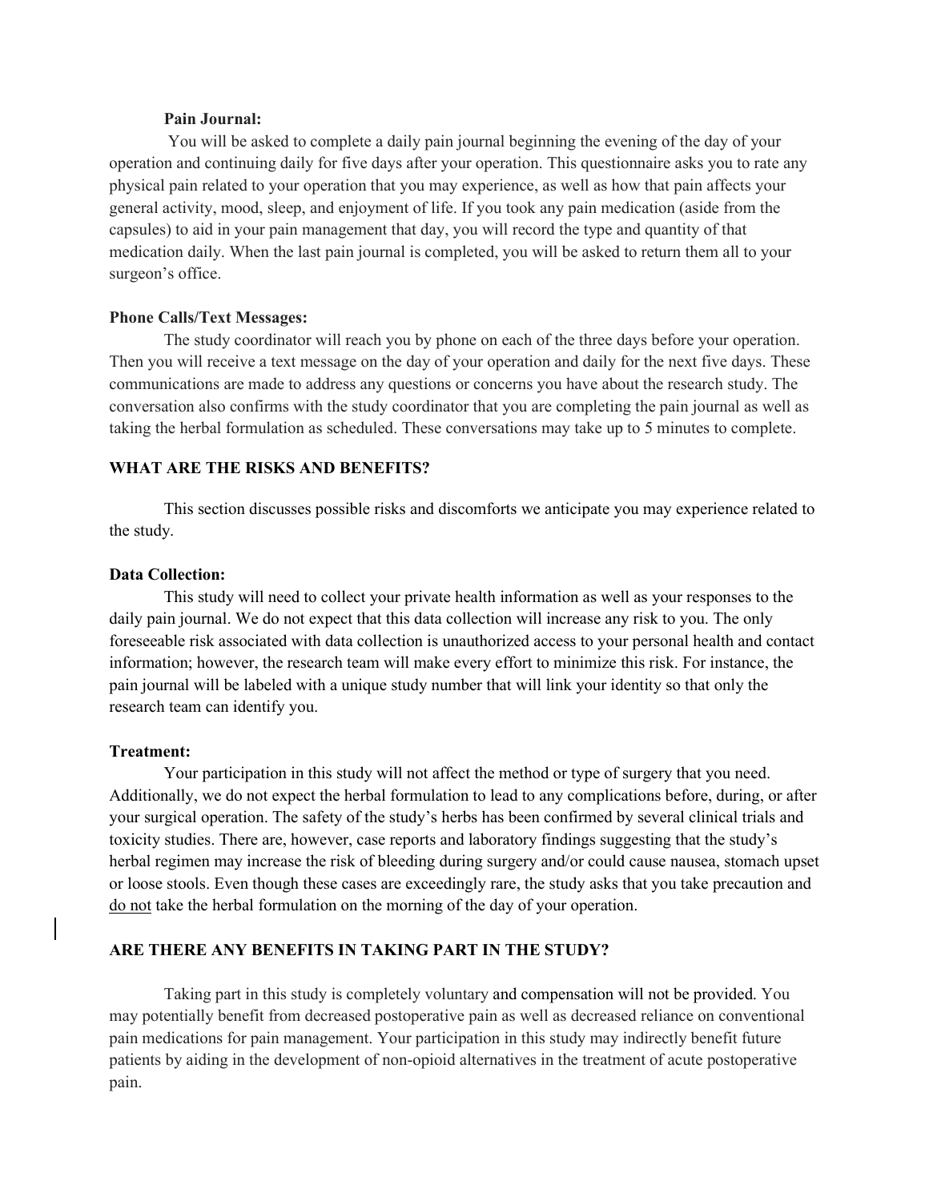**Pain Journal:**

You will be asked to complete a daily pain journal beginning the evening of the day of your operation and continuing daily for five days after your operation. This questionnaire asks you to rate any physical pain related to your operation that you may experience, as well as how that pain affects your general activity, mood, sleep, and enjoyment of life. If you took any pain medication (aside from the capsules) to aid in your pain management that day, you will record the type and quantity of that medication daily. When the last pain journal is completed, you will be asked to return them all to your surgeon's office.

**Phone Calls/Text Messages:**

The study coordinator will reach you by phone on each of the three days before your operation. Then you will receive a text message on the day of your operation and daily for the next five days. These communications are made to address any questions or concerns you have about the research study. The conversation also confirms with the study coordinator that you are completing the pain journal as well as taking the herbal formulation as scheduled. These conversations may take up to 5 minutes to complete.

## WHAT ARE THE RISKS AND BENEFITS?

This section discusses possible risks and discomforts we anticipate you may experience related to the study.

**Data Collection:**

This study will need to collect your private health information as well as your responses to the daily pain journal. We do not expect that this data collection will increase any risk to you. The only foreseeable risk associated with data collection is unauthorized access to your personal health and contact information; however, the research team will make every effort to minimize this risk. For instance, the pain journal will be labeled with a unique study number that will link your identity so that only the research team can identify you.

**Treatment:**

Your participation in this study will not affect the method or type of surgery that you need. Additionally, we do not expect the herbal formulation to lead to any complications before, during, or after your surgical operation. The safety of the study's herbs has been confirmed by several clinical trials and toxicity studies. There are, however, case reports and laboratory findings suggesting that the study's herbal regimen may increase the risk of bleeding during surgery and/or could cause nausea, stomach upset or loose stools. Even though these cases are exceedingly rare, the study asks that you take precaution and <u>do not</u> take the herbal formulation on the morning of the day of your operation.

## ARE THERE ANY BENEFITS IN TAKING PART IN THE STUDY?

Taking part in this study is completely voluntary and compensation will not be provided. You may potentially benefit from decreased postoperative pain as well as decreased reliance on conventional pain medications for pain management. Your participation in this study may indirectly benefit future patients by aiding in the development of non-opioid alternatives in the treatment of acute postoperative pain.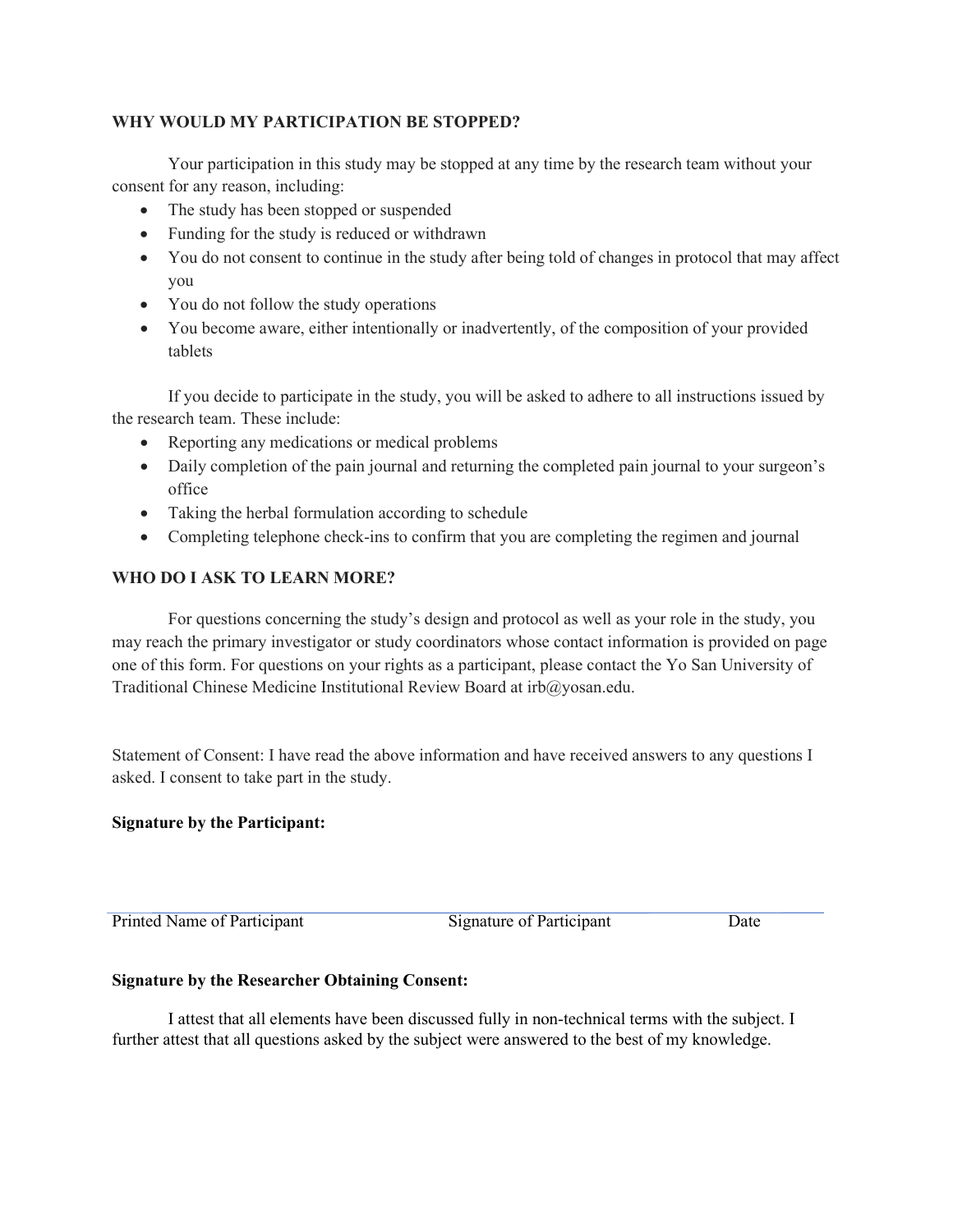**WHY WOULD MY PARTICIPATION BE STOPPED?**

Your participation in this study may be stopped at any time by the research team without your consent for any reason, including:

- The study has been stopped or suspended
- Funding for the study is reduced or withdrawn
- You do not consent to continue in the study after being told of changes in protocol that may affect you
- You do not follow the study operations
- You become aware, either intentionally or inadvertently, of the composition of your provided tablets

If you decide to participate in the study, you will be asked to adhere to all instructions issued by the research team. These include:

- Reporting any medications or medical problems
- Daily completion of the pain journal and returning the completed pain journal to your surgeon's office
- Taking the herbal formulation according to schedule
- Completing telephone check-ins to confirm that you are completing the regimen and journal

**WHO DO I ASK TO LEARN MORE?**

For questions concerning the study's design and protocol as well as your role in the study, you may reach the primary investigator or study coordinators whose contact information is provided on page one of this form. For questions on your rights as a participant, please contact the Yo San University of Traditional Chinese Medicine Institutional Review Board at irb@yosan.edu.

Statement of Consent: I have read the above information and have received answers to any questions I asked. I consent to take part in the study.

**Signature by the Participant:**

Printed Name of Participant &nbsp;&nbsp;&nbsp;&nbsp;&nbsp;&nbsp;&nbsp;&nbsp; Signature of Participant &nbsp;&nbsp;&nbsp;&nbsp;&nbsp;&nbsp;&nbsp;&nbsp; Date

**Signature by the Researcher Obtaining Consent:**

I attest that all elements have been discussed fully in non-technical terms with the subject. I further attest that all questions asked by the subject were answered to the best of my knowledge.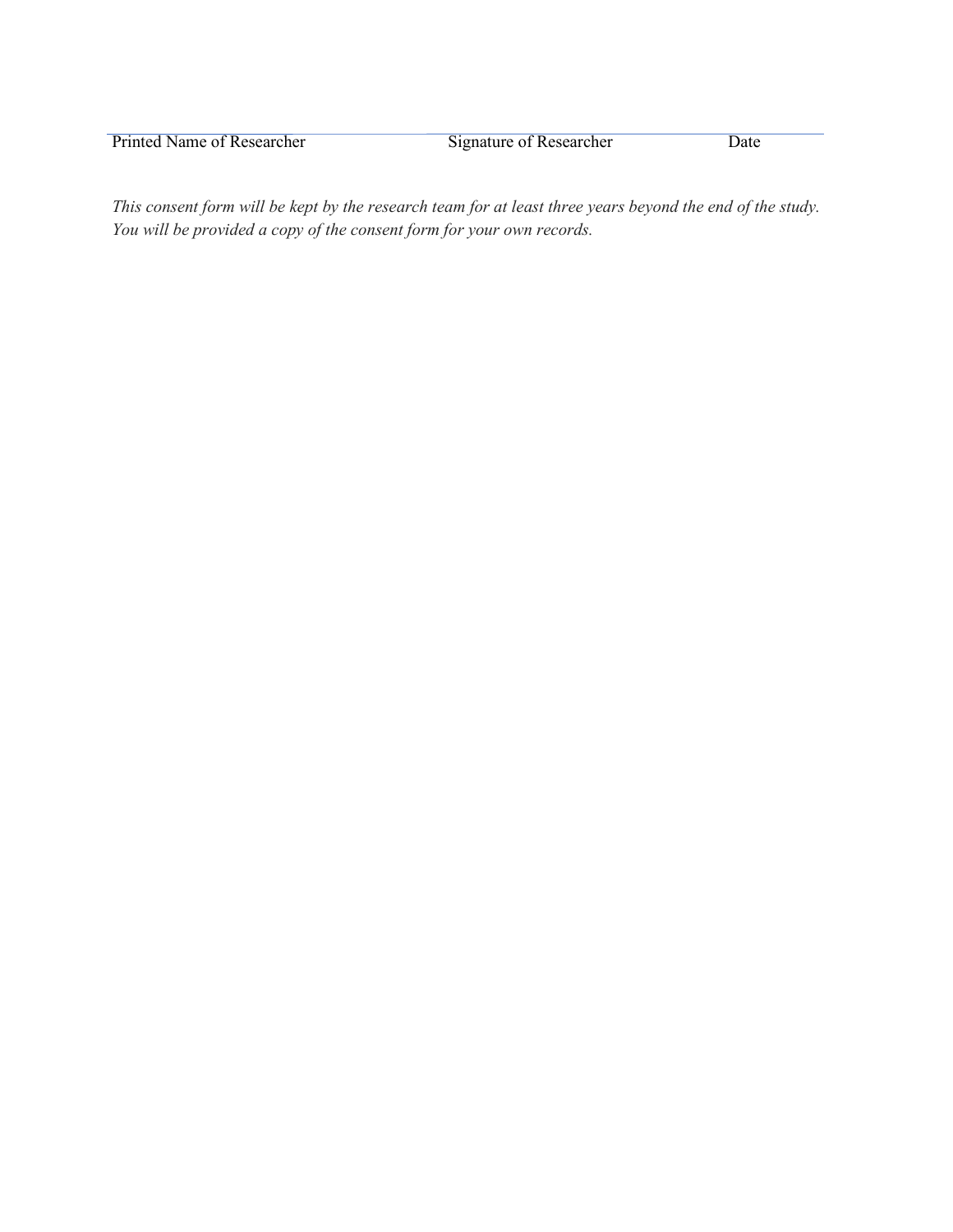______________________ ______________________ __________

Printed Name of Researcher Signature of Researcher Date

*This consent form will be kept by the research team for at least three years beyond the end of the study. You will be provided a copy of the consent form for your own records.*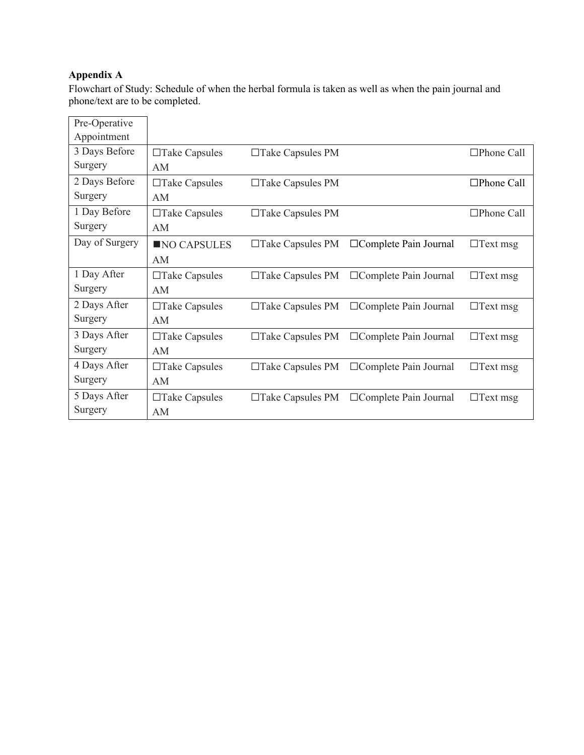**Appendix A**

Flowchart of Study: Schedule of when the herbal formula is taken as well as when the pain journal and phone/text are to be completed.

| Pre-Operative Appointment | | | | |
|---|---|---|---|---|
| 3 Days Before Surgery | ☐Take Capsules AM | ☐Take Capsules PM | | ☐Phone Call |
| 2 Days Before Surgery | ☐Take Capsules AM | ☐Take Capsules PM | | ☐Phone Call |
| 1 Day Before Surgery | ☐Take Capsules AM | ☐Take Capsules PM | | ☐Phone Call |
| Day of Surgery | ■NO CAPSULES AM | ☐Take Capsules PM | ☐Complete Pain Journal | ☐Text msg |
| 1 Day After Surgery | ☐Take Capsules AM | ☐Take Capsules PM | ☐Complete Pain Journal | ☐Text msg |
| 2 Days After Surgery | ☐Take Capsules AM | ☐Take Capsules PM | ☐Complete Pain Journal | ☐Text msg |
| 3 Days After Surgery | ☐Take Capsules AM | ☐Take Capsules PM | ☐Complete Pain Journal | ☐Text msg |
| 4 Days After Surgery | ☐Take Capsules AM | ☐Take Capsules PM | ☐Complete Pain Journal | ☐Text msg |
| 5 Days After Surgery | ☐Take Capsules AM | ☐Take Capsules PM | ☐Complete Pain Journal | ☐Text msg |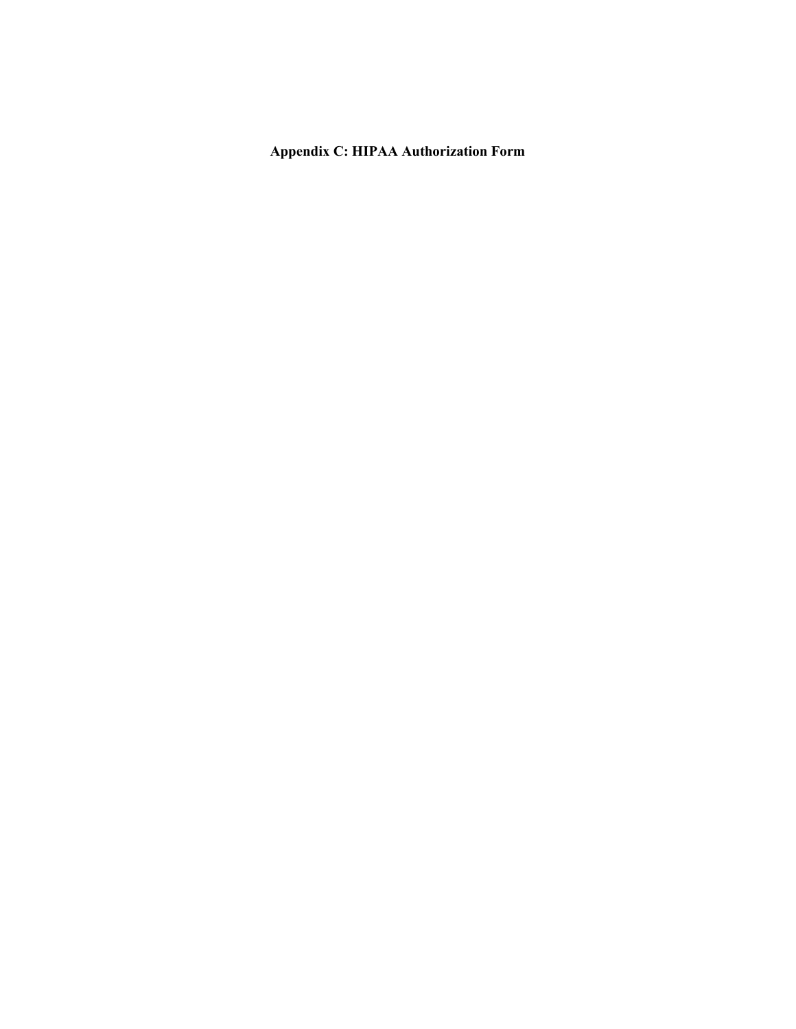# Appendix C: HIPAA Authorization Form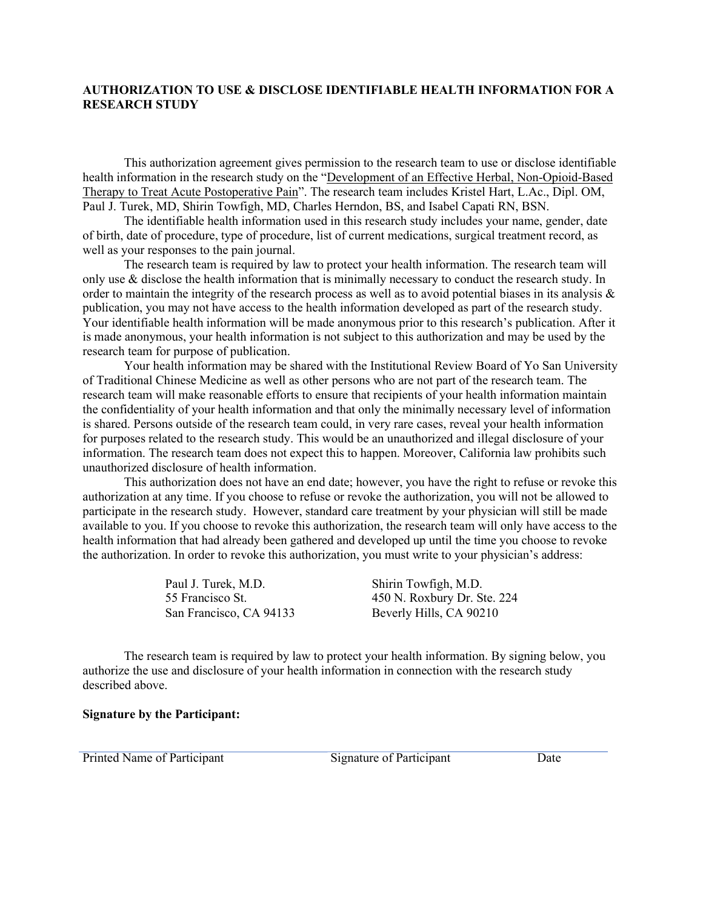**AUTHORIZATION TO USE & DISCLOSE IDENTIFIABLE HEALTH INFORMATION FOR A RESEARCH STUDY**

This authorization agreement gives permission to the research team to use or disclose identifiable health information in the research study on the "Development of an Effective Herbal, Non-Opioid-Based Therapy to Treat Acute Postoperative Pain". The research team includes Kristel Hart, L.Ac., Dipl. OM, Paul J. Turek, MD, Shirin Towfigh, MD, Charles Herndon, BS, and Isabel Capati RN, BSN.

The identifiable health information used in this research study includes your name, gender, date of birth, date of procedure, type of procedure, list of current medications, surgical treatment record, as well as your responses to the pain journal.

The research team is required by law to protect your health information. The research team will only use & disclose the health information that is minimally necessary to conduct the research study. In order to maintain the integrity of the research process as well as to avoid potential biases in its analysis & publication, you may not have access to the health information developed as part of the research study. Your identifiable health information will be made anonymous prior to this research's publication. After it is made anonymous, your health information is not subject to this authorization and may be used by the research team for purpose of publication.

Your health information may be shared with the Institutional Review Board of Yo San University of Traditional Chinese Medicine as well as other persons who are not part of the research team. The research team will make reasonable efforts to ensure that recipients of your health information maintain the confidentiality of your health information and that only the minimally necessary level of information is shared. Persons outside of the research team could, in very rare cases, reveal your health information for purposes related to the research study. This would be an unauthorized and illegal disclosure of your information. The research team does not expect this to happen. Moreover, California law prohibits such unauthorized disclosure of health information.

This authorization does not have an end date; however, you have the right to refuse or revoke this authorization at any time. If you choose to refuse or revoke the authorization, you will not be allowed to participate in the research study. However, standard care treatment by your physician will still be made available to you. If you choose to revoke this authorization, the research team will only have access to the health information that had already been gathered and developed up until the time you choose to revoke the authorization. In order to revoke this authorization, you must write to your physician's address:

Paul J. Turek, M.D.
55 Francisco St.
San Francisco, CA 94133

Shirin Towfigh, M.D.
450 N. Roxbury Dr. Ste. 224
Beverly Hills, CA 90210

The research team is required by law to protect your health information. By signing below, you authorize the use and disclosure of your health information in connection with the research study described above.

**Signature by the Participant:**

Printed Name of Participant    Signature of Participant    Date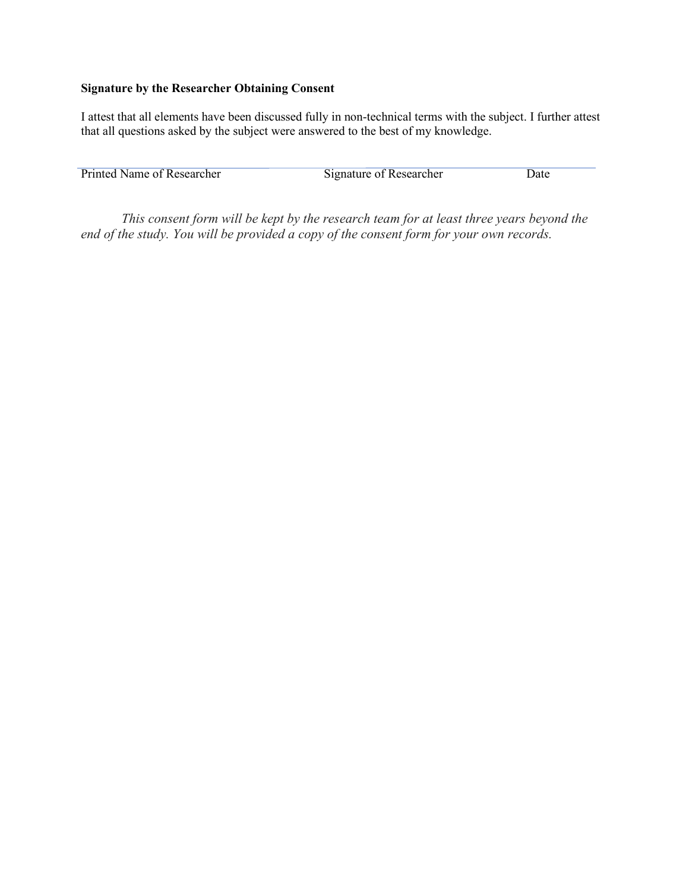**Signature by the Researcher Obtaining Consent**

I attest that all elements have been discussed fully in non-technical terms with the subject. I further attest that all questions asked by the subject were answered to the best of my knowledge.

| Printed Name of Researcher | Signature of Researcher | Date |
|---|---|---|

*This consent form will be kept by the research team for at least three years beyond the end of the study. You will be provided a copy of the consent form for your own records.*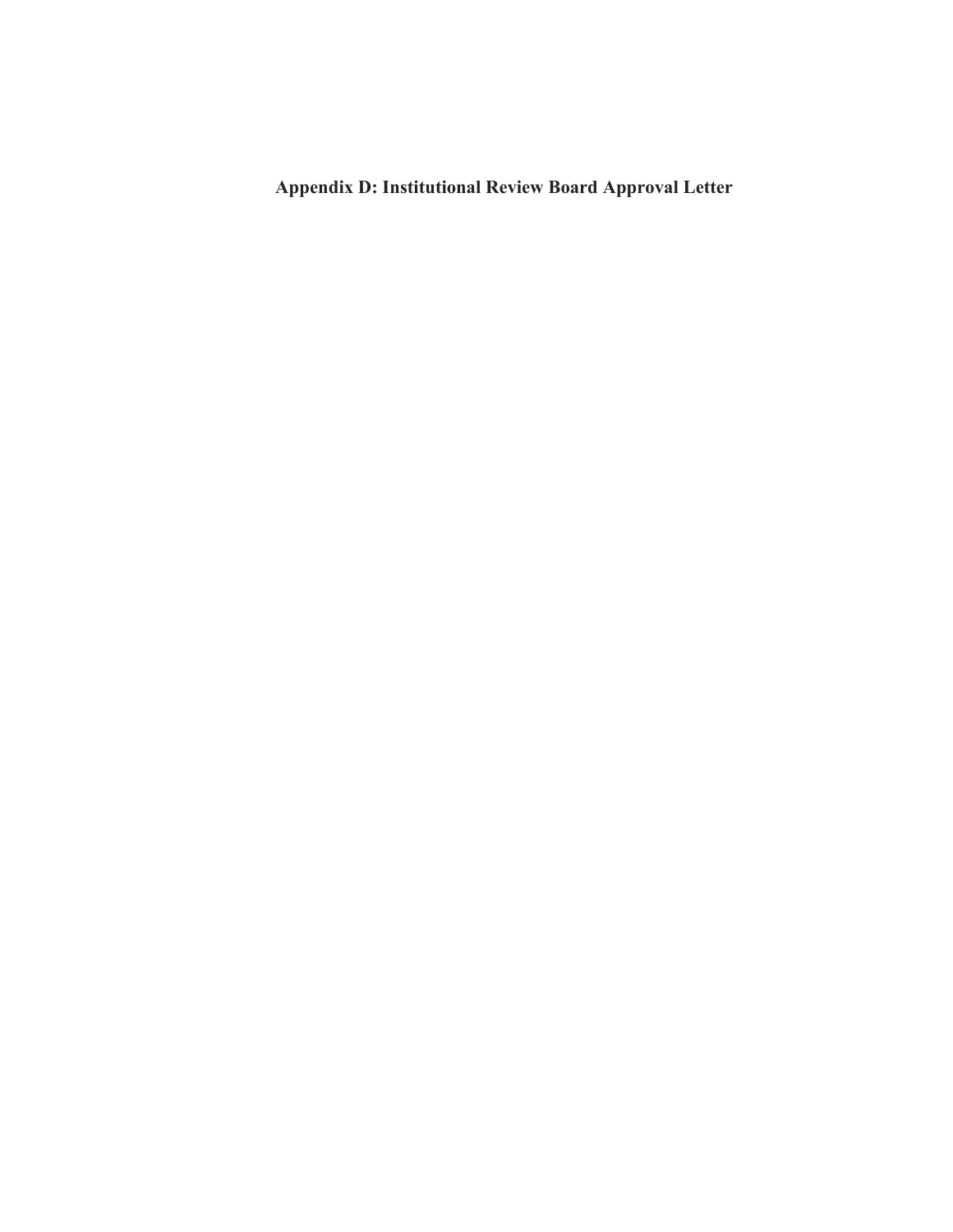**Appendix D: Institutional Review Board Approval Letter**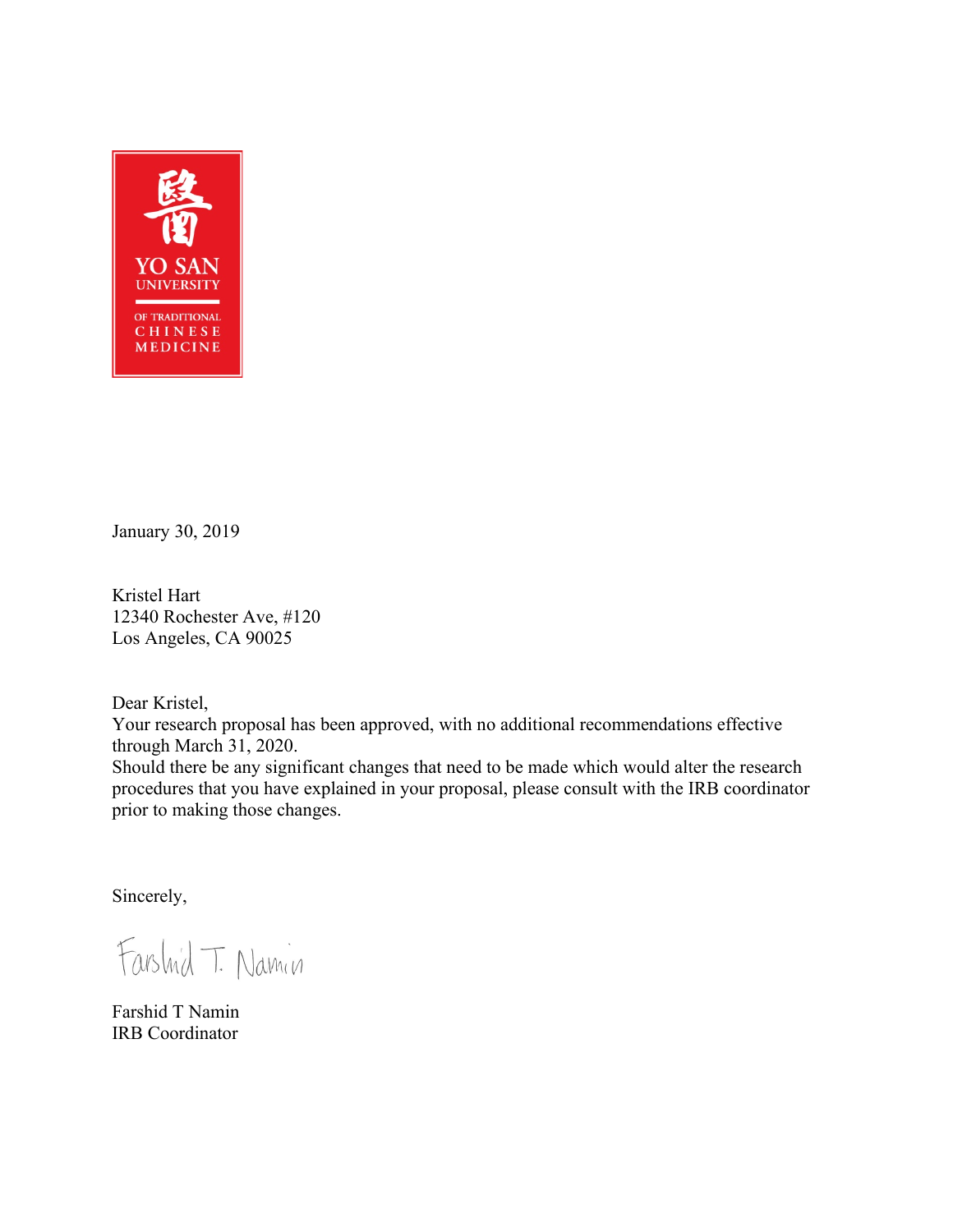醫

YO SAN UNIVERSITY

OF TRADITIONAL CHINESE MEDICINE

January 30, 2019

Kristel Hart
12340 Rochester Ave, #120
Los Angeles, CA 90025

Dear Kristel,
Your research proposal has been approved, with no additional recommendations effective through March 31, 2020.
Should there be any significant changes that need to be made which would alter the research procedures that you have explained in your proposal, please consult with the IRB coordinator prior to making those changes.

Sincerely,

Farshid T. Namin

Farshid T Namin
IRB Coordinator